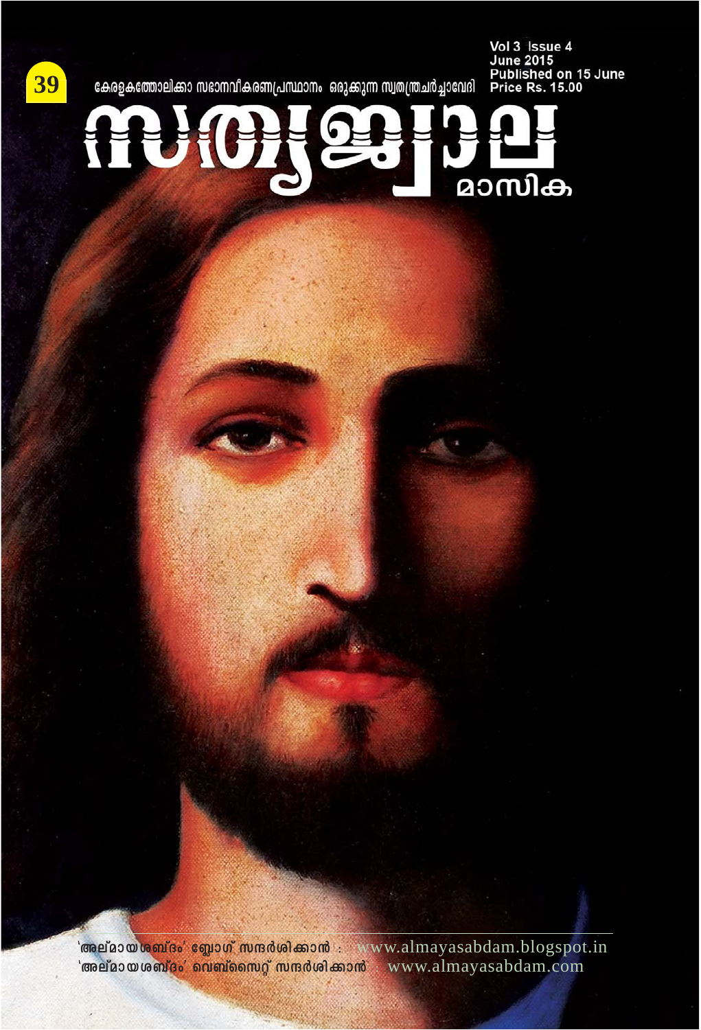39

കേരളകത്തോലിക്കാ സഭാനവീകരണപ്രസ്ഥാനം ഒരുക്കുന്ന സ്വതന്ത്രചർച്ചാവേദി

Vol 3 Issue 4
June 2015
Published on 15 June
Price Rs. 15.00

# സത്യജ്വാല

## മാസിക

'അല്മായശബ്ദം' ബ്ലോഗ് സന്ദർശിക്കാൻ : www.almayasabdam.blogspot.in

'അല്മായശബ്ദം' വെബ്സൈറ്റ് സന്ദർശിക്കാൻ : www.almayasabdam.com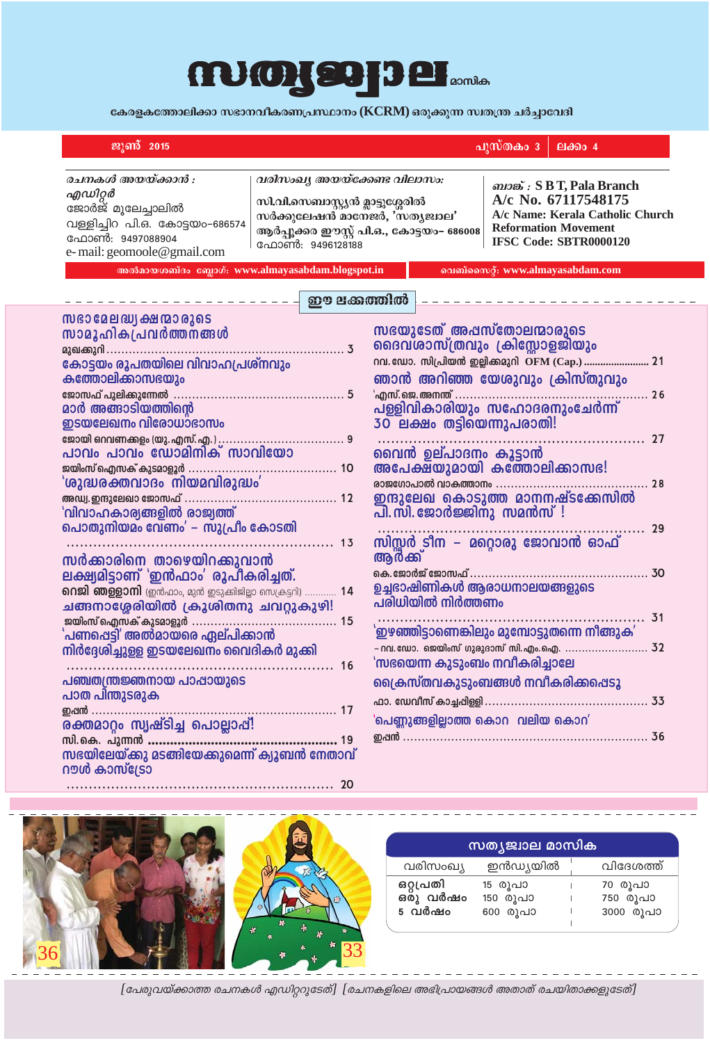# സത്യജ്വാല മാസിക

കേരളകത്തോലിക്കാ സഭാനവീകരണപ്രസ്ഥാനം (KCRM) ഒരുക്കുന്ന സ്വതന്ത്ര ചർച്ചാവേദി

**ജൂൺ 2015** | **പുസ്തകം 3** | **ലക്കം 4**

*രചനകൾ അയയ്ക്കാൻ :*
*എഡിറ്റർ*
ജോർജ് മൂലേച്ചാലിൽ
വള്ളിച്ചിറ പി.ഒ. കോട്ടയം-686574
ഫോൺ: 9497088904
e- mail: geomoole@gmail.com

*വരിസംഖ്യ അയയ്ക്കേണ്ട വിലാസം:*
സി.വി.സെബാസ്റ്റ്യൻ മാട്ടുശ്ശേരിൽ
സർക്കുലേഷൻ മാനേജർ, 'സത്യജ്വാല'
ആർപ്പൂക്കര ഈസ്റ്റ് പി.ഒ., കോട്ടയം- 686008
ഫോൺ: 9496128188

*ബാങ്ക് :* **S B T, Pala Branch**
**A/c No. 67117548175**
**A/c Name: Kerala Catholic Church Reformation Movement**
**IFSC Code: SBTR0000120**

അൽമായശബ്ദം ബ്ലോഗ്: www.almayasabdam.blogspot.in
വെബ്സൈറ്റ്: www.almayasabdam.com

## ഈ ലക്കത്തിൽ

- **സഭാമേലദ്ധ്യക്ഷന്മാരുടെ സാമൂഹികപ്രവർത്തനങ്ങൾ** — മുഖക്കുറി ... 3
- **കോട്ടയം രൂപതയിലെ വിവാഹപ്രശ്നവും കത്തോലിക്കാസഭയും** — ജോസഫ് പുലിക്കുന്നേൽ ... 5
- **മാർ അങ്ങാടിയത്തിന്റെ ഇടയലേഖനം വിരോധാഭാസം** — ജോയി ഒറവണക്കളം (യു.എസ്.എ.) ... 9
- **പാവം പാവം ഡോമിനിക് സാവിയോ** — ജയിംസ് ഐസക് കുടമാളൂർ ... 10
- **'ശുദ്ധരക്തവാദം നിയമവിരുദ്ധം'** — അഡ്വ. ഇന്ദുലേഖാ ജോസഫ് ... 12
- **'വിവാഹകാര്യങ്ങളിൽ രാജ്യത്ത് പൊതുനിയമം വേണം' - സുപ്രീം കോടതി** ... 13
- **സർക്കാരിനെ താഴെയിറക്കുവാൻ ലക്ഷ്യമിട്ടാണ് 'ഇൻഫാം' രൂപീകരിച്ചത്.** — റെജി ഞള്ളാനി (ഇൻഫാം, മുൻ ഇടുക്കിജില്ലാ സെക്രട്ടറി) ... 14
- **ചങ്ങനാശ്ശേരിയിൽ ക്രൂശിതനു ചവറ്റുകുഴി!** — ജയിംസ് ഐസക് കുടമാളൂർ ... 15
- **'പണപ്പെട്ടി' അൽമായരെ ഏല്പിക്കാൻ നിർദ്ദേശിച്ചുള്ള ഇടയലേഖനം വൈദികർ മുക്കി** ... 16
- **പഞ്ചതന്ത്രജ്ഞനായ പാപ്പായുടെ പാത പിന്തുടരുക** — ഇപ്പൻ ... 17
- **രക്തമാറ്റം സൃഷ്ടിച്ച പൊല്ലാപ്പ്!** — സി.കെ. പുന്നൻ ... 19
- **സഭയിലേയ്ക്കു മടങ്ങിയേക്കുമെന്ന് ക്യൂബൻ നേതാവ് റൗൾ കാസ്ട്രോ** ... 20
- **സഭയുടേത് അപ്പസ്തോലന്മാരുടെ ദൈവശാസ്ത്രവും ക്രിസ്റ്റോളജിയും** — റവ. ഡോ. സിപ്രിയൻ ഇല്ലിക്കമുറി OFM (Cap.) ... 21
- **ഞാൻ അറിഞ്ഞ യേശുവും ക്രിസ്തുവും** — എസ്.ജെ. അനന്ത് ... 26
- **പള്ളിവികാരിയും സഹോദരനുംചേർന്ന് 30 ലക്ഷം തട്ടിയെന്നുപരാതി!** ... 27
- **വൈൻ ഉല്പാദനം കൂട്ടാൻ അപേക്ഷയുമായി കത്തോലിക്കാസഭ!** — രാജഗോപാൽ വാകത്താനം ... 28
- **ഇന്ദുലേഖ കൊടുത്ത മാനനഷ്ടക്കേസിൽ പി. സി. ജോർജ്ജിനു സമൻസ് !** ... 29
- **സിസ്റ്റർ ടീന - മറ്റൊരു ജോവാൻ ഓഫ് ആർക്ക്** — കെ. ജോർജ് ജോസഫ് ... 30
- **ഉച്ചഭാഷിണികൾ ആരാധനാലയങ്ങളുടെ പരിധിയിൽ നിർത്തണം** ... 31
- **'ഇഴഞ്ഞിട്ടാണെങ്കിലും മുമ്പോട്ടുതന്നെ നീങ്ങുക'** — റവ. ഡോ. ജെയിംസ് ഗുരുദാസ് സി.എം.ഐ. ... 32
- **'സഭയെന്ന കുടുംബം നവീകരിച്ചാലേ ക്രൈസ്തവകുടുംബങ്ങൾ നവീകരിക്കപ്പെടൂ** — ഫാ. ഡേവീസ് കാച്ചപ്പിള്ളി ... 33
- **'പെണ്ണുങ്ങളില്ലാത്ത കൊറ വലിയ കൊറ'** — ഇപ്പൻ ... 36

36

33

### സത്യജ്വാല മാസിക

| വരിസംഖ്യ | ഇൻഡ്യയിൽ | വിദേശത്ത് |
|---|---|---|
| ഒറ്റപ്രതി | 15 രൂപാ | 70 രൂപാ |
| ഒരു വർഷം | 150 രൂപാ | 750 രൂപാ |
| 5 വർഷം | 600 രൂപാ | 3000 രൂപാ |

*[പേരുവയ്ക്കാത്ത രചനകൾ എഡിറ്ററുടേത്] [രചനകളിലെ അഭിപ്രായങ്ങൾ അതാത് രചയിതാക്കളുടേത്]*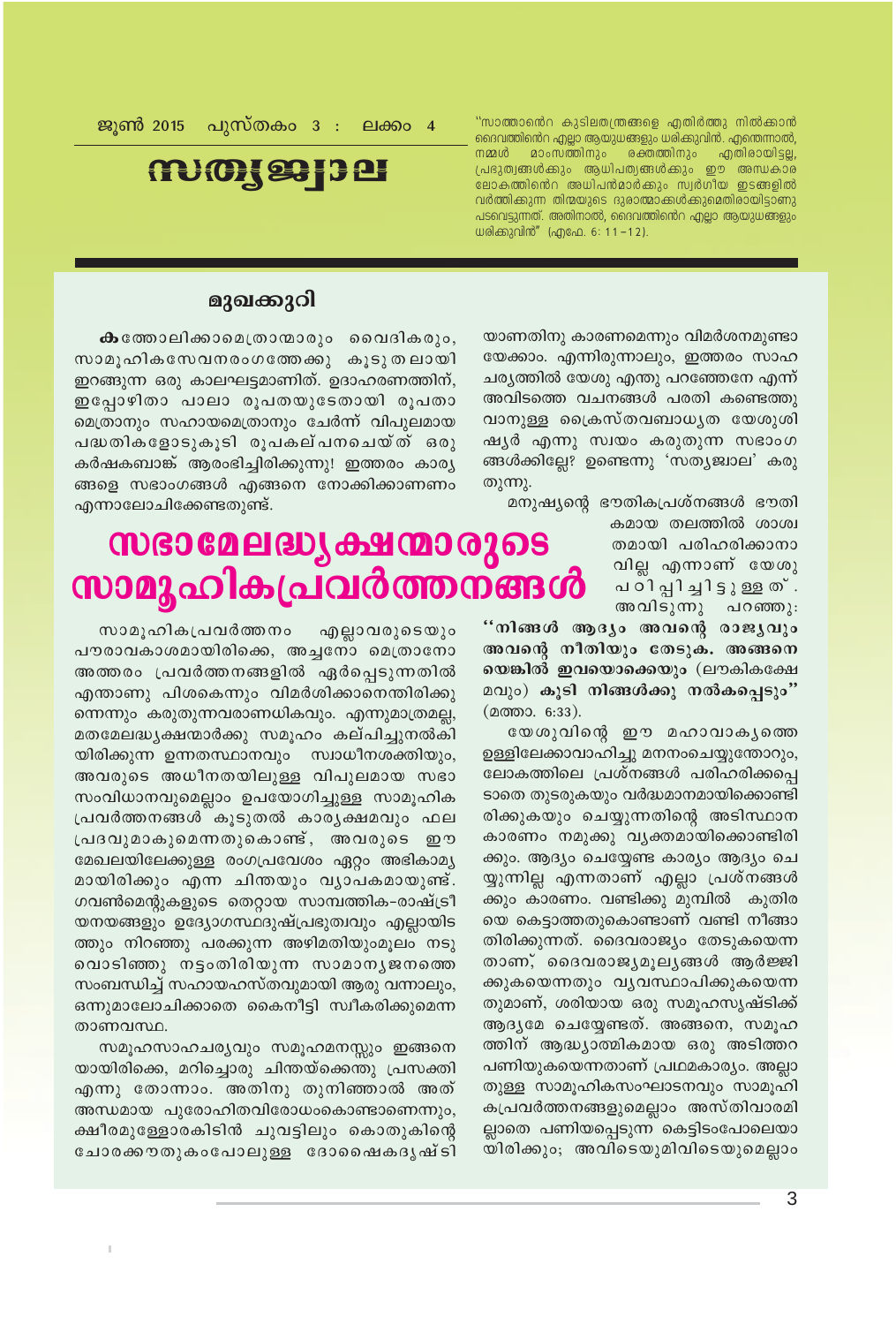ജൂൺ 2015 പുസ്തകം 3 : ലക്കം 4

# സത്യജ്വാല

"സാത്താന്റെ കുടിലതന്ത്രങ്ങളെ എതിർത്തു നിൽക്കാൻ ദൈവത്തിന്റെ എല്ലാ ആയുധങ്ങളും ധരിക്കുവിൻ. എന്തെന്നാൽ, നമ്മൾ മാംസത്തിനും രക്തത്തിനും എതിരായിട്ടല്ല, പ്രഭുത്വങ്ങൾക്കും ആധിപത്യങ്ങൾക്കും ഈ അന്ധകാര ലോകത്തിന്റെ അധിപൻമാർക്കും സ്വർഗീയ ഇടങ്ങളിൽ വർത്തിക്കുന്ന തിന്മയുടെ ദുരാത്മാക്കൾക്കുമെതിരായിട്ടാണു പടവെട്ടുന്നത്. അതിനാൽ, ദൈവത്തിന്റെ എല്ലാ ആയുധങ്ങളും ധരിക്കുവിൻ" (എഫേ. 6: 11-12).

## മുഖക്കുറി

**ക**ത്തോലിക്കാമെത്രാന്മാരും വൈദികരും, സാമൂഹികസേവനരംഗത്തേക്കു കൂടുതലായി ഇറങ്ങുന്ന ഒരു കാലഘട്ടമാണിത്. ഉദാഹരണത്തിന്, ഇപ്പോഴിതാ പാലാ രൂപതയുടേതായി രൂപതാമെത്രാനും സഹായമെത്രാനും ചേർന്ന് വിപുലമായ പദ്ധതികളോടുകൂടി രൂപകല്പനചെയ്ത് ഒരു കർഷകബാങ്ക് ആരംഭിച്ചിരിക്കുന്നു! ഇത്തരം കാര്യങ്ങളെ സഭാംഗങ്ങൾ എങ്ങനെ നോക്കിക്കാണണം എന്നാലോചിക്കേണ്ടതുണ്ട്.

# സഭാമേലദ്ധ്യക്ഷന്മാരുടെ സാമൂഹികപ്രവർത്തനങ്ങൾ

സാമൂഹികപ്രവർത്തനം എല്ലാവരുടെയും പൗരാവകാശമായിരിക്കെ, അച്ചനോ മെത്രാനോ അത്തരം പ്രവർത്തനങ്ങളിൽ ഏർപ്പെടുന്നതിൽ എന്താണു പിശകെന്നും വിമർശിക്കാനെന്തിരിക്കുന്നെന്നും കരുതുന്നവരാണധികവും. എന്നുമാത്രമല്ല, മതമേലദ്ധ്യക്ഷന്മാർക്കു സമൂഹം കല്പിച്ചുനൽകിയിരിക്കുന്ന ഉന്നതസ്ഥാനവും സ്വാധീനശക്തിയും, അവരുടെ അധീനതയിലുള്ള വിപുലമായ സഭാസംവിധാനവുമെല്ലാം ഉപയോഗിച്ചുള്ള സാമൂഹികപ്രവർത്തനങ്ങൾ കൂടുതൽ കാര്യക്ഷമവും ഫലപ്രദവുമാകുമെന്നതുകൊണ്ട്, അവരുടെ ഈ മേഖലയിലേക്കുള്ള രംഗപ്രവേശം ഏറ്റം അഭികാമ്യമായിരിക്കും എന്ന ചിന്തയും വ്യാപകമായുണ്ട്. ഗവൺമെന്റുകളുടെ തെറ്റായ സാമ്പത്തിക-രാഷ്ട്രീയനയങ്ങളും ഉദ്യോഗസ്ഥദുഷ്പ്രഭുത്വവും എല്ലായിടത്തും നിറഞ്ഞു പരക്കുന്ന അഴിമതിയുംമൂലം നട്ടുവൊടിഞ്ഞു നട്ടംതിരിയുന്ന സാമാന്യജനത്തെ സംബന്ധിച്ച് സഹായഹസ്തവുമായി ആരു വന്നാലും, ഒന്നുമാലോചിക്കാതെ കൈനീട്ടി സ്വീകരിക്കുമെന്നതാണവസ്ഥ.

സമൂഹസാഹചര്യവും സമൂഹമനസ്സും ഇങ്ങനെയായിരിക്കെ, മറിച്ചൊരു ചിന്തയ്ക്കെന്തു പ്രസക്തി എന്നു തോന്നാം. അതിനു തുനിഞ്ഞാൽ അത് അന്ധമായ പുരോഹിതവിരോധംകൊണ്ടാണെന്നും, ക്ഷീരമുള്ളോരകിടിൻ ചുവട്ടിലും കൊതുകിന്റെ ചോരക്കൗതുകംപോലുള്ള ദോഷൈകദൃഷ്ടിയാണതിനു കാരണമെന്നും വിമർശനമുണ്ടായേക്കാം. എന്നിരുന്നാലും, ഇത്തരം സാഹചര്യത്തിൽ യേശു എന്തു പറഞ്ഞേനേ എന്ന് അവിടത്തെ വചനങ്ങൾ പരതി കണ്ടെത്തുവാനുള്ള ക്രൈസ്തവബാധ്യത യേശുശിഷ്യർ എന്നു സ്വയം കരുതുന്ന സഭാംഗങ്ങൾക്കില്ലേ? ഉണ്ടെന്നു 'സത്യജ്വാല' കരുതുന്നു.

മനുഷ്യന്റെ ഭൗതികപ്രശ്നങ്ങൾ ഭൗതികമായ തലത്തിൽ ശാശ്വതമായി പരിഹരിക്കാനാവില്ല എന്നാണ് യേശു പഠിപ്പിച്ചിട്ടുള്ളത്. അവിടുന്നു പറഞ്ഞു: **"നിങ്ങൾ ആദ്യം അവന്റെ രാജ്യവും അവന്റെ നീതിയും തേടുക. അങ്ങനെയെങ്കിൽ ഇവയൊക്കെയും** (ലൗകികക്ഷേമവും) **കൂടി നിങ്ങൾക്കു നൽകപ്പെടും"** (മത്താ. 6:33).

യേശുവിന്റെ ഈ മഹാവാക്യത്തെ ഉള്ളിലേക്കാവാഹിച്ചു മനനംചെയ്യുന്തോറും, ലോകത്തിലെ പ്രശ്നങ്ങൾ പരിഹരിക്കപ്പെടാതെ തുടരുകയും വർദ്ധമാനമായിക്കൊണ്ടിരിക്കുകയും ചെയ്യുന്നതിന്റെ അടിസ്ഥാനകാരണം നമുക്കു വ്യക്തമായിക്കൊണ്ടിരിക്കും. ആദ്യം ചെയ്യേണ്ട കാര്യം ആദ്യം ചെയ്യുന്നില്ല എന്നതാണ് എല്ലാ പ്രശ്നങ്ങൾക്കും കാരണം. വണ്ടിക്കു മുമ്പിൽ കുതിരയെ കെട്ടാത്തതുകൊണ്ടാണ് വണ്ടി നീങ്ങാതിരിക്കുന്നത്. ദൈവരാജ്യം തേടുകയെന്നതാണ്, ദൈവരാജ്യമൂല്യങ്ങൾ ആർജ്ജിക്കുകയെന്നതും വ്യവസ്ഥാപിക്കുകയെന്നതുമാണ്, ശരിയായ ഒരു സമൂഹസൃഷ്ടിക്ക് ആദ്യമേ ചെയ്യേണ്ടത്. അങ്ങനെ, സമൂഹത്തിന് ആദ്ധ്യാത്മികമായ ഒരു അടിത്തറ പണിയുകയെന്നതാണ് പ്രഥമകാര്യം. അല്ലാതുള്ള സാമൂഹികസംഘാടനവും സാമൂഹികപ്രവർത്തനങ്ങളുമെല്ലാം അസ്തിവാരമില്ലാതെ പണിയപ്പെടുന്ന കെട്ടിടംപോലെയായിരിക്കും; അവിടെയുമിവിടെയുമെല്ലാം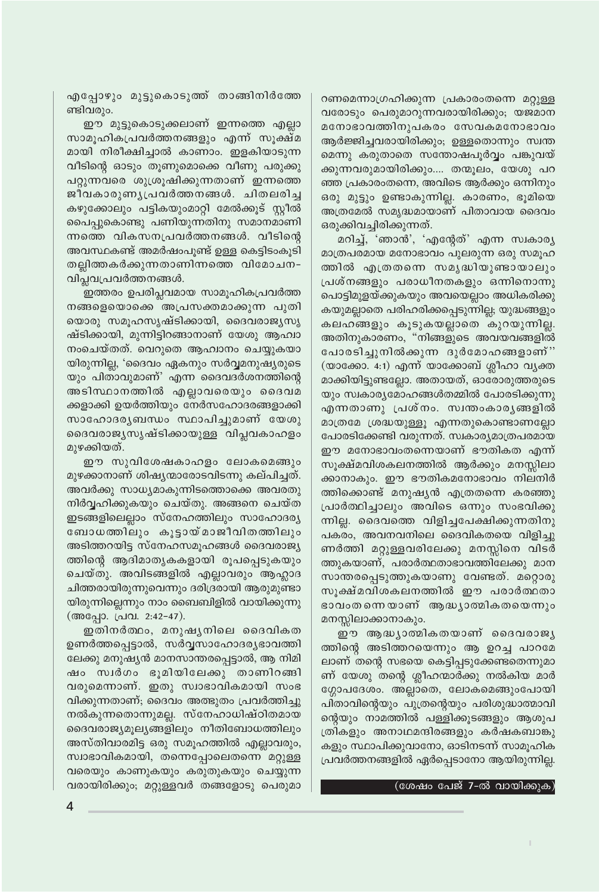എപ്പോഴും മുട്ടുകൊടുത്ത് താങ്ങിനിർത്തേണ്ടിവരും.

ഈ മുട്ടുകൊടുക്കലാണ് ഇന്നത്തെ എല്ലാ സാമൂഹികപ്രവർത്തനങ്ങളും എന്ന് സൂക്ഷ്മമായി നിരീക്ഷിച്ചാൽ കാണാം. ഇളകിയാടുന്ന വീടിന്റെ ഓടും തൂണുമൊക്കെ വീണു പരുക്കു പറ്റുന്നവരെ ശുശ്രൂഷിക്കുന്നതാണ് ഇന്നത്തെ ജീവകാരുണ്യപ്രവർത്തനങ്ങൾ. ചിതലരിച്ച കഴുക്കോലും പട്ടികയുംമാറ്റി മേൽക്കൂട് സ്റ്റീൽ പൈപ്പുകൊണ്ടു പണിയുന്നതിനു സമാനമാണിന്നത്തെ വികസനപ്രവർത്തനങ്ങൾ. വീടിന്റെ അവസ്ഥകണ്ട് അമർഷംപൂണ്ട് ഉള്ള കെട്ടിടംകൂടി തല്ലിത്തകർക്കുന്നതാണിന്നത്തെ വിമോചന-വിപ്ലവപ്രവർത്തനങ്ങൾ.

ഇത്തരം ഉപരിപ്ലവമായ സാമൂഹികപ്രവർത്തനങ്ങളെയൊക്കെ അപ്രസക്തമാക്കുന്ന പുതിയൊരു സമൂഹസൃഷ്ടിക്കായി, ദൈവരാജ്യസൃഷ്ടിക്കായി, മുന്നിട്ടിറങ്ങാനാണ് യേശു ആഹ്വാനംചെയ്തത്. വെറുതെ ആഹ്വാനം ചെയ്യുകയായിരുന്നില്ല, 'ദൈവം ഏകനും സർവ്വമനുഷ്യരുടെയും പിതാവുമാണ്' എന്ന ദൈവദർശനത്തിന്റെ അടിസ്ഥാനത്തിൽ എല്ലാവരെയും ദൈവമക്കളാക്കി ഉയർത്തിയും നേർസഹോദരങ്ങളാക്കി സാഹോദര്യബന്ധം സ്ഥാപിച്ചുമാണ് യേശു ദൈവരാജ്യസൃഷ്ടിക്കായുള്ള വിപ്ലവകാഹളം മുഴക്കിയത്.

ഈ സുവിശേഷകാഹളം ലോകമെങ്ങും മുഴക്കാനാണ് ശിഷ്യന്മാരോടവിടന്നു കല്പിച്ചത്. അവർക്കു സാധ്യമാകുന്നിടത്തൊക്കെ അവരതു നിർവ്വഹിക്കുകയും ചെയ്തു. അങ്ങനെ ചെയ്ത ഇടങ്ങളിലെല്ലാം സ്നേഹത്തിലും സാഹോദര്യബോധത്തിലും കൂട്ടായ്മജീവിതത്തിലും അടിത്തറയിട്ട സ്നേഹസമൂഹങ്ങൾ ദൈവരാജ്യത്തിന്റെ ആദിമാതൃകകളായി രൂപപ്പെടുകയും ചെയ്തു. അവിടങ്ങളിൽ എല്ലാവരും ആഹ്ലാദചിത്തരായിരുന്നുവെന്നും ദരിദ്രരായി ആരുമുണ്ടായിരുന്നില്ലെന്നും നാം ബൈബിളിൽ വായിക്കുന്നു (അപ്പോ. പ്രവ. 2:42-47).

ഇതിനർത്ഥം, മനുഷ്യനിലെ ദൈവികത ഉണർത്തപ്പെട്ടാൽ, സർവ്വസാഹോദര്യഭാവത്തിലേക്കു മനുഷ്യൻ മാനസാന്തരപ്പെട്ടാൽ, ആ നിമിഷം സ്വർഗം ഭൂമിയിലേക്കു താണിറങ്ങി വരുമെന്നാണ്. ഇതു സ്വാഭാവികമായി സംഭവിക്കുന്നതാണ്; ദൈവം അത്ഭുതം പ്രവർത്തിച്ചു നൽകുന്നതൊന്നുമല്ല. സ്നേഹാധിഷ്ഠിതമായ ദൈവരാജ്യമൂല്യങ്ങളിലും നീതിബോധത്തിലും അസ്തിവാരമിട്ട ഒരു സമൂഹത്തിൽ എല്ലാവരും, സ്വാഭാവികമായി, തന്നെപ്പോലെതന്നെ മറ്റുള്ളവരെയും കാണുകയും കരുതുകയും ചെയ്യുന്നവരായിരിക്കും; മറ്റുള്ളവർ തങ്ങളോടു പെരുമാറണമെന്നാഗ്രഹിക്കുന്ന പ്രകാരംതന്നെ മറ്റുള്ളവരോടും പെരുമാറുന്നവരായിരിക്കും; യജമാനമനോഭാവത്തിനുപകരം സേവകമനോഭാവം ആർജ്ജിച്ചവരായിരിക്കും; ഉള്ളതൊന്നും സ്വന്തമെന്നു കരുതാതെ സന്തോഷപൂർവ്വം പങ്കുവയ്ക്കുന്നവരുമായിരിക്കും.... തന്മൂലം, യേശു പറഞ്ഞ പ്രകാരംതന്നെ, അവിടെ ആർക്കും ഒന്നിനും ഒരു മുട്ടും ഉണ്ടാകുന്നില്ല. കാരണം, ഭൂമിയെ അത്രമേൽ സമൃദ്ധമായാണ് പിതാവായ ദൈവം ഒരുക്കിവച്ചിരിക്കുന്നത്.

മറിച്ച്, 'ഞാൻ', 'എന്റേത്' എന്ന സ്വകാര്യമാത്രപരമായ മനോഭാവം പുലരുന്ന ഒരു സമൂഹത്തിൽ എത്രതന്നെ സമൃദ്ധിയുണ്ടായാലും പ്രശ്നങ്ങളും പരാധീനതകളും ഒന്നിനൊന്നു പൊട്ടിമുളയ്ക്കുകയും അവയെല്ലാം അധികരിക്കുകയുമല്ലാതെ പരിഹരിക്കപ്പെടുന്നില്ല; യുദ്ധങ്ങളും കലഹങ്ങളും കൂടുകയല്ലാതെ കുറയുന്നില്ല. അതിനുകാരണം, "നിങ്ങളുടെ അവയവങ്ങളിൽ പോരടിച്ചുനിൽക്കുന്ന ദുർമോഹങ്ങളാണ്" (യാക്കോ. 4:1) എന്ന് യാക്കോബ് ശ്ലീഹാ വ്യക്തമാക്കിയിട്ടുണ്ടല്ലോ. അതായത്, ഓരോരുത്തരുടെയും സ്വകാര്യമോഹങ്ങൾതമ്മിൽ പോരടിക്കുന്നു എന്നതാണു പ്രശ്നം. സ്വന്തംകാര്യങ്ങളിൽ മാത്രമേ ശ്രദ്ധയുള്ളൂ എന്നതുകൊണ്ടാണല്ലോ പോരടിക്കേണ്ടി വരുന്നത്. സ്വകാര്യമാത്രപരമായ ഈ മനോഭാവംതന്നെയാണ് ഭൗതികത എന്ന് സൂക്ഷ്മവിശകലനത്തിൽ ആർക്കും മനസ്സിലാക്കാനാകും. ഈ ഭൗതികമനോഭാവം നിലനിർത്തിക്കൊണ്ട് മനുഷ്യൻ എത്രതന്നെ കരഞ്ഞു പ്രാർത്ഥിച്ചാലും അവിടെ ഒന്നും സംഭവിക്കുന്നില്ല. ദൈവത്തെ വിളിച്ചപേക്ഷിക്കുന്നതിനു പകരം, അവനവനിലെ ദൈവികതയെ വിളിച്ചുണർത്തി മറ്റുള്ളവരിലേക്കു മനസ്സിനെ വിടർത്തുകയാണ്, പരാർത്ഥതാഭാവത്തിലേക്കു മാനസാന്തരപ്പെടുത്തുകയാണു വേണ്ടത്. മറ്റൊരു സൂക്ഷ്മവിശകലനത്തിൽ ഈ പരാർത്ഥതാഭാവംതന്നെയാണ് ആദ്ധ്യാത്മികതയെന്നും മനസ്സിലാക്കാനാകും.

ഈ ആദ്ധ്യാത്മികതയാണ് ദൈവരാജ്യത്തിന്റെ അടിത്തറയെന്നും ആ ഉറച്ച പാറമേലാണ് തന്റെ സഭയെ കെട്ടിപ്പടുക്കേണ്ടതെന്നുമാണ് യേശു തന്റെ ശ്ലീഹന്മാർക്കു നൽകിയ മാർഗ്ഗോപദേശം. അല്ലാതെ, ലോകമെങ്ങുംപോയി പിതാവിന്റെയും പുത്രന്റെയും പരിശുദ്ധാത്മാവിന്റെയും നാമത്തിൽ പള്ളിക്കൂടങ്ങളും ആശുപത്രികളും അനാഥമന്ദിരങ്ങളും കർഷകബാങ്കുകളും സ്ഥാപിക്കുവാനോ, ഓടിനടന്ന് സാമൂഹികപ്രവർത്തനങ്ങളിൽ ഏർപ്പെടാനോ ആയിരുന്നില്ല.

(ശേഷം പേജ് 7-ൽ വായിക്കുക)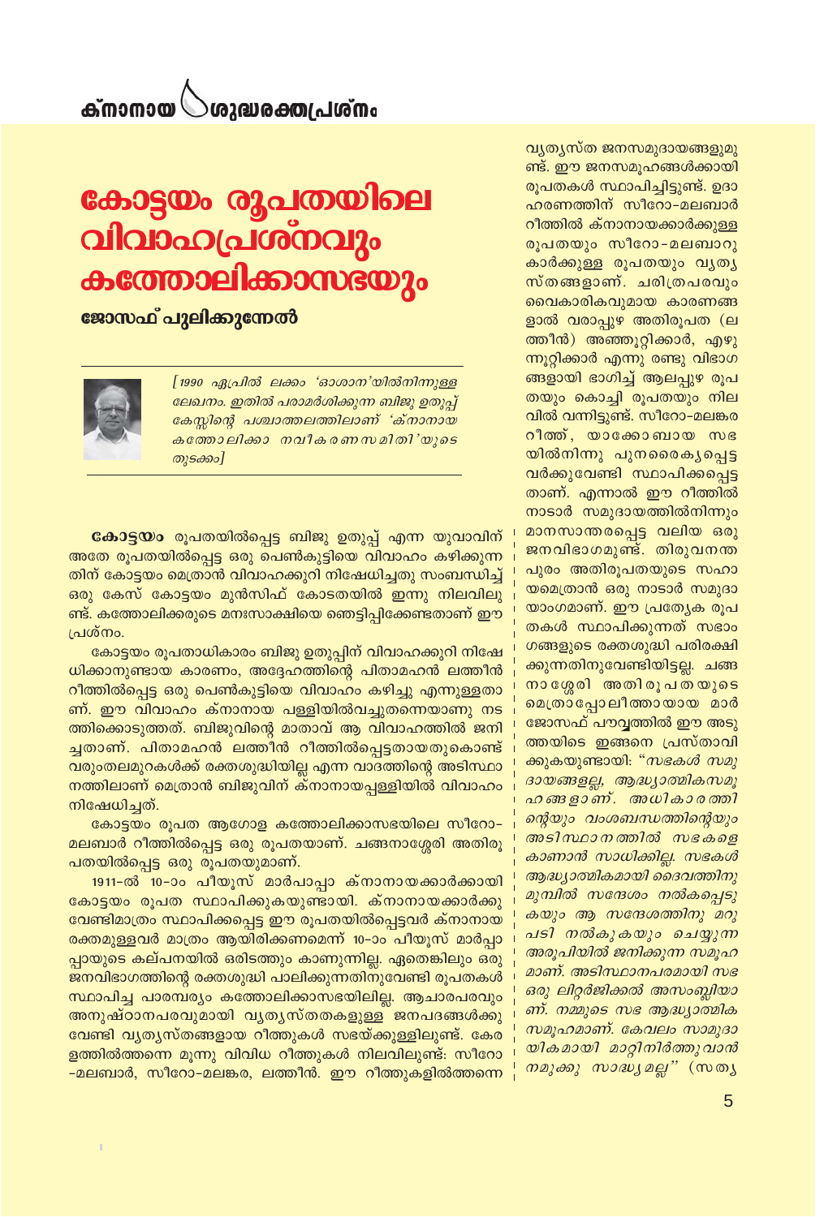ക്നാനായ ശുദ്ധരക്തപ്രശ്നം

# കോട്ടയം രൂപതയിലെ വിവാഹപ്രശ്നവും കത്തോലിക്കാസഭയും

**ജോസഫ് പുലിക്കുന്നേൽ**

*[1990 ഏപ്രിൽ ലക്കം 'ഓശാന'യിൽനിന്നുള്ള ലേഖനം. ഇതിൽ പരാമർശിക്കുന്ന ബിജു ഉതുപ്പ് കേസ്സിന്റെ പശ്ചാത്തലത്തിലാണ് 'ക്നാനായ കത്തോലിക്കാ നവീകരണസമിതി'യുടെ തുടക്കം]*

**കോട്ടയം** രൂപതയിൽപ്പെട്ട ബിജു ഉതുപ്പ് എന്ന യുവാവിന് അതേ രൂപതയിൽപ്പെട്ട ഒരു പെൺകുട്ടിയെ വിവാഹം കഴിക്കുന്നതിന് കോട്ടയം മെത്രാൻ വിവാഹക്കുറി നിഷേധിച്ചതു സംബന്ധിച്ച് ഒരു കേസ് കോട്ടയം മുൻസിഫ് കോടതിയിൽ ഇന്നു നിലവിലുണ്ട്. കത്തോലിക്കരുടെ മനഃസാക്ഷിയെ ഞെട്ടിപ്പിക്കേണ്ടതാണ് ഈ പ്രശ്നം.

കോട്ടയം രൂപതാധികാരം ബിജു ഉതുപ്പിന് വിവാഹക്കുറി നിഷേധിക്കാനുണ്ടായ കാരണം, അദ്ദേഹത്തിന്റെ പിതാമഹൻ ലത്തീൻ റീത്തിൽപ്പെട്ട ഒരു പെൺകുട്ടിയെ വിവാഹം കഴിച്ചു എന്നുള്ളതാണ്. ഈ വിവാഹം ക്നാനായ പള്ളിയിൽവച്ചുതന്നെയാണു നടത്തിക്കൊടുത്തത്. ബിജുവിന്റെ മാതാവ് ആ വിവാഹത്തിൽ ജനിച്ചതാണ്. പിതാമഹൻ ലത്തീൻ റീത്തിൽപ്പെട്ടതായതുകൊണ്ട് വരുംതലമുറകൾക്ക് രക്തശുദ്ധിയില്ല എന്ന വാദത്തിന്റെ അടിസ്ഥാനത്തിലാണ് മെത്രാൻ ബിജുവിന് ക്നാനായപ്പള്ളിയിൽ വിവാഹം നിഷേധിച്ചത്.

കോട്ടയം രൂപത ആഗോള കത്തോലിക്കാസഭയിലെ സീറോ-മലബാർ റീത്തിൽപ്പെട്ട ഒരു രൂപതയാണ്. ചങ്ങനാശ്ശേരി അതിരൂപതയിൽപ്പെട്ട ഒരു രൂപതയുമാണ്.

1911-ൽ 10-ാം പീയൂസ് മാർപാപ്പാ ക്നാനായക്കാർക്കായി കോട്ടയം രൂപത സ്ഥാപിക്കുകയുണ്ടായി. ക്നാനായക്കാർക്കു വേണ്ടിമാത്രം സ്ഥാപിക്കപ്പെട്ട ഈ രൂപതയിൽപ്പെട്ടവർ ക്നാനായ രക്തമുള്ളവർ മാത്രം ആയിരിക്കണമെന്ന് 10-ാം പീയൂസ് മാർപ്പാപ്പായുടെ കല്പനയിൽ ഒരിടത്തും കാണുന്നില്ല. ഏതെങ്കിലും ഒരു ജനവിഭാഗത്തിന്റെ രക്തശുദ്ധി പാലിക്കുന്നതിനുവേണ്ടി രൂപതകൾ സ്ഥാപിച്ച പാരമ്പര്യം കത്തോലിക്കാസഭയിലില്ല. ആചാരപരവും അനുഷ്ഠാനപരവുമായി വ്യത്യസ്തതകളുള്ള ജനപദങ്ങൾക്കു വേണ്ടി വ്യത്യസ്തങ്ങളായ റീത്തുകൾ സഭയ്ക്കുള്ളിലുണ്ട്. കേരളത്തിൽത്തന്നെ മൂന്നു വിവിധ റീത്തുകൾ നിലവിലുണ്ട്: സീറോ-മലബാർ, സീറോ-മലങ്കര, ലത്തീൻ. ഈ റീത്തുകളിൽത്തന്നെ വ്യത്യസ്ത ജനസമുദായങ്ങളുമുണ്ട്. ഈ ജനസമൂഹങ്ങൾക്കായി രൂപതകൾ സ്ഥാപിച്ചിട്ടുണ്ട്. ഉദാഹരണത്തിന് സീറോ-മലബാർ റീത്തിൽ ക്നാനായക്കാർക്കുള്ള രൂപതയും സീറോ-മലബാറുകാർക്കുള്ള രൂപതയും വ്യത്യസ്തങ്ങളാണ്. ചരിത്രപരവും വൈകാരികവുമായ കാരണങ്ങളാൽ വരാപ്പുഴ അതിരൂപത (ലത്തീൻ) അഞ്ഞൂറ്റിക്കാർ, എഴുന്നൂറ്റിക്കാർ എന്നു രണ്ടു വിഭാഗങ്ങളായി ഭാഗിച്ച് ആലപ്പുഴ രൂപതയും കൊച്ചി രൂപതയും നിലവിൽ വന്നിട്ടുണ്ട്. സീറോ-മലങ്കര റീത്ത്, യാക്കോബായ സഭയിൽനിന്നു പുനരൈക്യപ്പെട്ടവർക്കുവേണ്ടി സ്ഥാപിക്കപ്പെട്ടതാണ്. എന്നാൽ ഈ റീത്തിൽ നാടാർ സമുദായത്തിൽനിന്നും മാനസാന്തരപ്പെട്ട വലിയ ഒരു ജനവിഭാഗമുണ്ട്. തിരുവനന്തപുരം അതിരൂപതയുടെ സഹായമെത്രാൻ ഒരു നാടാർ സമുദായാംഗമാണ്. ഈ പ്രത്യേക രൂപതകൾ സ്ഥാപിക്കുന്നത് സഭാംഗങ്ങളുടെ രക്തശുദ്ധി പരിരക്ഷിക്കുന്നതിനുവേണ്ടിയിട്ടല്ല. ചങ്ങനാശ്ശേരി അതിരൂപതയുടെ മെത്രാപ്പോലീത്തായായ മാർ ജോസഫ് പൗവ്വത്തിൽ ഈ അടുത്തയിടെ ഇങ്ങനെ പ്രസ്താവിക്കുകയുണ്ടായി: *"സഭകൾ സമുദായങ്ങളല്ല, ആദ്ധ്യാത്മികസമൂഹങ്ങളാണ്. അധികാരത്തിന്റെയും വംശബന്ധത്തിന്റെയും അടിസ്ഥാനത്തിൽ സഭകളെ കാണാൻ സാധിക്കില്ല. സഭകൾ ആദ്ധ്യാത്മികമായി ദൈവത്തിനു മുമ്പിൽ സന്ദേശം നൽകപ്പെടുകയും ആ സന്ദേശത്തിനു മറുപടി നൽകുകയും ചെയ്യുന്ന അരൂപിയിൽ ജനിക്കുന്ന സമൂഹമാണ്. അടിസ്ഥാനപരമായി സഭ ഒരു ലിറ്റർജിക്കൽ അസംബ്ലിയാണ്. നമ്മുടെ സഭ ആദ്ധ്യാത്മിക സമൂഹമാണ്. കേവലം സാമുദായികമായി മാറ്റിനിർത്തുവാൻ നമുക്കു സാദ്ധ്യമല്ല"* (സത്യ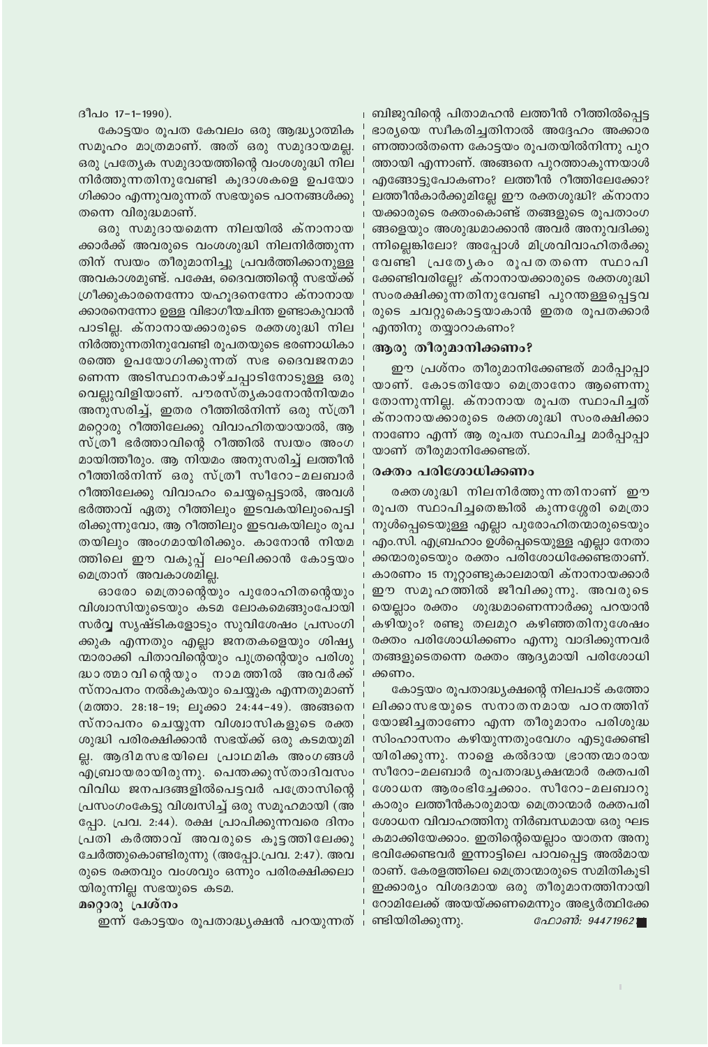ദീപം 17-1-1990).

കോട്ടയം രൂപത കേവലം ഒരു ആദ്ധ്യാത്മിക സമൂഹം മാത്രമാണ്. അത് ഒരു സമുദായമല്ല. ഒരു പ്രത്യേക സമുദായത്തിന്റെ വംശശുദ്ധി നില നിർത്തുന്നതിനുവേണ്ടി കൂദാശകളെ ഉപയോഗിക്കാം എന്നുവരുന്നത് സഭയുടെ പഠനങ്ങൾക്കു തന്നെ വിരുദ്ധമാണ്.

ഒരു സമുദായമെന്ന നിലയിൽ ക്നാനായക്കാർക്ക് അവരുടെ വംശശുദ്ധി നിലനിർത്തുന്നതിന് സ്വയം തീരുമാനിച്ചു പ്രവർത്തിക്കാനുള്ള അവകാശമുണ്ട്. പക്ഷേ, ദൈവത്തിന്റെ സഭയ്ക്ക് ഗ്രീക്കുകാരനെന്നോ യഹൂദനെന്നോ ക്നാനായക്കാരനെന്നോ ഉള്ള വിഭാഗീയചിന്ത ഉണ്ടാകുവാൻ പാടില്ല. ക്നാനായക്കാരുടെ രക്തശുദ്ധി നില നിർത്തുന്നതിനുവേണ്ടി രൂപതയുടെ ഭരണാധികാരത്തെ ഉപയോഗിക്കുന്നത് സഭ ദൈവജനമാണെന്ന അടിസ്ഥാനകാഴ്ചപ്പാടിനോടുള്ള ഒരു വെല്ലുവിളിയാണ്. പൗരസ്ത്യകാനോൻനിയമം അനുസരിച്ച്, ഇതര റീത്തിൽനിന്ന് ഒരു സ്ത്രീ മറ്റൊരു റീത്തിലേക്കു വിവാഹിതയായാൽ, ആ സ്ത്രീ ഭർത്താവിന്റെ റീത്തിൽ സ്വയം അംഗമായിത്തീരും. ആ നിയമം അനുസരിച്ച് ലത്തീൻ റീത്തിൽനിന്ന് ഒരു സ്ത്രീ സീറോ-മലബാർ റീത്തിലേക്കു വിവാഹം ചെയ്യപ്പെട്ടാൽ, അവൾ ഭർത്താവ് ഏതു റീത്തിലും ഇടവകയിലുംപെട്ടിരിക്കുന്നുവോ, ആ റീത്തിലും ഇടവകയിലും രൂപതയിലും അംഗമായിരിക്കും. കാനോൻ നിയമത്തിലെ ഈ വകുപ്പ് ലംഘിക്കാൻ കോട്ടയം മെത്രാന് അവകാശമില്ല.

ഓരോ മെത്രാന്റെയും പുരോഹിതന്റെയും വിശ്വാസിയുടെയും കടമ ലോകമെങ്ങുംപോയി സർവ്വ സൃഷ്ടികളോടും സുവിശേഷം പ്രസംഗിക്കുക എന്നതും എല്ലാ ജനതകളെയും ശിഷ്യന്മാരാക്കി പിതാവിന്റെയും പുത്രന്റെയും പരിശുദ്ധാത്മാവിന്റെയും നാമത്തിൽ അവർക്ക് സ്നാപനം നൽകുകയും ചെയ്യുക എന്നതുമാണ് (മത്താ. 28:18-19; ലൂക്കാ 24:44-49). അങ്ങനെ സ്നാപനം ചെയ്യുന്ന വിശ്വാസികളുടെ രക്തശുദ്ധി പരിരക്ഷിക്കാൻ സഭയ്ക്ക് ഒരു കടമയുമില്ല. ആദിമസഭയിലെ പ്രാഥമിക അംഗങ്ങൾ എബ്രായരായിരുന്നു. പെന്തക്കുസ്താദിവസം വിവിധ ജനപദങ്ങളിൽപെട്ടവർ പത്രോസിന്റെ പ്രസംഗംകേട്ടു വിശ്വസിച്ച് ഒരു സമൂഹമായി (അപ്പോ. പ്രവ. 2:44). രക്ഷ പ്രാപിക്കുന്നവരെ ദിനം പ്രതി കർത്താവ് അവരുടെ കൂട്ടത്തിലേക്കു ചേർത്തുകൊണ്ടിരുന്നു (അപ്പോ.പ്രവ. 2:47). അവരുടെ രക്തവും വംശവും ഒന്നും പരിരക്ഷിക്കലായിരുന്നില്ല സഭയുടെ കടമ.

### മറ്റൊരു പ്രശ്നം

ഇന്ന് കോട്ടയം രൂപതാദ്ധ്യക്ഷൻ പറയുന്നത് ബിജുവിന്റെ പിതാമഹൻ ലത്തീൻ റീത്തിൽപ്പെട്ട ഭാര്യയെ സ്വീകരിച്ചതിനാൽ അദ്ദേഹം അക്കാരണത്താൽതന്നെ കോട്ടയം രൂപതയിൽനിന്നു പുറത്തായി എന്നാണ്. അങ്ങനെ പുറത്താകുന്നയാൾ എങ്ങോട്ടുപോകണം? ലത്തീൻ റീത്തിലേക്കോ? ലത്തീൻകാർക്കുമില്ലേ ഈ രക്തശുദ്ധി? ക്നാനായക്കാരുടെ രക്തംകൊണ്ട് തങ്ങളുടെ രൂപതാംഗങ്ങളെയും അശുദ്ധമാക്കാൻ അവർ അനുവദിക്കുന്നില്ലെങ്കിലോ? അപ്പോൾ മിശ്രവിവാഹിതർക്കു വേണ്ടി പ്രത്യേകം രൂപതതന്നെ സ്ഥാപിക്കേണ്ടിവരില്ലേ? ക്നാനായക്കാരുടെ രക്തശുദ്ധി സംരക്ഷിക്കുന്നതിനുവേണ്ടി പുറന്തള്ളപ്പെട്ടവരുടെ ചവറ്റുകൊട്ടയാകാൻ ഇതര രൂപതക്കാർ എന്തിനു തയ്യാറാകണം?

### ആരു തീരുമാനിക്കണം?

ഈ പ്രശ്നം തീരുമാനിക്കേണ്ടത് മാർപ്പാപ്പായാണ്. കോടതിയോ മെത്രാനോ ആണെന്നു തോന്നുന്നില്ല. ക്നാനായ രൂപത സ്ഥാപിച്ചത് ക്നാനായക്കാരുടെ രക്തശുദ്ധി സംരക്ഷിക്കാനാണോ എന്ന് ആ രൂപത സ്ഥാപിച്ച മാർപ്പാപ്പായാണ് തീരുമാനിക്കേണ്ടത്.

### രക്തം പരിശോധിക്കണം

രക്തശുദ്ധി നിലനിർത്തുന്നതിനാണ് ഈ രൂപത സ്ഥാപിച്ചതെങ്കിൽ കുന്നശ്ശേരി മെത്രാനുൾപ്പെടെയുള്ള എല്ലാ പുരോഹിതന്മാരുടെയും എം.സി. എബ്രഹാം ഉൾപ്പെടെയുള്ള എല്ലാ നേതാക്കന്മാരുടെയും രക്തം പരിശോധിക്കേണ്ടതാണ്. കാരണം 15 നൂറ്റാണ്ടുകാലമായി ക്നാനായക്കാർ ഈ സമൂഹത്തിൽ ജീവിക്കുന്നു. അവരുടെയെല്ലാം രക്തം ശുദ്ധമാണെന്നാർക്കു പറയാൻ കഴിയും? രണ്ടു തലമുറ കഴിഞ്ഞതിനുശേഷം രക്തം പരിശോധിക്കണം എന്നു വാദിക്കുന്നവർ തങ്ങളുടെതന്നെ രക്തം ആദ്യമായി പരിശോധിക്കണം.

കോട്ടയം രൂപതാദ്ധ്യക്ഷന്റെ നിലപാട് കത്തോലിക്കാസഭയുടെ സനാതനമായ പഠനത്തിന് യോജിച്ചതാണോ എന്ന തീരുമാനം പരിശുദ്ധ സിംഹാസനം കഴിയുന്നതുംവേഗം എടുക്കേണ്ടിയിരിക്കുന്നു. നാളെ കൽദായ ഭ്രാന്തന്മാരായ സീറോ-മലബാർ രൂപതാദ്ധ്യക്ഷന്മാർ രക്തപരിശോധന ആരംഭിച്ചേക്കാം. സീറോ-മലബാറുകാരും ലത്തീൻകാരുമായ മെത്രാന്മാർ രക്തപരിശോധന വിവാഹത്തിനു നിർബന്ധമായ ഒരു ഘടകമാക്കിയേക്കാം. ഇതിന്റെയെല്ലാം യാതന അനുഭവിക്കേണ്ടവർ ഇന്നാട്ടിലെ പാവപ്പെട്ട അൽമായരാണ്. കേരളത്തിലെ മെത്രാന്മാരുടെ സമിതികൂടി ഇക്കാര്യം വിശദമായ ഒരു തീരുമാനത്തിനായി റോമിലേക്ക് അയയ്ക്കണമെന്നും അഭ്യർത്ഥിക്കേണ്ടിയിരിക്കുന്നു.

*ഫോൺ: 94471962*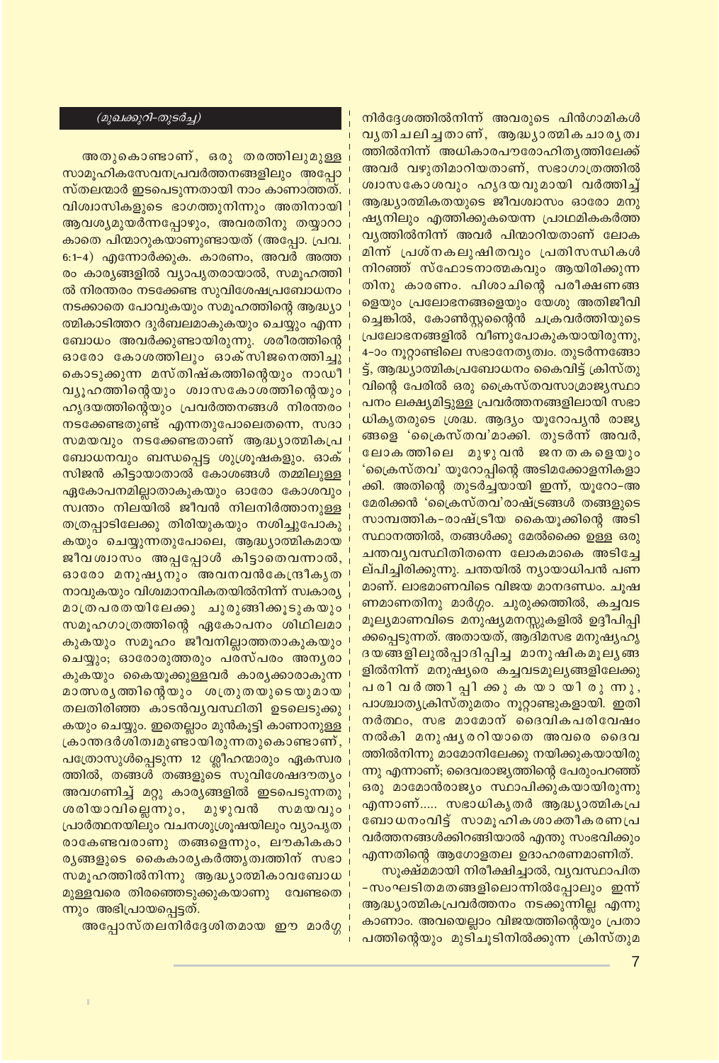*(മുഖക്കുറി-തുടർച്ച)*

അതുകൊണ്ടാണ്, ഒരു തരത്തിലുമുള്ള സാമൂഹികസേവനപ്രവർത്തനങ്ങളിലും അപ്പോസ്തലന്മാർ ഇടപെടുന്നതായി നാം കാണാത്തത്. വിശ്വാസികളുടെ ഭാഗത്തുനിന്നും അതിനായി ആവശ്യമുയർന്നപ്പോഴും, അവരതിനു തയ്യാറാകാതെ പിന്മാറുകയാണുണ്ടായത് (അപ്പോ. പ്രവ. 6:1-4) എന്നോർക്കുക. കാരണം, അവർ അത്തരം കാര്യങ്ങളിൽ വ്യാപൃതരായാൽ, സമൂഹത്തിൽ നിരന്തരം നടക്കേണ്ട സുവിശേഷപ്രബോധനം നടക്കാതെ പോവുകയും സമൂഹത്തിന്റെ ആദ്ധ്യാത്മികാടിത്തറ ദുർബലമാകുകയും ചെയ്യും എന്ന ബോധം അവർക്കുണ്ടായിരുന്നു. ശരീരത്തിന്റെ ഓരോ കോശത്തിലും ഓക്സിജനെത്തിച്ചു കൊടുക്കുന്ന മസ്തിഷ്കത്തിന്റെയും നാഡീവ്യൂഹത്തിന്റെയും ശ്വാസകോശത്തിന്റെയും ഹൃദയത്തിന്റെയും പ്രവർത്തനങ്ങൾ നിരന്തരം നടക്കേണ്ടതുണ്ട് എന്നതുപോലെതന്നെ, സദാ സമയവും നടക്കേണ്ടതാണ് ആദ്ധ്യാത്മികപ്രബോധനവും ബന്ധപ്പെട്ട ശുശ്രൂഷകളും. ഓക്സിജൻ കിട്ടായാതാൽ കോശങ്ങൾ തമ്മിലുള്ള ഏകോപനമില്ലാതാകുകയും ഓരോ കോശവും സ്വന്തം നിലയിൽ ജീവൻ നിലനിർത്താനുള്ള തത്രപ്പാടിലേക്കു തിരിയുകയും നശിച്ചുപോകുകയും ചെയ്യുന്നതുപോലെ, ആദ്ധ്യാത്മികമായ ജീവശ്വാസം അപ്പപ്പോൾ കിട്ടാതെവന്നാൽ, ഓരോ മനുഷ്യനും അവനവൻകേന്ദ്രീകൃതനാവുകയും വിശ്വമാനവികതയിൽനിന്ന് സ്വകാര്യമാത്രപരതയിലേക്കു ചുരുങ്ങിക്കൂടുകയും സമൂഹഗാത്രത്തിന്റെ ഏകോപനം ശിഥിലമാകുകയും സമൂഹം ജീവനില്ലാത്തതാകുകയും ചെയ്യും; ഓരോരുത്തരും പരസ്പരം അന്യരാകുകയും കൈയൂക്കുള്ളവർ കാര്യക്കാരാകുന്ന മാത്സര്യത്തിന്റെയും ശത്രുതയുടെയുമായ തലതിരിഞ്ഞ കാടൻവ്യവസ്ഥിതി ഉടലെടുക്കുകയും ചെയ്യും. ഇതെല്ലാം മുൻകൂട്ടി കാണാനുള്ള ക്രാന്തദർശിത്വമുണ്ടായിരുന്നതുകൊണ്ടാണ്, പത്രോസുൾപ്പെടുന്ന 12 ശ്ലീഹന്മാരും ഏകസ്വരത്തിൽ, തങ്ങൾ തങ്ങളുടെ സുവിശേഷദൗത്യം അവഗണിച്ച് മറ്റു കാര്യങ്ങളിൽ ഇടപെടുന്നതു ശരിയാവില്ലെന്നും, മുഴുവൻ സമയവും പ്രാർത്ഥനയിലും വചനശുശ്രൂഷയിലും വ്യാപൃതരാകേണ്ടവരാണു തങ്ങളെന്നും, ലൗകികകാര്യങ്ങളുടെ കൈകാര്യകർത്തൃത്വത്തിന് സഭാസമൂഹത്തിൽനിന്നു ആദ്ധ്യാത്മികാവബോധമുള്ളവരെ തിരഞ്ഞെടുക്കുകയാണു വേണ്ടതെന്നും അഭിപ്രായപ്പെട്ടത്.

അപ്പോസ്തലനിർദ്ദേശിതമായ ഈ മാർഗ്ഗനിർദ്ദേശത്തിൽനിന്ന് അവരുടെ പിൻഗാമികൾ വ്യതിചലിച്ചതാണ്, ആദ്ധ്യാത്മികചാര്യത്വത്തിൽനിന്ന് അധികാരപൗരോഹിത്യത്തിലേക്ക് അവർ വഴുതിമാറിയതാണ്, സഭാഗാത്രത്തിൽ ശ്വാസകോശവും ഹൃദയവുമായി വർത്തിച്ച് ആദ്ധ്യാത്മികതയുടെ ജീവശ്വാസം ഓരോ മനുഷ്യനിലും എത്തിക്കുകയെന്ന പ്രാഥമികകർത്തവ്യത്തിൽനിന്ന് അവർ പിന്മാറിയതാണ് ലോകമിന്ന് പ്രശ്നകലുഷിതവും പ്രതിസന്ധികൾ നിറഞ്ഞ് സ്ഫോടനാത്മകവും ആയിരിക്കുന്നതിനു കാരണം. പിശാചിന്റെ പരീക്ഷണങ്ങളെയും പ്രലോഭനങ്ങളെയും യേശു അതിജീവിച്ചെങ്കിൽ, കോൺസ്റ്റന്റൈൻ ചക്രവർത്തിയുടെ പ്രലോഭനങ്ങളിൽ വീണുപോകുകയായിരുന്നു, 4-ാം നൂറ്റാണ്ടിലെ സഭാനേതൃത്വം. തുടർന്നങ്ങോട്ട്, ആദ്ധ്യാത്മികപ്രബോധനം കൈവിട്ട് ക്രിസ്തുവിന്റെ പേരിൽ ഒരു ക്രൈസ്തവസാമ്രാജ്യസ്ഥാപനം ലക്ഷ്യമിട്ടുള്ള പ്രവർത്തനങ്ങളിലായി സഭാധികൃതരുടെ ശ്രദ്ധ. ആദ്യം യൂറോപ്യൻ രാജ്യങ്ങളെ 'ക്രൈസ്തവ'മാക്കി. തുടർന്ന് അവർ, ലോകത്തിലെ മുഴുവൻ ജനതകളെയും 'ക്രൈസ്തവ' യൂറോപ്പിന്റെ അടിമക്കോളനികളാക്കി. അതിന്റെ തുടർച്ചയായി ഇന്ന്, യൂറോ-അമേരിക്കൻ 'ക്രൈസ്തവ'രാഷ്ട്രങ്ങൾ തങ്ങളുടെ സാമ്പത്തിക-രാഷ്ട്രീയ കൈയൂക്കിന്റെ അടിസ്ഥാനത്തിൽ, തങ്ങൾക്കു മേൽക്കൈ ഉള്ള ഒരു ചന്തവ്യവസ്ഥിതിതന്നെ ലോകമാകെ അടിച്ചേല്പിച്ചിരിക്കുന്നു. ചന്തയിൽ ന്യായാധിപൻ പണമാണ്. ലാഭമാണവിടെ വിജയ മാനദണ്ഡം. ചൂഷണമാണതിനു മാർഗ്ഗം. ചുരുക്കത്തിൽ, കച്ചവടമൂല്യമാണവിടെ മനുഷ്യമനസ്സുകളിൽ ഉദ്ദീപിപ്പിക്കപ്പെടുന്നത്. അതായത്, ആദിമസഭ മനുഷ്യഹൃദയങ്ങളിലുൽപ്പാദിപ്പിച്ച മാനുഷികമൂല്യങ്ങളിൽനിന്ന് മനുഷ്യരെ കച്ചവടമൂല്യങ്ങളിലേക്കു പരിവർത്തിപ്പിക്കുകയായിരുന്നു, പാശ്ചാത്യക്രിസ്തുമതം നൂറ്റാണ്ടുകളായി. ഇതിനർത്ഥം, സഭ മാമോന് ദൈവികപരിവേഷം നൽകി മനുഷ്യരറിയാതെ അവരെ ദൈവത്തിൽനിന്നു മാമോനിലേക്കു നയിക്കുകയായിരുന്നു എന്നാണ്; ദൈവരാജ്യത്തിന്റെ പേരുംപറഞ്ഞ് ഒരു മാമോൻരാജ്യം സ്ഥാപിക്കുകയായിരുന്നു എന്നാണ്..... സഭാധികൃതർ ആദ്ധ്യാത്മികപ്രബോധനംവിട്ട് സാമൂഹികശാക്തീകരണപ്രവർത്തനങ്ങൾക്കിറങ്ങിയാൽ എന്തു സംഭവിക്കും എന്നതിന്റെ ആഗോളതല ഉദാഹരണമാണിത്.

സൂക്ഷ്മമായി നിരീക്ഷിച്ചാൽ, വ്യവസ്ഥാപിത-സംഘടിതമതങ്ങളിലൊന്നിൽപ്പോലും ഇന്ന് ആദ്ധ്യാത്മികപ്രവർത്തനം നടക്കുന്നില്ല എന്നു കാണാം. അവയെല്ലാം വിജയത്തിന്റെയും പ്രതാപത്തിന്റെയും മുടിചൂടിനിൽക്കുന്ന ക്രിസ്തുമ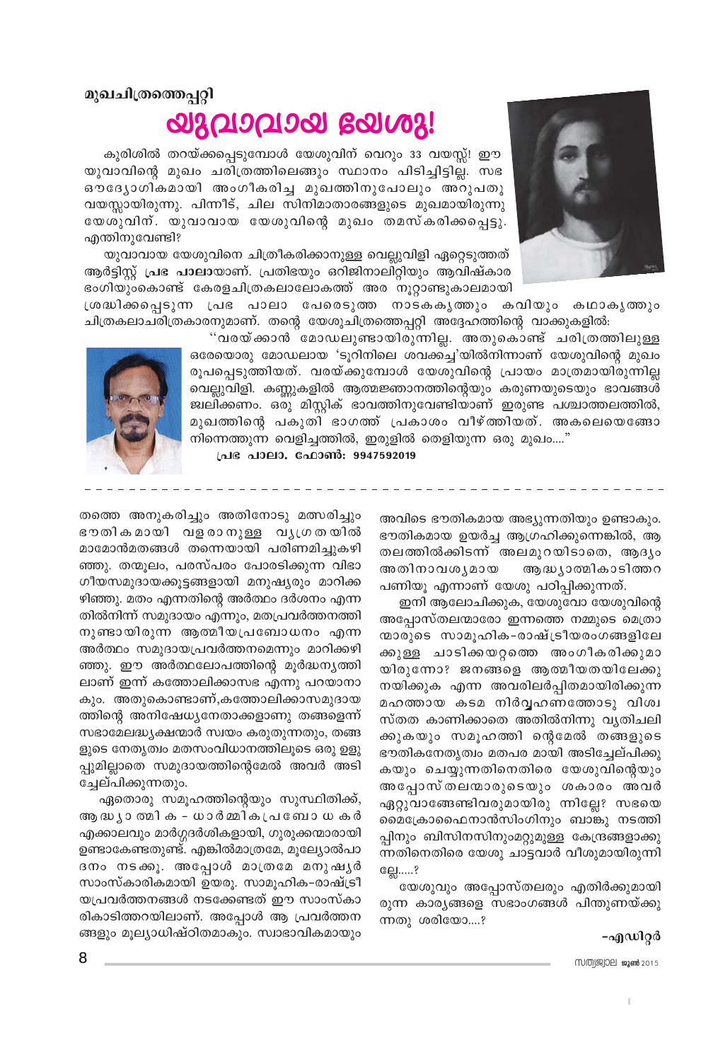മുഖചിത്രത്തെപ്പറ്റി

# യുവാവായ യേശു!

കുരിശിൽ തറയ്ക്കപ്പെടുമ്പോൾ യേശുവിന് വെറും 33 വയസ്സ്! ഈ യുവാവിന്റെ മുഖം ചരിത്രത്തിലെങ്ങും സ്ഥാനം പിടിച്ചിട്ടില്ല. സഭ ഔദ്യോഗികമായി അംഗീകരിച്ച മുഖത്തിനുപോലും അറുപതു വയസ്സായിരുന്നു. പിന്നീട്, ചില സിനിമാതാരങ്ങളുടെ മുഖമായിരുന്നു യേശുവിന്. യുവാവായ യേശുവിന്റെ മുഖം തമസ്കരിക്കപ്പെട്ടു. എന്തിനുവേണ്ടി?

യുവാവായ യേശുവിനെ ചിത്രീകരിക്കാനുള്ള വെല്ലുവിളി ഏറ്റെടുത്തത് ആർട്ടിസ്റ്റ് **പ്രഭ പാലാ**യാണ്. പ്രതിഭയും ഒറിജിനാലിറ്റിയും ആവിഷ്കാര ഭംഗിയുംകൊണ്ട് കേരളചിത്രകലാലോകത്ത് അര നൂറ്റാണ്ടുകാലമായി ശ്രദ്ധിക്കപ്പെടുന്ന പ്രഭ പാലാ പേരെടുത്ത നാടകകൃത്തും കവിയും കഥാകൃത്തും ചിത്രകലാചരിത്രകാരനുമാണ്. തന്റെ യേശുചിത്രത്തെപ്പറ്റി അദ്ദേഹത്തിന്റെ വാക്കുകളിൽ:

"വരയ്ക്കാൻ മോഡലുണ്ടായിരുന്നില്ല. അതുകൊണ്ട് ചരിത്രത്തിലുള്ള ഒരേയൊരു മോഡലായ 'ടൂറിനിലെ ശവക്കച്ച'യിൽനിന്നാണ് യേശുവിന്റെ മുഖം രൂപപ്പെടുത്തിയത്. വരയ്ക്കുമ്പോൾ യേശുവിന്റെ പ്രായം മാത്രമായിരുന്നില്ല വെല്ലുവിളി. കണ്ണുകളിൽ ആത്മജ്ഞാനത്തിന്റെയും കരുണയുടെയും ഭാവങ്ങൾ ജ്വലിക്കണം. ഒരു മിസ്റ്റിക് ഭാവത്തിനുവേണ്ടിയാണ് ഇരുണ്ട പശ്ചാത്തലത്തിൽ, മുഖത്തിന്റെ പകുതി ഭാഗത്ത് പ്രകാശം വീഴ്ത്തിയത്. അകലെയെങ്ങോ നിന്നെത്തുന്ന വെളിച്ചത്തിൽ, ഇരുളിൽ തെളിയുന്ന ഒരു മുഖം...."

**പ്രഭ പാലാ. ഫോൺ: 9947592019**

---

തത്തെ അനുകരിച്ചും അതിനോടു മത്സരിച്ചും ഭൗതികമായി വളരാനുള്ള വ്യഗ്രതയിൽ മാമോൻമതങ്ങൾ തന്നെയായി പരിണമിച്ചുകഴിഞ്ഞു. തന്മൂലം, പരസ്പരം പോരടിക്കുന്ന വിഭാഗീയസമുദായക്കൂട്ടങ്ങളായി മനുഷ്യരും മാറിക്കഴിഞ്ഞു. മതം എന്നതിന്റെ അർത്ഥം ദർശനം എന്നതിൽനിന്ന് സമുദായം എന്നും, മതപ്രവർത്തനത്തിനുണ്ടായിരുന്ന ആത്മീയപ്രബോധനം എന്ന അർത്ഥം സമുദായപ്രവർത്തനമെന്നും മാറിക്കഴിഞ്ഞു. ഈ അർത്ഥലോപത്തിന്റെ മൂർദ്ധന്യത്തിലാണ് ഇന്ന് കത്തോലിക്കാസഭ എന്നു പറയാനാകും. അതുകൊണ്ടാണ്,കത്തോലിക്കാസമുദായത്തിന്റെ അനിഷേധ്യനേതാക്കളാണു തങ്ങളെന്ന് സഭാമേലദ്ധ്യക്ഷന്മാർ സ്വയം കരുതുന്നതും, തങ്ങളുടെ നേതൃത്വം മതസംവിധാനത്തിലൂടെ ഒരു ഉളുപ്പുമില്ലാതെ സമുദായത്തിന്റെമേൽ അവർ അടിച്ചേല്പിക്കുന്നതും.

ഏതൊരു സമൂഹത്തിന്റെയും സുസ്ഥിതിക്ക്, ആദ്ധ്യാത്മിക - ധാർമ്മികപ്രബോധകർ എക്കാലവും മാർഗ്ഗദർശികളായി, ഗുരുക്കന്മാരായി ഉണ്ടാകേണ്ടതുണ്ട്. എങ്കിൽമാത്രമേ, മൂല്യോൽപാദനം നടക്കൂ. അപ്പോൾ മാത്രമേ മനുഷ്യർ സാംസ്കാരികമായി ഉയരൂ. സാമൂഹിക-രാഷ്ട്രീയപ്രവർത്തനങ്ങൾ നടക്കേണ്ടത് ഈ സാംസ്കാരികാടിത്തറയിലാണ്. അപ്പോൾ ആ പ്രവർത്തനങ്ങളും മൂല്യാധിഷ്ഠിതമാകും. സ്വാഭാവികമായും അവിടെ ഭൗതികമായ അഭ്യുന്നതിയും ഉണ്ടാകും. ഭൗതികമായ ഉയർച്ച ആഗ്രഹിക്കുന്നെങ്കിൽ, ആ തലത്തിൽക്കിടന്ന് അലമുറയിടാതെ, ആദ്യം അതിനാവശ്യമായ ആദ്ധ്യാത്മികാടിത്തറ പണിയൂ എന്നാണ് യേശു പഠിപ്പിക്കുന്നത്.

ഇനി ആലോചിക്കുക, യേശുവോ യേശുവിന്റെ അപ്പോസ്തലന്മാരോ ഇന്നത്തെ നമ്മുടെ മെത്രാന്മാരുടെ സാമൂഹിക-രാഷ്ട്രീയരംഗങ്ങളിലേക്കുള്ള ചാടിക്കയറ്റത്തെ അംഗീകരിക്കുമായിരുന്നോ? ജനങ്ങളെ ആത്മീയതയിലേക്കു നയിക്കുക എന്ന അവരിലർപ്പിതമായിരിക്കുന്ന മഹത്തായ കടമ നിർവ്വഹണത്തോടു വിശ്വസ്തത കാണിക്കാതെ അതിൽനിന്നു വ്യതിചലിക്കുകയും സമൂഹത്തിന്റെമേൽ തങ്ങളുടെ ഭൗതികനേതൃത്വം മതപരമായി അടിച്ചേല്പിക്കുകയും ചെയ്യുന്നതിനെതിരെ യേശുവിന്റെയും അപ്പോസ്തലന്മാരുടെയും ശകാരം അവർ ഏറ്റുവാങ്ങേണ്ടിവരുമായിരുന്നില്ലേ? സഭയെ മൈക്രോഫൈനാൻസിംഗിനും ബാങ്കു നടത്തിപ്പിനും ബിസിനസിനുംമറ്റുമുള്ള കേന്ദ്രങ്ങളാക്കുന്നതിനെതിരെ യേശു ചാട്ടവാർ വീശുമായിരുന്നില്ലേ.....?

യേശുവും അപ്പോസ്തലരും എതിർക്കുമായിരുന്ന കാര്യങ്ങളെ സഭാംഗങ്ങൾ പിന്തുണയ്ക്കുന്നതു ശരിയോ....?

**-എഡിറ്റർ**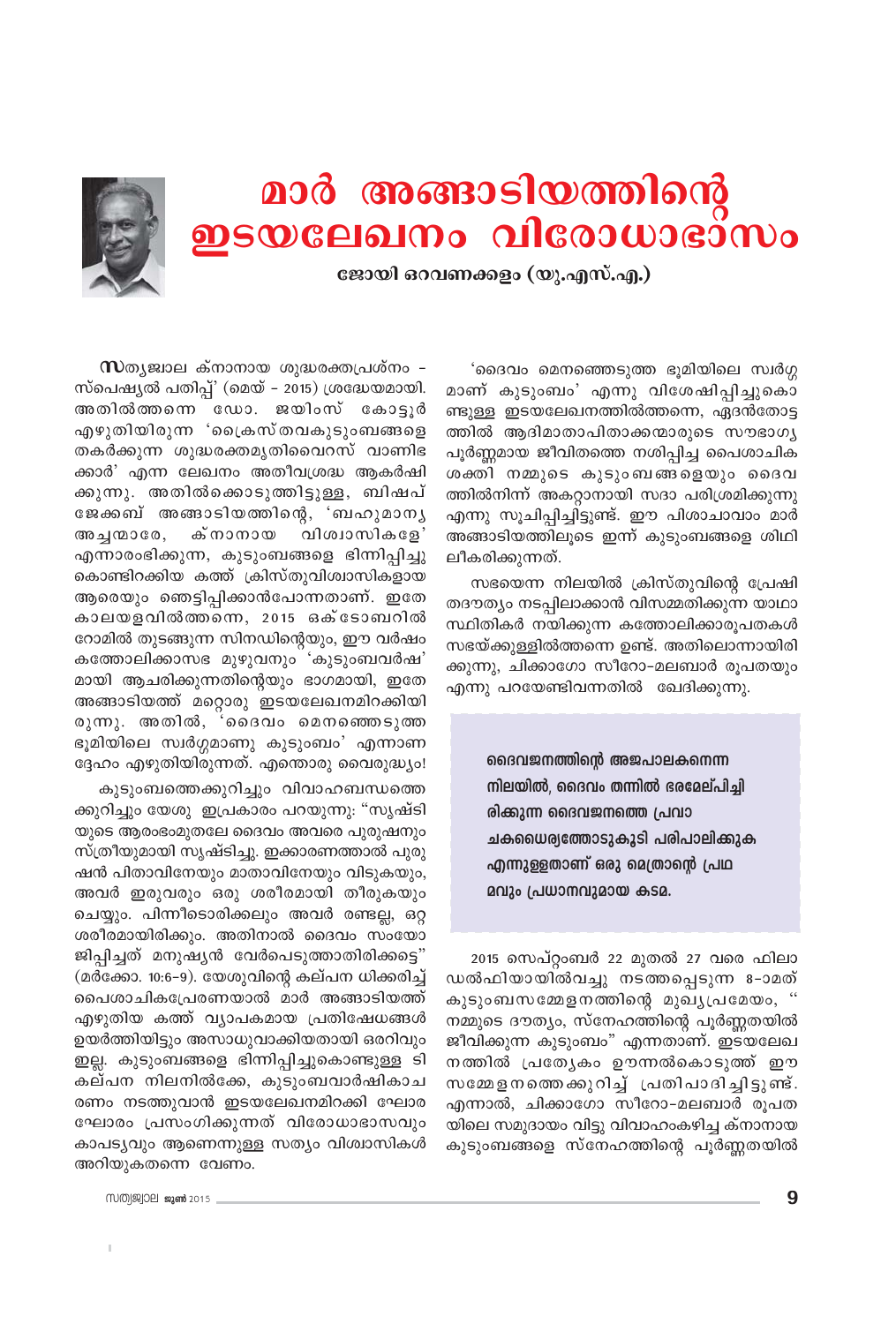# മാർ അങ്ങാടിയത്തിന്റെ ഇടയലേഖനം വിരോധാഭാസം

**ജോയി ഒറവണക്കളം (യു.എസ്.എ.)**

സത്യജ്വാല ക്നാനായ ശുദ്ധരക്തപ്രശ്നം – സ്പെഷ്യൽ പതിപ്പ് (മെയ് – 2015) ശ്രദ്ധേയമായി. അതിൽത്തന്നെ ഡോ. ജയിംസ് കോട്ടൂർ എഴുതിയിരുന്ന 'ക്രൈസ്തവകുടുംബങ്ങളെ തകർക്കുന്ന ശുദ്ധരക്തമൃതിവൈറസ് വാണിഭക്കാർ' എന്ന ലേഖനം അതീവശ്രദ്ധ ആകർഷിക്കുന്നു. അതിൽക്കൊടുത്തിട്ടുള്ള, ബിഷപ് ജേക്കബ് അങ്ങാടിയത്തിന്റെ, 'ബഹുമാന്യ അച്ചന്മാരേ, ക്നാനായ വിശ്വാസികളേ' എന്നാരംഭിക്കുന്ന, കുടുംബങ്ങളെ ഭിന്നിപ്പിച്ചുകൊണ്ടിറക്കിയ കത്ത് ക്രിസ്തുവിശ്വാസികളായ ആരെയും ഞെട്ടിപ്പിക്കാൻപോന്നതാണ്. ഇതേ കാലയളവിൽത്തന്നെ, 2015 ഒക്ടോബറിൽ റോമിൽ തുടങ്ങുന്ന സിനഡിന്റെയും, ഈ വർഷം കത്തോലിക്കാസഭ മുഴുവനും 'കുടുംബവർഷ'മായി ആചരിക്കുന്നതിന്റെയും ഭാഗമായി, ഇതേ അങ്ങാടിയത്ത് മറ്റൊരു ഇടയലേഖനമിറക്കിയിരുന്നു. അതിൽ, 'ദൈവം മെനഞ്ഞെടുത്ത ഭൂമിയിലെ സ്വർഗ്ഗമാണു കുടുംബം' എന്നാണ ദ്ദേഹം എഴുതിയിരുന്നത്. എന്തൊരു വൈരുദ്ധ്യം!

കുടുംബത്തെക്കുറിച്ചും വിവാഹബന്ധത്തെക്കുറിച്ചും യേശു ഇപ്രകാരം പറയുന്നു: "സൃഷ്ടിയുടെ ആരംഭംമുതലേ ദൈവം അവരെ പുരുഷനും സ്ത്രീയുമായി സൃഷ്ടിച്ചു. ഇക്കാരണത്താൽ പുരുഷൻ പിതാവിനേയും മാതാവിനേയും വിടുകയും, അവർ ഇരുവരും ഒരു ശരീരമായി തീരുകയും ചെയ്യും. പിന്നീടൊരിക്കലും അവർ രണ്ടല്ല, ഒറ്റ ശരീരമായിരിക്കും. അതിനാൽ ദൈവം സംയോജിപ്പിച്ചത് മനുഷ്യൻ വേർപെടുത്താതിരിക്കട്ടെ" (മർക്കോ. 10:6–9). യേശുവിന്റെ കല്പന ധിക്കരിച്ച് പൈശാചികപ്രേരണയാൽ മാർ അങ്ങാടിയത്ത് എഴുതിയ കത്ത് വ്യാപകമായ പ്രതിഷേധങ്ങൾ ഉയർത്തിയിട്ടും അസാധുവാക്കിയതായി ഒരറിവും ഇല്ല. കുടുംബങ്ങളെ ഭിന്നിപ്പിച്ചുകൊണ്ടുള്ള ടി കല്പന നിലനിൽക്കേ, കുടുംബവാർഷികാചരണം നടത്തുവാൻ ഇടയലേഖനമിറക്കി ഘോരഘോരം പ്രസംഗിക്കുന്നത് വിരോധാഭാസവും കാപട്യവും ആണെന്നുള്ള സത്യം വിശ്വാസികൾ അറിയുകതന്നെ വേണം.

'ദൈവം മെനഞ്ഞെടുത്ത ഭൂമിയിലെ സ്വർഗ്ഗമാണ് കുടുംബം' എന്നു വിശേഷിപ്പിച്ചുകൊണ്ടുള്ള ഇടയലേഖനത്തിൽത്തന്നെ, ഏദൻതോട്ടത്തിൽ ആദിമാതാപിതാക്കന്മാരുടെ സൗഭാഗ്യപൂർണ്ണമായ ജീവിതത്തെ നശിപ്പിച്ച പൈശാചിക ശക്തി നമ്മുടെ കുടുംബങ്ങളെയും ദൈവത്തിൽനിന്ന് അകറ്റാനായി സദാ പരിശ്രമിക്കുന്നു എന്നു സൂചിപ്പിച്ചിട്ടുണ്ട്. ഈ പിശാചാവാം മാർ അങ്ങാടിയത്തിലൂടെ ഇന്ന് കുടുംബങ്ങളെ ശിഥിലീകരിക്കുന്നത്.

സഭയെന്ന നിലയിൽ ക്രിസ്തുവിന്റെ പ്രേഷിതദൗത്യം നടപ്പിലാക്കാൻ വിസമ്മതിക്കുന്ന യാഥാസ്ഥിതികർ നയിക്കുന്ന കത്തോലിക്കാരൂപതകൾ സഭയ്ക്കുള്ളിൽത്തന്നെ ഉണ്ട്. അതിലൊന്നായിരിക്കുന്നു, ചിക്കാഗോ സീറോ-മലബാർ രൂപതയും എന്നു പറയേണ്ടിവന്നതിൽ ഖേദിക്കുന്നു.

> **ദൈവജനത്തിന്റെ അജപാലകനെന്ന നിലയിൽ, ദൈവം തന്നിൽ ഭരമേല്പിച്ചിരിക്കുന്ന ദൈവജനത്തെ പ്രവാചകധൈര്യത്തോടുകൂടി പരിപാലിക്കുക എന്നുള്ളതാണ് ഒരു മെത്രാന്റെ പ്രഥമവും പ്രധാനവുമായ കടമ.**

2015 സെപ്റ്റംബർ 22 മുതൽ 27 വരെ ഫിലാഡൽഫിയായിൽവച്ചു നടത്തപ്പെടുന്ന 8-ാമത് കുടുംബസമ്മേളനത്തിന്റെ മുഖ്യപ്രമേയം, " നമ്മുടെ ദൗത്യം, സ്നേഹത്തിന്റെ പൂർണ്ണതയിൽ ജീവിക്കുന്ന കുടുംബം" എന്നതാണ്. ഇടയലേഖനത്തിൽ പ്രത്യേകം ഊന്നൽകൊടുത്ത് ഈ സമ്മേളനത്തെക്കുറിച്ച് പ്രതിപാദിച്ചിട്ടുണ്ട്. എന്നാൽ, ചിക്കാഗോ സീറോ-മലബാർ രൂപതയിലെ സമുദായം വിട്ടു വിവാഹംകഴിച്ച ക്നാനായ കുടുംബങ്ങളെ സ്നേഹത്തിന്റെ പൂർണ്ണതയിൽ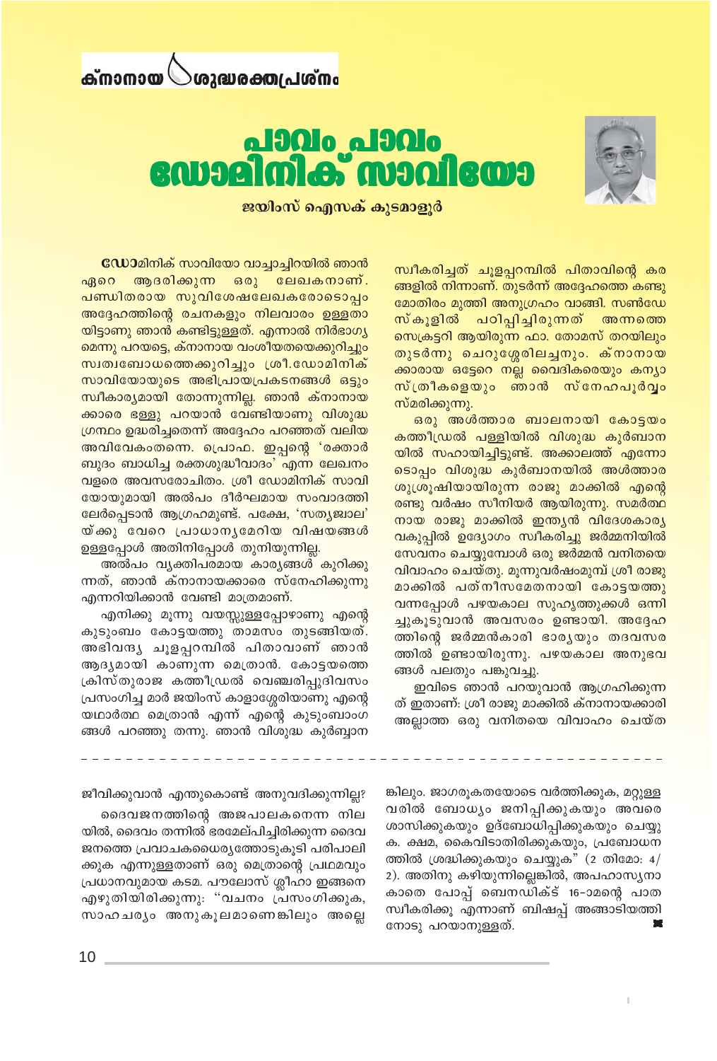ക്നാനായ ശുദ്ധരക്തപ്രശ്നം

# പാവം പാവം ഡോമിനിക് സാവിയോ

**ജയിംസ് ഐസക് കുടമാളൂർ**

**ഡോ**മിനിക് സാവിയോ വാച്ചാച്ചിറയിൽ ഞാൻ ഏറെ ആദരിക്കുന്ന ഒരു ലേഖകനാണ്. പണ്ഡിതരായ സുവിശേഷലേഖകരോടൊപ്പം അദ്ദേഹത്തിന്റെ രചനകളും നിലവാരം ഉള്ളതായിട്ടാണു ഞാൻ കണ്ടിട്ടുള്ളത്. എന്നാൽ നിർഭാഗ്യമെന്നു പറയട്ടെ, ക്നാനായ വംശീയതയെക്കുറിച്ചും സ്വത്വബോധത്തെക്കുറിച്ചും ശ്രീ.ഡോമിനിക് സാവിയോയുടെ അഭിപ്രായപ്രകടനങ്ങൾ ഒട്ടും സ്വീകാര്യമായി തോന്നുന്നില്ല. ഞാൻ ക്നാനായക്കാരെ ഭള്ളു പറയാൻ വേണ്ടിയാണു വിശുദ്ധ ഗ്രന്ഥം ഉദ്ധരിച്ചതെന്ന് അദ്ദേഹം പറഞ്ഞത് വലിയ അവിവേകംതന്നെ. പ്രൊഫ. ഇപ്പന്റെ 'രക്താർ ബുദം ബാധിച്ച രക്തശുദ്ധീവാദം' എന്ന ലേഖനം വളരെ അവസരോചിതം. ശ്രീ ഡോമിനിക് സാവിയോയുമായി അൽപം ദീർഘമായ സംവാദത്തിലേർപ്പെടാൻ ആഗ്രഹമുണ്ട്. പക്ഷേ, 'സത്യജ്വാല'യ്ക്കു വേറെ പ്രാധാന്യമേറിയ വിഷയങ്ങൾ ഉള്ളപ്പോൾ അതിനിപ്പോൾ തുനിയുന്നില്ല.

അൽപം വ്യക്തിപരമായ കാര്യങ്ങൾ കുറിക്കുന്നത്, ഞാൻ ക്നാനായക്കാരെ സ്നേഹിക്കുന്നു എന്നറിയിക്കാൻ വേണ്ടി മാത്രമാണ്.

എനിക്കു മൂന്നു വയസ്സുള്ളപ്പോഴാണു എന്റെ കുടുംബം കോട്ടയത്തു താമസം തുടങ്ങിയത്. അഭിവന്ദ്യ ചൂളപ്പറമ്പിൽ പിതാവാണ് ഞാൻ ആദ്യമായി കാണുന്ന മെത്രാൻ. കോട്ടയത്തെ ക്രിസ്തുരാജ കത്തീഡ്രൽ വെഞ്ചരിപ്പുദിവസം പ്രസംഗിച്ച മാർ ജയിംസ് കാളാശ്ശേരിയാണു എന്റെ യഥാർത്ഥ മെത്രാൻ എന്ന് എന്റെ കുടുംബാംഗങ്ങൾ പറഞ്ഞു തന്നു. ഞാൻ വിശുദ്ധ കുർബ്ബാന സ്വീകരിച്ചത് ചൂളപ്പറമ്പിൽ പിതാവിന്റെ കരങ്ങളിൽ നിന്നാണ്. തുടർന്ന് അദ്ദേഹത്തെ കണ്ടു മോതിരം മുത്തി അനുഗ്രഹം വാങ്ങി. സൺഡേ സ്കൂളിൽ പഠിപ്പിച്ചിരുന്നത് അന്നത്തെ സെക്രട്ടറി ആയിരുന്ന ഫാ. തോമസ് തറയിലും തുടർന്നു ചെറുശ്ശേരിലച്ചനും. ക്നാനായക്കാരായ ഒട്ടേറെ നല്ല വൈദികരെയും കന്യാസ്ത്രീകളെയും ഞാൻ സ്നേഹപൂർവ്വം സ്മരിക്കുന്നു.

ഒരു അൾത്താര ബാലനായി കോട്ടയം കത്തീഡ്രൽ പള്ളിയിൽ വിശുദ്ധ കുർബാനയിൽ സഹായിച്ചിട്ടുണ്ട്. അക്കാലത്ത് എന്നോടൊപ്പം വിശുദ്ധ കുർബാനയിൽ അൾത്താര ശുശ്രൂഷിയായിരുന്ന രാജു മാക്കിൽ എന്റെ രണ്ടു വർഷം സീനിയർ ആയിരുന്നു. സമർത്ഥനായ രാജു മാക്കിൽ ഇന്ത്യൻ വിദേശകാര്യ വകുപ്പിൽ ഉദ്യോഗം സ്വീകരിച്ചു ജർമ്മനിയിൽ സേവനം ചെയ്യുമ്പോൾ ഒരു ജർമ്മൻ വനിതയെ വിവാഹം ചെയ്തു. മൂന്നുവർഷംമുമ്പ് ശ്രീ രാജു മാക്കിൽ പത്നീസമേതനായി കോട്ടയത്തു വന്നപ്പോൾ പഴയകാല സുഹൃത്തുക്കൾ ഒന്നിച്ചുകൂടുവാൻ അവസരം ഉണ്ടായി. അദ്ദേഹത്തിന്റെ ജർമ്മൻകാരി ഭാര്യയും തദവസരത്തിൽ ഉണ്ടായിരുന്നു. പഴയകാല അനുഭവങ്ങൾ പലതും പങ്കുവച്ചു.

ഇവിടെ ഞാൻ പറയുവാൻ ആഗ്രഹിക്കുന്നത് ഇതാണ്: ശ്രീ രാജു മാക്കിൽ ക്നാനായക്കാരി അല്ലാത്ത ഒരു വനിതയെ വിവാഹം ചെയ്ത ജീവിക്കുവാൻ എന്തുകൊണ്ട് അനുവദിക്കുന്നില്ല?

ദൈവജനത്തിന്റെ അജപാലകനെന്ന നിലയിൽ, ദൈവം തന്നിൽ ഭരമേല്പിച്ചിരിക്കുന്ന ദൈവജനത്തെ പ്രവാചകധൈര്യത്തോടുകൂടി പരിപാലിക്കുക എന്നുള്ളതാണ് ഒരു മെത്രാന്റെ പ്രഥമവും പ്രധാനവുമായ കടമ. പൗലോസ് ശ്ലീഹാ ഇങ്ങനെ എഴുതിയിരിക്കുന്നു: "വചനം പ്രസംഗിക്കുക, സാഹചര്യം അനുകൂലമാണെങ്കിലും അല്ലെങ്കിലും. ജാഗരൂകതയോടെ വർത്തിക്കുക, മറ്റുള്ളവരിൽ ബോധ്യം ജനിപ്പിക്കുകയും അവരെ ശാസിക്കുകയും ഉദ്ബോധിപ്പിക്കുകയും ചെയ്യുക. ക്ഷമ, കൈവിടാതിരിക്കുകയും, പ്രബോധനത്തിൽ ശ്രദ്ധിക്കുകയും ചെയ്യുക" (2 തിമോ: 4/2). അതിനു കഴിയുന്നില്ലെങ്കിൽ, അപഹാസ്യനാകാതെ പോപ്പ് ബെനഡിക്ട് 16-ാമന്റെ പാത സ്വീകരിക്കൂ എന്നാണ് ബിഷപ്പ് അങ്ങാടിയത്തിനോടു പറയാനുള്ളത്.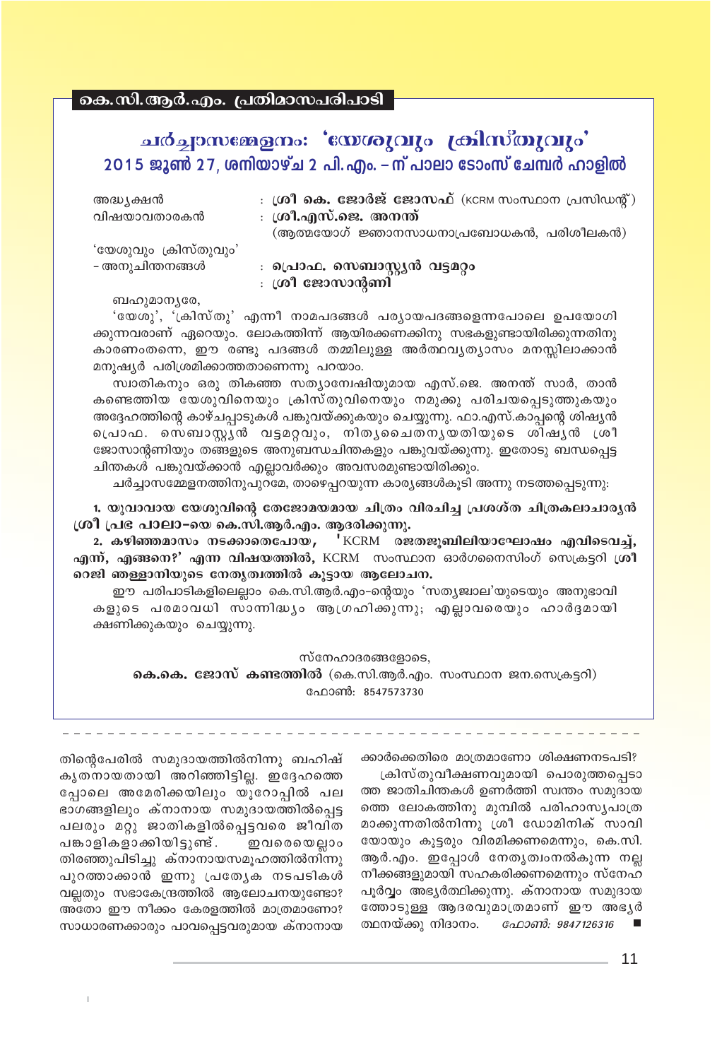## കെ.സി.ആർ.എം. പ്രതിമാസപരിപാടി

# ചർച്ചാസമ്മേളനം: 'യേശുവും ക്രിസ്തുവും'

### 2015 ജൂൺ 27, ശനിയാഴ്ച 2 പി.എം. – ന് പാലാ ടോംസ് ചേമ്പർ ഹാളിൽ

| | |
|---|---|
| അദ്ധ്യക്ഷൻ | : **ശ്രീ കെ. ജോർജ് ജോസഫ്** (KCRM സംസ്ഥാന പ്രസിഡന്റ്) |
| വിഷയാവതാരകൻ | : **ശ്രീ.എസ്.ജെ. അനന്ത്** (ആത്മയോഗ് ജ്ഞാനസാധനാപ്രബോധകൻ, പരിശീലകൻ) |
| 'യേശുവും ക്രിസ്തുവും' – അനുചിന്തനങ്ങൾ | : **പ്രൊഫ. സെബാസ്റ്റ്യൻ വട്ടമറ്റം** |
| | : **ശ്രീ ജോസാന്റണി** |

ബഹുമാന്യരേ,

'യേശു', 'ക്രിസ്തു' എന്നീ നാമപദങ്ങൾ പര്യായപദങ്ങളെന്നപോലെ ഉപയോഗിക്കുന്നവരാണ് ഏറെയും. ലോകത്തിന് ആയിരക്കണക്കിനു സഭകളുണ്ടായിരിക്കുന്നതിനു കാരണംതന്നെ, ഈ രണ്ടു പദങ്ങൾ തമ്മിലുള്ള അർത്ഥവ്യത്യാസം മനസ്സിലാക്കാൻ മനുഷ്യർ പരിശ്രമിക്കാത്തതാണെന്നു പറയാം.

സ്വാതികനും ഒരു തികഞ്ഞ സത്യാന്വേഷിയുമായ എസ്.ജെ. അനന്ത് സാർ, താൻ കണ്ടെത്തിയ യേശുവിനെയും ക്രിസ്തുവിനെയും നമുക്കു പരിചയപ്പെടുത്തുകയും അദ്ദേഹത്തിന്റെ കാഴ്ചപ്പാടുകൾ പങ്കുവയ്ക്കുകയും ചെയ്യുന്നു. ഫാ.എസ്.കാപ്പന്റെ ശിഷ്യൻ പ്രൊഫ. സെബാസ്റ്റ്യൻ വട്ടമറ്റവും, നിത്യചൈതന്യയതിയുടെ ശിഷ്യൻ ശ്രീ ജോസാന്റണിയും തങ്ങളുടെ അനുബന്ധചിന്തകളും പങ്കുവയ്ക്കുന്നു. ഇതോടു ബന്ധപ്പെട്ട ചിന്തകൾ പങ്കുവയ്ക്കാൻ എല്ലാവർക്കും അവസരമുണ്ടായിരിക്കും.

ചർച്ചാസമ്മേളനത്തിനുപുറമേ, താഴെപ്പറയുന്ന കാര്യങ്ങൾകൂടി അന്നു നടത്തപ്പെടുന്നു:

**1. യുവാവായ യേശുവിന്റെ തേജോമയമായ ചിത്രം വിരചിച്ച പ്രശസ്ത ചിത്രകലാചാര്യൻ ശ്രീ പ്രഭ പാലാ-യെ കെ.സി.ആർ.എം. ആദരിക്കുന്നു.**

**2. കഴിഞ്ഞമാസം നടക്കാതെപോയ, 'KCRM രജതജൂബിലിയാഘോഷം എവിടെവച്ച്, എന്ന്, എങ്ങനെ?' എന്ന വിഷയത്തിൽ, KCRM സംസ്ഥാന ഓർഗനൈസിംഗ് സെക്രട്ടറി ശ്രീ റെജി ഞള്ളാനിയുടെ നേതൃത്വത്തിൽ കൂട്ടായ ആലോചന.**

ഈ പരിപാടികളിലെല്ലാം കെ.സി.ആർ.എം-ന്റെയും 'സത്യജ്വാല'യുടെയും അനുഭാവികളുടെ പരമാവധി സാന്നിദ്ധ്യം ആഗ്രഹിക്കുന്നു; എല്ലാവരെയും ഹാർദ്ദമായി ക്ഷണിക്കുകയും ചെയ്യുന്നു.

സ്നേഹാദരങ്ങളോടെ,

**കെ.കെ. ജോസ് കണ്ടത്തിൽ** (കെ.സി.ആർ.എം. സംസ്ഥാന ജന.സെക്രട്ടറി)

ഫോൺ: 8547573730

---

തിന്റെപേരിൽ സമുദായത്തിൽനിന്നു ബഹിഷ്കൃതനായതായി അറിഞ്ഞിട്ടില്ല. ഇദ്ദേഹത്തെപ്പോലെ അമേരിക്കയിലും യൂറോപ്പിൽ പല ഭാഗങ്ങളിലും ക്നാനായ സമുദായത്തിൽപ്പെട്ട പലരും മറ്റു ജാതികളിൽപ്പെട്ടവരെ ജീവിതപങ്കാളികളാക്കിയിട്ടുണ്ട്. ഇവരെയെല്ലാം തിരഞ്ഞുപിടിച്ചു ക്നാനായസമൂഹത്തിൽനിന്നു പുറത്താക്കാൻ ഇന്നു പ്രത്യേക നടപടികൾ വല്ലതും സഭാകേന്ദ്രത്തിൽ ആലോചനയുണ്ടോ? അതോ ഈ നീക്കം കേരളത്തിൽ മാത്രമാണോ? സാധാരണക്കാരും പാവപ്പെട്ടവരുമായ ക്നാനായക്കാർക്കെതിരെ മാത്രമാണോ ശിക്ഷണനടപടി?

ക്രിസ്തുവീക്ഷണവുമായി പൊരുത്തപ്പെടാത്ത ജാതിചിന്തകൾ ഉണർത്തി സ്വന്തം സമുദായത്തെ ലോകത്തിനു മുമ്പിൽ പരിഹാസ്യപാത്രമാക്കുന്നതിൽനിന്നു ശ്രീ ഡോമിനിക് സാവിയോയും കൂട്ടരും വിരമിക്കണമെന്നും, കെ.സി.ആർ.എം. ഇപ്പോൾ നേതൃത്വംനൽകുന്ന നല്ല നീക്കങ്ങളുമായി സഹകരിക്കണമെന്നും സ്നേഹപൂർവ്വം അഭ്യർത്ഥിക്കുന്നു. ക്നാനായ സമുദായത്തോടുള്ള ആദരവുമാത്രമാണ് ഈ അഭ്യർത്ഥനയ്ക്കു നിദാനം. *ഫോൺ: 9847126316* ■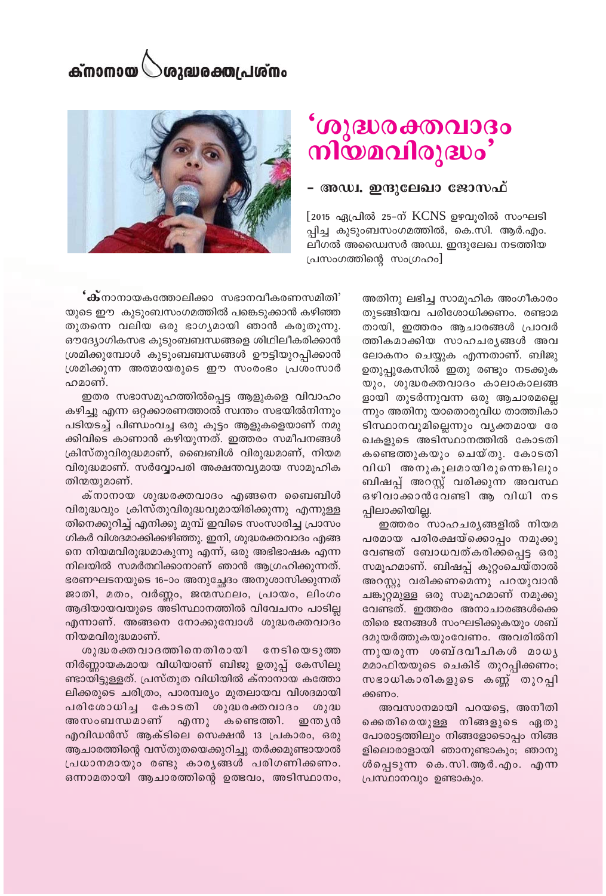ക്നാനായ ശുദ്ധരക്തപ്രശ്നം

# 'ശുദ്ധരക്തവാദം നിയമവിരുദ്ധം'

## – അഡ്വ. ഇന്ദുലേഖാ ജോസഫ്

[2015 ഏപ്രിൽ 25-ന് KCNS ഉഴവൂരിൽ സംഘടിപ്പിച്ച കുടുംബസംഗമത്തിൽ, കെ.സി. ആർ.എം. ലീഗൽ അഡ്വൈസർ അഡ്വ. ഇന്ദുലേഖ നടത്തിയ പ്രസംഗത്തിന്റെ സംഗ്രഹം]

'ക്നാനായകത്തോലിക്കാ സഭാനവീകരണസമിതി' യുടെ ഈ കുടുംബസംഗമത്തിൽ പങ്കെടുക്കാൻ കഴിഞ്ഞതുതന്നെ വലിയ ഒരു ഭാഗ്യമായി ഞാൻ കരുതുന്നു. ഔദ്യോഗികസഭ കുടുംബബന്ധങ്ങളെ ശിഥിലീകരിക്കാൻ ശ്രമിക്കുമ്പോൾ കുടുംബബന്ധങ്ങൾ ഊട്ടിയുറപ്പിക്കാൻ ശ്രമിക്കുന്ന അത്മായരുടെ ഈ സംരംഭം പ്രശംസാർഹമാണ്.

ഇതര സഭാസമൂഹത്തിൽപ്പെട്ട ആളുകളെ വിവാഹം കഴിച്ചു എന്ന ഒറ്റക്കാരണത്താൽ സ്വന്തം സഭയിൽനിന്നും പടിയടച്ച് പിണ്ഡംവച്ച ഒരു കൂട്ടം ആളുകളെയാണ് നമുക്കിവിടെ കാണാൻ കഴിയുന്നത്. ഇത്തരം സമീപനങ്ങൾ ക്രിസ്തുവിരുദ്ധമാണ്, ബൈബിൾ വിരുദ്ധമാണ്, നിയമവിരുദ്ധമാണ്. സർവ്വോപരി അക്ഷന്തവ്യമായ സാമൂഹിക തിന്മയുമാണ്.

ക്നാനായ ശുദ്ധരക്തവാദം എങ്ങനെ ബൈബിൾ വിരുദ്ധവും ക്രിസ്തുവിരുദ്ധവുമായിരിക്കുന്നു എന്നുള്ളതിനെക്കുറിച്ച് എനിക്കു മുമ്പ് ഇവിടെ സംസാരിച്ച പ്രാസംഗികർ വിശദമാക്കിക്കഴിഞ്ഞു. ഇനി, ശുദ്ധരക്തവാദം എങ്ങനെ നിയമവിരുദ്ധമാകുന്നു എന്ന്, ഒരു അഭിഭാഷക എന്ന നിലയിൽ സമർത്ഥിക്കാനാണ് ഞാൻ ആഗ്രഹിക്കുന്നത്. ഭരണഘടനയുടെ 16-ാം അനുച്ഛേദം അനുശാസിക്കുന്നത് ജാതി, മതം, വർണ്ണം, ജന്മസ്ഥലം, പ്രായം, ലിംഗം ആദിയായവയുടെ അടിസ്ഥാനത്തിൽ വിവേചനം പാടില്ല എന്നാണ്. അങ്ങനെ നോക്കുമ്പോൾ ശുദ്ധരക്തവാദം നിയമവിരുദ്ധമാണ്.

ശുദ്ധരക്തവാദത്തിനെതിരായി നേടിയെടുത്ത നിർണ്ണായകമായ വിധിയാണ് ബിജു ഉതുപ്പ് കേസിലുണ്ടായിട്ടുള്ളത്. പ്രസ്തുത വിധിയിൽ ക്നാനായ കത്തോലിക്കരുടെ ചരിത്രം, പാരമ്പര്യം മുതലായവ വിശദമായി പരിശോധിച്ച കോടതി ശുദ്ധരക്തവാദം ശുദ്ധ അസംബന്ധമാണ് എന്നു കണ്ടെത്തി. ഇന്ത്യൻ എവിഡൻസ് ആക്ടിലെ സെക്ഷൻ 13 പ്രകാരം, ഒരു ആചാരത്തിന്റെ വസ്തുതയെക്കുറിച്ചു തർക്കമുണ്ടായാൽ പ്രധാനമായും രണ്ടു കാര്യങ്ങൾ പരിഗണിക്കണം. ഒന്നാമതായി ആചാരത്തിന്റെ ഉത്ഭവം, അടിസ്ഥാനം, അതിനു ലഭിച്ച സാമൂഹിക അംഗീകാരം തുടങ്ങിയവ പരിശോധിക്കണം. രണ്ടാമതായി, ഇത്തരം ആചാരങ്ങൾ പ്രാവർത്തികമാക്കിയ സാഹചര്യങ്ങൾ അവലോകനം ചെയ്യുക എന്നതാണ്. ബിജു ഉതുപ്പുകേസിൽ ഇതു രണ്ടും നടക്കുകയും, ശുദ്ധരക്തവാദം കാലാകാലങ്ങളായി തുടർന്നുവന്ന ഒരു ആചാരമല്ലെന്നും അതിനു യാതൊരുവിധ താത്ത്വികാടിസ്ഥാനവുമില്ലെന്നും വ്യക്തമായ രേഖകളുടെ അടിസ്ഥാനത്തിൽ കോടതി കണ്ടെത്തുകയും ചെയ്തു. കോടതി വിധി അനുകൂലമായിരുന്നെങ്കിലും ബിഷപ്പ് അറസ്റ്റ് വരിക്കുന്ന അവസ്ഥ ഒഴിവാക്കാൻവേണ്ടി ആ വിധി നടപ്പിലാക്കിയില്ല.

ഇത്തരം സാഹചര്യങ്ങളിൽ നിയമപരമായ പരിരക്ഷയ്ക്കൊപ്പം നമുക്കു വേണ്ടത് ബോധവത്കരിക്കപ്പെട്ട ഒരു സമൂഹമാണ്. ബിഷപ്പ് കുറ്റംചെയ്താൽ അറസ്റ്റു വരിക്കണമെന്നു പറയുവാൻ ചങ്കൂറ്റമുള്ള ഒരു സമൂഹമാണ് നമുക്കു വേണ്ടത്. ഇത്തരം അനാചാരങ്ങൾക്കെതിരെ ജനങ്ങൾ സംഘടിക്കുകയും ശബ്ദമുയർത്തുകയുംവേണം. അവരിൽനിന്നുയരുന്ന ശബ്ദവീചികൾ മാധ്യമമാഫിയയുടെ ചെകിട് തുറപ്പിക്കണം; സഭാധികാരികളുടെ കണ്ണ് തുറപ്പിക്കണം.

അവസാനമായി പറയട്ടെ, അനീതിക്കെതിരെയുള്ള നിങ്ങളുടെ ഏതു പോരാട്ടത്തിലും നിങ്ങളോടൊപ്പം നിങ്ങളിലൊരാളായി ഞാനുണ്ടാകും; ഞാനുൾപ്പെടുന്ന കെ.സി.ആർ.എം. എന്ന പ്രസ്ഥാനവും ഉണ്ടാകും.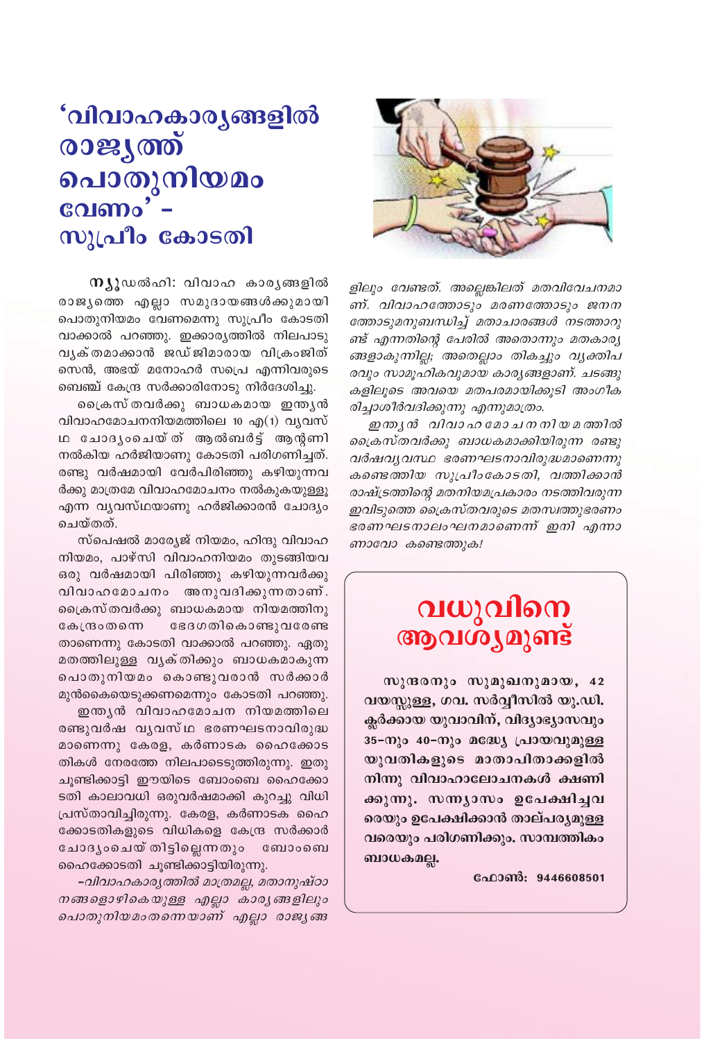# 'വിവാഹകാര്യങ്ങളിൽ രാജ്യത്ത് പൊതുനിയമം വേണം' – സുപ്രീം കോടതി

ന്യൂഡൽഹി: വിവാഹ കാര്യങ്ങളിൽ രാജ്യത്തെ എല്ലാ സമുദായങ്ങൾക്കുമായി പൊതുനിയമം വേണമെന്നു സുപ്രീം കോടതി വാക്കാൽ പറഞ്ഞു. ഇക്കാര്യത്തിൽ നിലപാടു വ്യക്തമാക്കാൻ ജഡ്ജിമാരായ വിക്രംജിത് സെൻ, അഭയ് മനോഹർ സപ്രെ എന്നിവരുടെ ബെഞ്ച് കേന്ദ്ര സർക്കാരിനോടു നിർദേശിച്ചു.

ക്രൈസ്തവർക്കു ബാധകമായ ഇന്ത്യൻ വിവാഹമോചനനിയമത്തിലെ 10 എ(1) വ്യവസ്ഥ ചോദ്യംചെയ്ത് ആൽബർട്ട് ആന്റണി നൽകിയ ഹർജിയാണു കോടതി പരിഗണിച്ചത്. രണ്ടു വർഷമായി വേർപിരിഞ്ഞു കഴിയുന്നവർക്കു മാത്രമേ വിവാഹമോചനം നൽകുകയുള്ളൂ എന്ന വ്യവസ്ഥയാണു ഹർജിക്കാരൻ ചോദ്യം ചെയ്തത്.

സ്പെഷൽ മാര്യേജ് നിയമം, ഹിന്ദു വിവാഹ നിയമം, പാഴ്സി വിവാഹനിയമം തുടങ്ങിയവ ഒരു വർഷമായി പിരിഞ്ഞു കഴിയുന്നവർക്കു വിവാഹമോചനം അനുവദിക്കുന്നതാണ്. ക്രൈസ്തവർക്കു ബാധകമായ നിയമത്തിനു കേന്ദ്രംതന്നെ ഭേദഗതികൊണ്ടുവരേണ്ടതാണെന്നു കോടതി വാക്കാൽ പറഞ്ഞു. ഏതു മതത്തിലുള്ള വ്യക്തിക്കും ബാധകമാകുന്ന പൊതുനിയമം കൊണ്ടുവരാൻ സർക്കാർ മുൻകൈയെടുക്കണമെന്നും കോടതി പറഞ്ഞു.

ഇന്ത്യൻ വിവാഹമോചന നിയമത്തിലെ രണ്ടുവർഷ വ്യവസ്ഥ ഭരണഘടനാവിരുദ്ധമാണെന്നു കേരള, കർണാടക ഹൈക്കോടതികൾ നേരത്തേ നിലപാടെടുത്തിരുന്നു. ഇതു ചൂണ്ടിക്കാട്ടി ഈയിടെ ബോംബെ ഹൈക്കോടതി കാലാവധി ഒരുവർഷമാക്കി കുറച്ചു വിധി പ്രസ്താവിച്ചിരുന്നു. കേരള, കർണാടക ഹൈക്കോടതികളുടെ വിധികളെ കേന്ദ്ര സർക്കാർ ചോദ്യംചെയ്തിട്ടില്ലെന്നതും ബോംബെ ഹൈക്കോടതി ചൂണ്ടിക്കാട്ടിയിരുന്നു.

*–വിവാഹകാര്യത്തിൽ മാത്രമല്ല, മതാനുഷ്ഠാനങ്ങളൊഴികെയുള്ള എല്ലാ കാര്യങ്ങളിലും പൊതുനിയമംതന്നെയാണ് എല്ലാ രാജ്യങ്ങളിലും വേണ്ടത്. അല്ലെങ്കിലത് മതവിവേചനമാണ്. വിവാഹത്തോടും മരണത്തോടും ജനനത്തോടുമനുബന്ധിച്ച് മതാചാരങ്ങൾ നടത്താറുണ്ട് എന്നതിന്റെ പേരിൽ അതൊന്നും മതകാര്യങ്ങളാകുന്നില്ല; അതെല്ലാം തികച്ചും വ്യക്തിപരവും സാമൂഹികവുമായ കാര്യങ്ങളാണ്. ചടങ്ങുകളിലൂടെ അവയെ മതപരമായിക്കൂടി അംഗീകരിച്ചാശീർവദിക്കുന്നു എന്നുമാത്രം.*

*ഇന്ത്യൻ വിവാഹമോചനനിയമത്തിൽ ക്രൈസ്തവർക്കു ബാധകമാക്കിയിരുന്ന രണ്ടു വർഷവ്യവസ്ഥ ഭരണഘടനാവിരുദ്ധമാണെന്നു കണ്ടെത്തിയ സുപ്രീംകോടതി, വത്തിക്കാൻ രാഷ്ട്രത്തിന്റെ മതനിയമപ്രകാരം നടത്തിവരുന്ന ഇവിടുത്തെ ക്രൈസ്തവരുടെ മതസ്വത്തുഭരണം ഭരണഘടനാലംഘനമാണെന്ന് ഇനി എന്നാണാവോ കണ്ടെത്തുക!*

---

## വധുവിനെ ആവശ്യമുണ്ട്

**സുന്ദരനും സുമുഖനുമായ, 42 വയസ്സുള്ള, ഗവ. സർവ്വീസിൽ യു.ഡി. ക്ലർക്കായ യുവാവിന്, വിദ്യാഭ്യാസവും 35-നും 40-നും മദ്ധ്യേ പ്രായവുമുള്ള യുവതികളുടെ മാതാപിതാക്കളിൽ നിന്നു വിവാഹാലോചനകൾ ക്ഷണിക്കുന്നു. സന്ന്യാസം ഉപേക്ഷിച്ചവരെയും ഉപേക്ഷിക്കാൻ താല്പര്യമുള്ളവരെയും പരിഗണിക്കും. സാമ്പത്തികം ബാധകമല്ല.**

**ഫോൺ: 9446608501**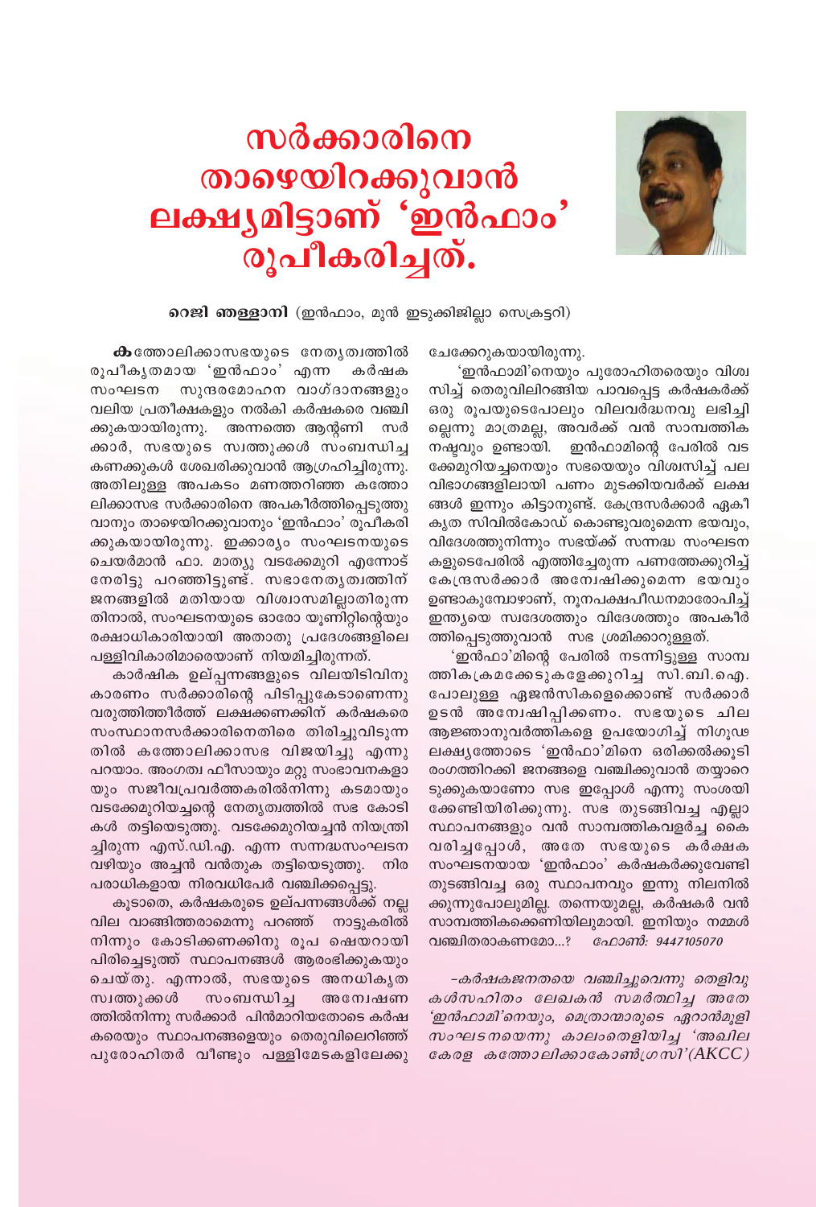# സർക്കാരിനെ താഴെയിറക്കുവാൻ ലക്ഷ്യമിട്ടാണ് 'ഇൻഫാം' രൂപീകരിച്ചത്.

**റെജി ഞള്ളാനി** (ഇൻഫാം, മുൻ ഇടുക്കിജില്ലാ സെക്രട്ടറി)

**ക**ത്തോലിക്കാസഭയുടെ നേതൃത്വത്തിൽ രൂപീകൃതമായ 'ഇൻഫാം' എന്ന കർഷക സംഘടന സുന്ദരമോഹന വാഗ്ദാനങ്ങളും വലിയ പ്രതീക്ഷകളും നൽകി കർഷകരെ വഞ്ചിക്കുകയായിരുന്നു. അന്നത്തെ ആന്റണി സർക്കാർ, സഭയുടെ സ്വത്തുക്കൾ സംബന്ധിച്ച കണക്കുകൾ ശേഖരിക്കുവാൻ ആഗ്രഹിച്ചിരുന്നു. അതിലുള്ള അപകടം മണത്തറിഞ്ഞ കത്തോലിക്കാസഭ സർക്കാരിനെ അപകീർത്തിപ്പെടുത്തുവാനും താഴെയിറക്കുവാനും 'ഇൻഫാം' രൂപീകരിക്കുകയായിരുന്നു. ഇക്കാര്യം സംഘടനയുടെ ചെയർമാൻ ഫാ. മാത്യു വടക്കേമുറി എന്നോട് നേരിട്ടു പറഞ്ഞിട്ടുണ്ട്. സഭാനേതൃത്വത്തിന് ജനങ്ങളിൽ മതിയായ വിശ്വാസമില്ലാതിരുന്നതിനാൽ, സംഘടനയുടെ ഓരോ യൂണിറ്റിന്റെയും രക്ഷാധികാരിയായി അതാതു പ്രദേശങ്ങളിലെ പള്ളിവികാരിമാരെയാണ് നിയമിച്ചിരുന്നത്.

കാർഷിക ഉല്പ്പന്നങ്ങളുടെ വിലയിടിവിനു കാരണം സർക്കാരിന്റെ പിടിപ്പുകേടാണെന്നു വരുത്തിത്തീർത്ത് ലക്ഷക്കണക്കിന് കർഷകരെ സംസ്ഥാനസർക്കാരിനെതിരെ തിരിച്ചുവിടുന്നതിൽ കത്തോലിക്കാസഭ വിജയിച്ചു എന്നു പറയാം. അംഗത്വ ഫീസായും മറ്റു സംഭാവനകളായും സജീവപ്രവർത്തകരിൽനിന്നു കടമായും വടക്കേമുറിയച്ചന്റെ നേതൃത്വത്തിൽ സഭ കോടികൾ തട്ടിയെടുത്തു. വടക്കേമുറിയച്ചൻ നിയന്ത്രിച്ചിരുന്ന എസ്.ഡി.എ. എന്ന സന്നദ്ധസംഘടന വഴിയും അച്ചൻ വൻതുക തട്ടിയെടുത്തു. നിരപരാധികളായ നിരവധിപേർ വഞ്ചിക്കപ്പെട്ടു.

കൂടാതെ, കർഷകരുടെ ഉല്പന്നങ്ങൾക്ക് നല്ല വില വാങ്ങിത്തരാമെന്നു പറഞ്ഞ് നാട്ടുകരിൽ നിന്നും കോടിക്കണക്കിനു രൂപ ഷെയറായി പിരിച്ചെടുത്ത് സ്ഥാപനങ്ങൾ ആരംഭിക്കുകയും ചെയ്തു. എന്നാൽ, സഭയുടെ അനധികൃത സ്വത്തുക്കൾ സംബന്ധിച്ച അന്വേഷണത്തിൽനിന്നു സർക്കാർ പിൻമാറിയതോടെ കർഷകരെയും സ്ഥാപനങ്ങളെയും തെരുവിലെറിഞ്ഞ് പുരോഹിതർ വീണ്ടും പള്ളിമേടകളിലേക്കു ചേക്കേറുകയായിരുന്നു.

'ഇൻഫാമി'നെയും പുരോഹിതരെയും വിശ്വസിച്ച് തെരുവിലിറങ്ങിയ പാവപ്പെട്ട കർഷകർക്ക് ഒരു രൂപയുടെപോലും വിലവർദ്ധനവു ലഭിച്ചില്ലെന്നു മാത്രമല്ല, അവർക്ക് വൻ സാമ്പത്തിക നഷ്ടവും ഉണ്ടായി. ഇൻഫാമിന്റെ പേരിൽ വടക്കേമുറിയച്ചനെയും സഭയെയും വിശ്വസിച്ച് പല വിഭാഗങ്ങളിലായി പണം മുടക്കിയവർക്ക് ലക്ഷങ്ങൾ ഇന്നും കിട്ടാനുണ്ട്. കേന്ദ്രസർക്കാർ ഏകീകൃത സിവിൽകോഡ് കൊണ്ടുവരുമെന്ന ഭയവും, വിദേശത്തുനിന്നും സഭയ്ക്ക് സന്നദ്ധ സംഘടനകളുടെപേരിൽ എത്തിച്ചേരുന്ന പണത്തേക്കുറിച്ച് കേന്ദ്രസർക്കാർ അന്വേഷിക്കുമെന്ന ഭയവും ഉണ്ടാകുമ്പോഴാണ്, ന്യൂനപക്ഷപീഡനമാരോപിച്ച് ഇന്ത്യയെ സ്വദേശത്തും വിദേശത്തും അപകീർത്തിപ്പെടുത്തുവാൻ സഭ ശ്രമിക്കാറുള്ളത്.

'ഇൻഫാ'മിന്റെ പേരിൽ നടന്നിട്ടുള്ള സാമ്പത്തികക്രമക്കേടുകളേക്കുറിച്ച സി.ബി.ഐ. പോലുള്ള ഏജൻസികളെക്കൊണ്ട് സർക്കാർ ഉടൻ അന്വേഷിപ്പിക്കണം. സഭയുടെ ചില ആജ്ഞാനുവർത്തികളെ ഉപയോഗിച്ച് നിഗൂഢലക്ഷ്യത്തോടെ 'ഇൻഫാ'മിനെ ഒരിക്കൽക്കൂടി രംഗത്തിറക്കി ജനങ്ങളെ വഞ്ചിക്കുവാൻ തയ്യാറെടുക്കുകയാണോ സഭ ഇപ്പോൾ എന്നു സംശയിക്കേണ്ടിയിരിക്കുന്നു. സഭ തുടങ്ങിവച്ച എല്ലാ സ്ഥാപനങ്ങളും വൻ സാമ്പത്തികവളർച്ച കൈവരിച്ചപ്പോൾ, അതേ സഭയുടെ കർഷക സംഘടനയായ 'ഇൻഫാം' കർഷകർക്കുവേണ്ടി തുടങ്ങിവച്ച ഒരു സ്ഥാപനവും ഇന്നു നിലനിൽക്കുന്നുപോലുമില്ല. തന്നെയുമല്ല, കർഷകർ വൻ സാമ്പത്തികക്കെണിയിലുമായി. ഇനിയും നമ്മൾ വഞ്ചിതരാകണമോ...? *ഫോൺ: 9447105070*

*-കർഷകജനതയെ വഞ്ചിച്ചുവെന്നു തെളിവു കൾസഹിതം ലേഖകൻ സമർത്ഥിച്ച അതേ 'ഇൻഫാമി'നെയും, മെത്രാന്മാരുടെ ഏറാൻമൂളി സംഘടനയെന്നു കാലംതെളിയിച്ച 'അഖില കേരള കത്തോലിക്കാകോൺഗ്രസി'(AKCC)*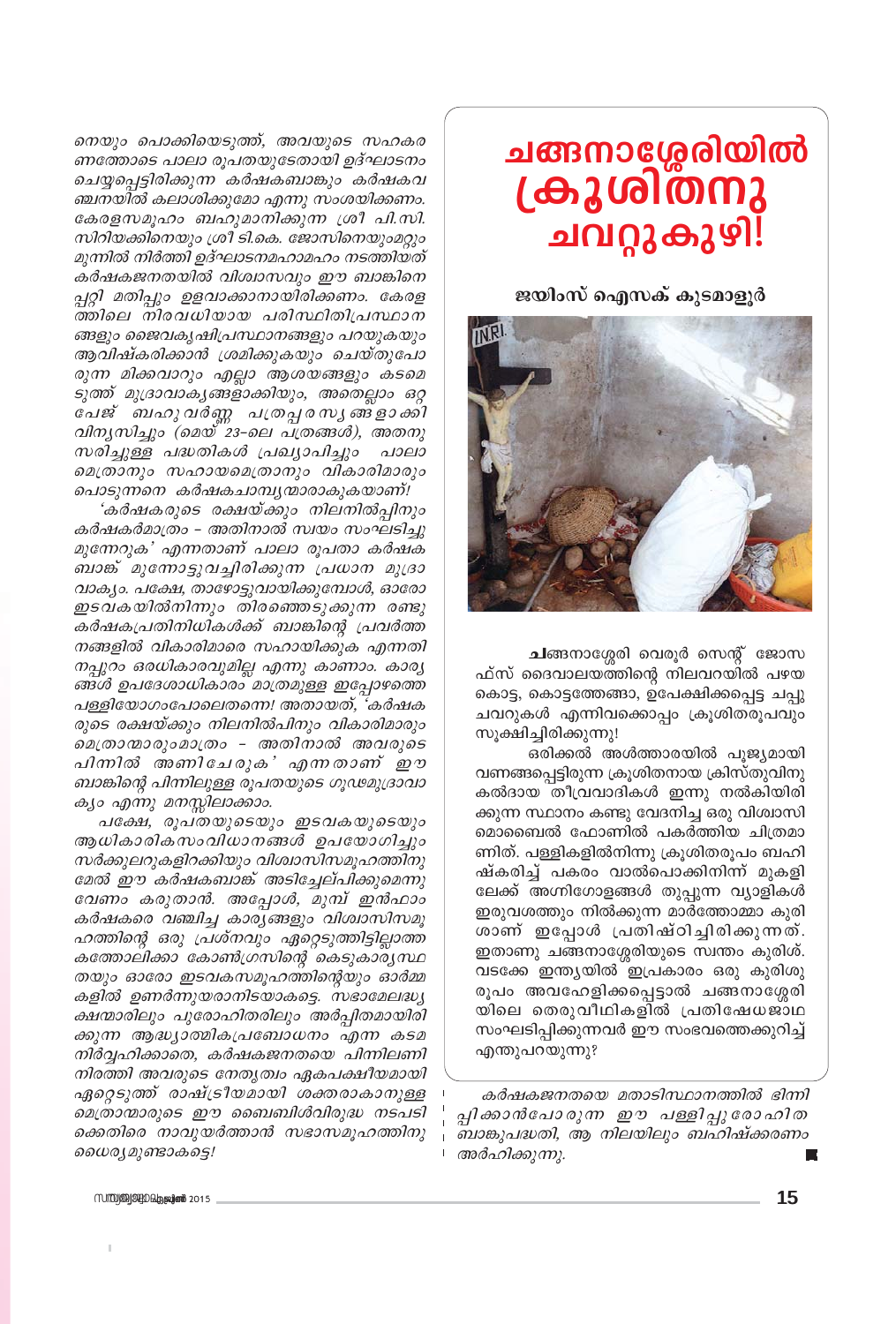നെയും പൊക്കിയെടുത്ത്, അവയുടെ സഹകരണത്തോടെ പാലാ രൂപതയുടേതായി ഉദ്ഘാടനം ചെയ്യപ്പെട്ടിരിക്കുന്ന കർഷകബാങ്കും കർഷകവഞ്ചനയിൽ കലാശിക്കുമോ എന്നു സംശയിക്കണം. കേരളസമൂഹം ബഹുമാനിക്കുന്ന ശ്രീ പി.സി. സിറിയക്കിനെയും ശ്രീ ടി.കെ. ജോസിനെയുംമറ്റും മുന്നിൽ നിർത്തി ഉദ്ഘാടനമഹാമഹം നടത്തിയത് കർഷകജനതയിൽ വിശ്വാസവും ഈ ബാങ്കിനെപ്പറ്റി മതിപ്പും ഉളവാക്കാനായിരിക്കണം. കേരളത്തിലെ നിരവധിയായ പരിസ്ഥിതിപ്രസ്ഥാനങ്ങളും ജൈവകൃഷിപ്രസ്ഥാനങ്ങളും പറയുകയും ആവിഷ്കരിക്കാൻ ശ്രമിക്കുകയും ചെയ്തുപോരുന്ന മിക്കവാറും എല്ലാ ആശയങ്ങളും കടമെടുത്ത് മുദ്രാവാക്യങ്ങളാക്കിയും, അതെല്ലാം ഒറ്റ പേജ് ബഹുവർണ്ണ പത്രപരസ്യങ്ങളാക്കി വിന്യസിച്ചും (മെയ് 23-ലെ പത്രങ്ങൾ), അതനുസരിച്ചുള്ള പദ്ധതികൾ പ്രഖ്യാപിച്ചും പാലാ മെത്രാനും സഹായമെത്രാനും വികാരിമാരും പൊടുന്നനെ കർഷകചാമ്പ്യന്മാരാകുകയാണ്!

'കർഷകരുടെ രക്ഷയ്ക്കും നിലനിൽപ്പിനും കർഷകർമാത്രം - അതിനാൽ സ്വയം സംഘടിച്ചു മുന്നേറുക' എന്നതാണ് പാലാ രൂപതാ കർഷക ബാങ്ക് മുന്നോട്ടുവച്ചിരിക്കുന്ന പ്രധാന മുദ്രാവാക്യം. പക്ഷേ, താഴേട്ടുവായിക്കുമ്പോൾ, ഓരോ ഇടവകയിൽനിന്നും തിരഞ്ഞെടുക്കുന്ന രണ്ടു കർഷകപ്രതിനിധികൾക്ക് ബാങ്കിന്റെ പ്രവർത്തനങ്ങളിൽ വികാരിമാരെ സഹായിക്കുക എന്നതിനപ്പുറം ഒരധികാരവുമില്ല എന്നു കാണാം. കാര്യങ്ങൾ ഉപദേശാധികാരം മാത്രമുള്ള ഇപ്പോഴത്തെ പള്ളിയോഗംപോലെതന്നെ! അതായത്, 'കർഷകരുടെ രക്ഷയ്ക്കും നിലനിൽപിനും വികാരിമാരും മെത്രാന്മാരുംമാത്രം - അതിനാൽ അവരുടെ പിന്നിൽ അണിചേരുക' എന്നതാണ് ഈ ബാങ്കിന്റെ പിന്നിലുള്ള രൂപതയുടെ ഗൂഢമുദ്രാവാക്യം എന്നു മനസ്സിലാക്കാം.

പക്ഷേ, രൂപതയുടെയും ഇടവകയുടെയും ആധികാരികസംവിധാനങ്ങൾ ഉപയോഗിച്ചും സർക്കുലറുകളിറക്കിയും വിശ്വാസിസമൂഹത്തിനു മേൽ ഈ കർഷകബാങ്ക് അടിച്ചേല്പിക്കുമെന്നു വേണം കരുതാൻ. അപ്പോൾ, മുമ്പ് ഇൻഫാം കർഷകരെ വഞ്ചിച്ച കാര്യങ്ങളും വിശ്വാസിസമൂഹത്തിന്റെ ഒരു പ്രശ്നവും ഏറ്റെടുത്തിട്ടില്ലാത്ത കത്തോലിക്കാ കോൺഗ്രസിന്റെ കെടുകാര്യസ്ഥതയും ഓരോ ഇടവകസമൂഹത്തിന്റെയും ഓർമ്മകളിൽ ഉണർന്നുയരാനിടയാകട്ടെ. സഭാമേലദ്ധ്യക്ഷന്മാരിലും പുരോഹിതരിലും അർപ്പിതമായിരിക്കുന്ന ആദ്ധ്യാത്മികപ്രബോധനം എന്ന കടമ നിർവ്വഹിക്കാതെ, കർഷകജനതയെ പിന്നിലണിനിരത്തി അവരുടെ നേതൃത്വം ഏകപക്ഷീയമായി ഏറ്റെടുത്ത് രാഷ്ട്രീയമായി ശക്തരാകാനുള്ള മെത്രാന്മാരുടെ ഈ ബൈബിൾവിരുദ്ധ നടപടിക്കെതിരെ നാവുയർത്താൻ സഭാസമൂഹത്തിനു ധൈര്യമുണ്ടാകട്ടെ!

*കർഷകജനതയെ മതാടിസ്ഥാനത്തിൽ ഭിന്നിപ്പിക്കാൻപോരുന്ന ഈ പള്ളിപ്പുരോഹിത ബാങ്കുപദ്ധതി, ആ നിലയിലും ബഹിഷ്ക്കരണം അർഹിക്കുന്നു.*

# ചങ്ങനാശ്ശേരിയിൽ ക്രൂശിതനു ചവറ്റുകുഴി!

**ജയിംസ് ഐസക് കുടമാളൂർ**

ചങ്ങനാശ്ശേരി വെരൂർ സെന്റ് ജോസഫ്സ് ദൈവാലയത്തിന്റെ നിലവറയിൽ പഴയ കൊട്ട, കൊട്ടത്തേങ്ങാ, ഉപേക്ഷിക്കപ്പെട്ട ചപ്പുചവറുകൾ എന്നിവക്കൊപ്പം ക്രൂശിതരൂപവും സൂക്ഷിച്ചിരിക്കുന്നു!

ഒരിക്കൽ അൾത്താരയിൽ പൂജ്യമായി വണങ്ങപ്പെട്ടിരുന്ന ക്രൂശിതനായ ക്രിസ്തുവിനു കൽദായ തീവ്രവാദികൾ ഇന്നു നൽകിയിരിക്കുന്ന സ്ഥാനം കണ്ടു വേദനിച്ച ഒരു വിശ്വാസി മൊബൈൽ ഫോണിൽ പകർത്തിയ ചിത്രമാണിത്. പള്ളികളിൽനിന്നു ക്രൂശിതരൂപം ബഹിഷ്കരിച്ച് പകരം വാൽപൊക്കിനിന്ന് മുകളിലേക്ക് അഗ്നിഗോളങ്ങൾ തുപ്പുന്ന വ്യാളികൾ ഇരുവശത്തും നിൽക്കുന്ന മാർത്തോമ്മാ കുരിശാണ് ഇപ്പോൾ പ്രതിഷ്ഠിച്ചിരിക്കുന്നത്. ഇതാണു ചങ്ങനാശ്ശേരിയുടെ സ്വന്തം കുരിശ്. വടക്കേ ഇന്ത്യയിൽ ഇപ്രകാരം ഒരു കുരിശുരൂപം അവഹേളിക്കപ്പെട്ടാൽ ചങ്ങനാശ്ശേരിയിലെ തെരുവീഥികളിൽ പ്രതിഷേധജാഥ സംഘടിപ്പിക്കുന്നവർ ഈ സംഭവത്തെക്കുറിച്ച് എന്തുപറയുന്നു?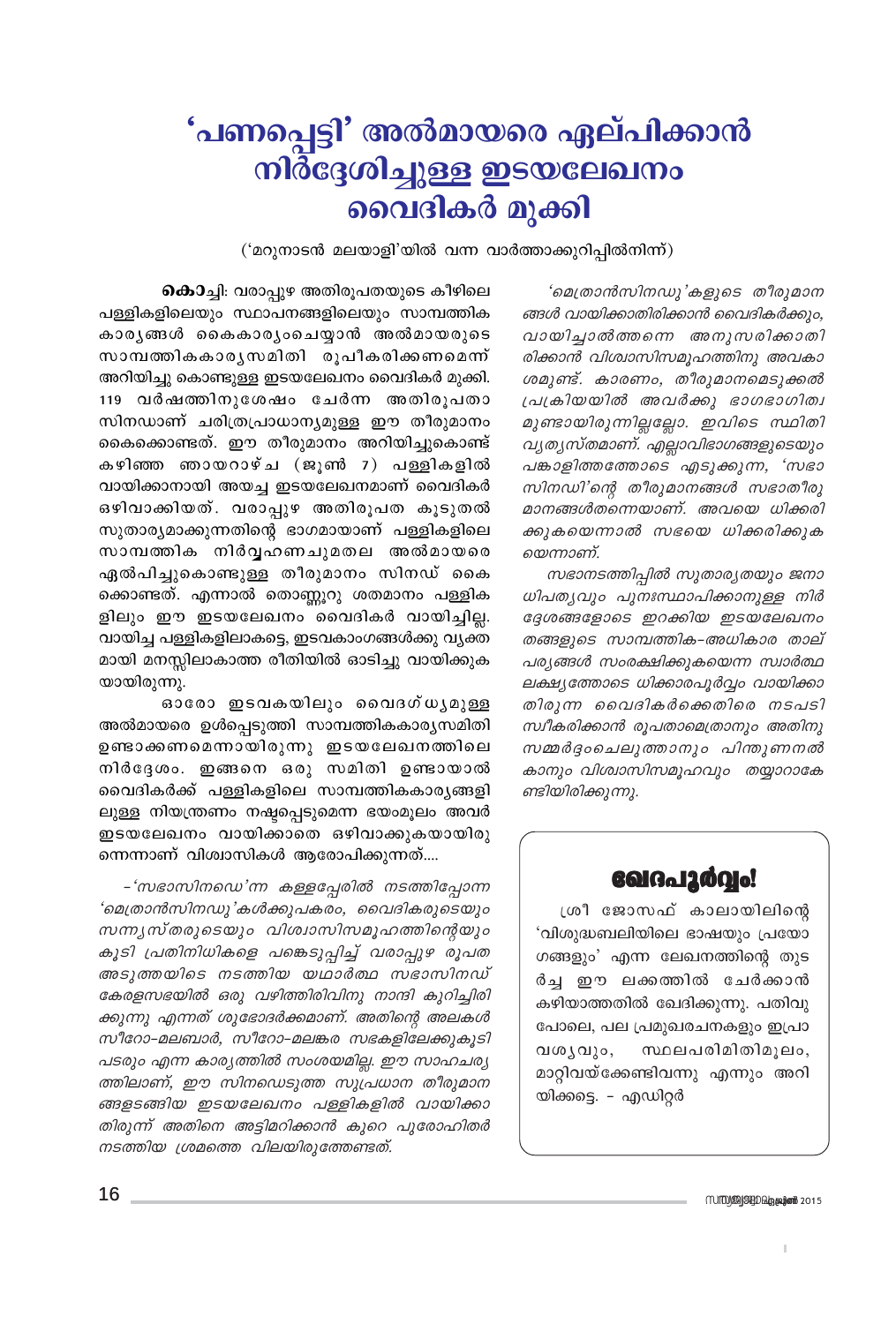# 'പണപ്പെട്ടി' അൽമായരെ ഏല്പിക്കാൻ നിർദ്ദേശിച്ചുള്ള ഇടയലേഖനം വൈദികർ മുക്കി

('മറുനാടൻ മലയാളി'യിൽ വന്ന വാർത്താക്കുറിപ്പിൽനിന്ന്)

**കൊ**ച്ചി: വരാപ്പുഴ അതിരൂപതയുടെ കീഴിലെ പള്ളികളിലെയും സ്ഥാപനങ്ങളിലെയും സാമ്പത്തിക കാര്യങ്ങൾ കൈകാര്യംചെയ്യാൻ അൽമായരുടെ സാമ്പത്തികകാര്യസമിതി രൂപീകരിക്കണമെന്ന് അറിയിച്ചു കൊണ്ടുള്ള ഇടയലേഖനം വൈദികർ മുക്കി. 119 വർഷത്തിനുശേഷം ചേർന്ന അതിരൂപതാ സിനഡാണ് ചരിത്രപ്രാധാന്യമുള്ള ഈ തീരുമാനം കൈക്കൊണ്ടത്. ഈ തീരുമാനം അറിയിച്ചുകൊണ്ട് കഴിഞ്ഞ ഞായറാഴ്ച (ജൂൺ 7) പള്ളികളിൽ വായിക്കാനായി അയച്ച ഇടയലേഖനമാണ് വൈദികർ ഒഴിവാക്കിയത്. വരാപ്പുഴ അതിരൂപത കൂടുതൽ സുതാര്യമാക്കുന്നതിന്റെ ഭാഗമായാണ് പള്ളികളിലെ സാമ്പത്തിക നിർവ്വഹണചുമതല അൽമായരെ ഏൽപിച്ചുകൊണ്ടുള്ള തീരുമാനം സിനഡ് കൈക്കൊണ്ടത്. എന്നാൽ തൊണ്ണൂറു ശതമാനം പള്ളികളിലും ഈ ഇടയലേഖനം വൈദികർ വായിച്ചില്ല. വായിച്ച പള്ളികളിലാകട്ടെ, ഇടവകാംഗങ്ങൾക്കു വ്യക്തമായി മനസ്സിലാകാത്ത രീതിയിൽ ഓടിച്ചു വായിക്കുകയായിരുന്നു.

ഓരോ ഇടവകയിലും വൈദഗ്ധ്യമുള്ള അൽമായരെ ഉൾപ്പെടുത്തി സാമ്പത്തികകാര്യസമിതി ഉണ്ടാക്കണമെന്നായിരുന്നു ഇടയലേഖനത്തിലെ നിർദ്ദേശം. ഇങ്ങനെ ഒരു സമിതി ഉണ്ടായാൽ വൈദികർക്ക് പള്ളികളിലെ സാമ്പത്തികകാര്യങ്ങളിലുള്ള നിയന്ത്രണം നഷ്ടപ്പെടുമെന്ന ഭയംമൂലം അവർ ഇടയലേഖനം വായിക്കാതെ ഒഴിവാക്കുകയായിരുന്നെന്നാണ് വിശ്വാസികൾ ആരോപിക്കുന്നത്....

*-'സഭാസിനഡെ'ന്ന കള്ളപ്പേരിൽ നടത്തിപ്പോന്ന 'മെത്രാൻസിനഡു'കൾക്കുപകരം, വൈദികരുടെയും സന്ന്യസ്തരുടെയും വിശ്വാസിസമൂഹത്തിന്റെയും കൂടി പ്രതിനിധികളെ പങ്കെടുപ്പിച്ച് വരാപ്പുഴ രൂപത അടുത്തയിടെ നടത്തിയ യഥാർത്ഥ സഭാസിനഡ് കേരളസഭയിൽ ഒരു വഴിത്തിരിവിനു നാന്ദി കുറിച്ചിരിക്കുന്നു എന്നത് ശുഭോദർക്കമാണ്. അതിന്റെ അലകൾ സീറോ-മലബാർ, സീറോ-മലങ്കര സഭകളിലേക്കുകൂടി പടരും എന്ന കാര്യത്തിൽ സംശയമില്ല. ഈ സാഹചര്യത്തിലാണ്, ഈ സിനഡെടുത്ത സുപ്രധാന തീരുമാനങ്ങളടങ്ങിയ ഇടയലേഖനം പള്ളികളിൽ വായിക്കാതിരുന്ന് അതിനെ അട്ടിമറിക്കാൻ കുറെ പുരോഹിതർ നടത്തിയ ശ്രമത്തെ വിലയിരുത്തേണ്ടത്.*

*'മെത്രാൻസിനഡു'കളുടെ തീരുമാനങ്ങൾ വായിക്കാതിരിക്കാൻ വൈദികർക്കും, വായിച്ചാൽത്തന്നെ അനുസരിക്കാതിരിക്കാൻ വിശ്വാസിസമൂഹത്തിനു അവകാശമുണ്ട്. കാരണം, തീരുമാനമെടുക്കൽ പ്രക്രിയയിൽ അവർക്കു ഭാഗഭാഗിത്വമുണ്ടായിരുന്നില്ലല്ലോ. ഇവിടെ സ്ഥിതി വ്യത്യസ്തമാണ്. എല്ലാവിഭാഗങ്ങളുടെയും പങ്കാളിത്തത്തോടെ എടുക്കുന്ന, 'സഭാസിനഡി'ന്റെ തീരുമാനങ്ങൾ സഭാതീരുമാനങ്ങൾതന്നെയാണ്. അവയെ ധിക്കരിക്കുകയെന്നാൽ സഭയെ ധിക്കരിക്കുകയെന്നാണ്.*

*സഭാനടത്തിപ്പിൽ സുതാര്യതയും ജനാധിപത്യവും പുനഃസ്ഥാപിക്കാനുള്ള നിർദ്ദേശങ്ങളോടെ ഇറക്കിയ ഇടയലേഖനം തങ്ങളുടെ സാമ്പത്തിക-അധികാര താല്പര്യങ്ങൾ സംരക്ഷിക്കുകയെന്ന സ്വാർത്ഥലക്ഷ്യത്തോടെ ധിക്കാരപൂർവ്വം വായിക്കാതിരുന്ന വൈദികർക്കെതിരെ നടപടി സ്വീകരിക്കാൻ രൂപതാമെത്രാനും അതിനു സമ്മർദ്ദംചെലുത്താനും പിന്തുണനൽകാനും വിശ്വാസിസമൂഹവും തയ്യാറാകേണ്ടിയിരിക്കുന്നു.*

## ഖേദപൂർവ്വം!

ശ്രീ ജോസഫ് കാലായിലിന്റെ 'വിശുദ്ധബലിയിലെ ഭാഷയും പ്രയോഗങ്ങളും' എന്ന ലേഖനത്തിന്റെ തുടർച്ച ഈ ലക്കത്തിൽ ചേർക്കാൻ കഴിയാത്തതിൽ ഖേദിക്കുന്നു. പതിവുപോലെ, പല പ്രമുഖരചനകളും ഇപ്രാവശ്യവും, സ്ഥലപരിമിതിമൂലം, മാറ്റിവയ്ക്കേണ്ടിവന്നു എന്നും അറിയിക്കട്ടെ. - എഡിറ്റർ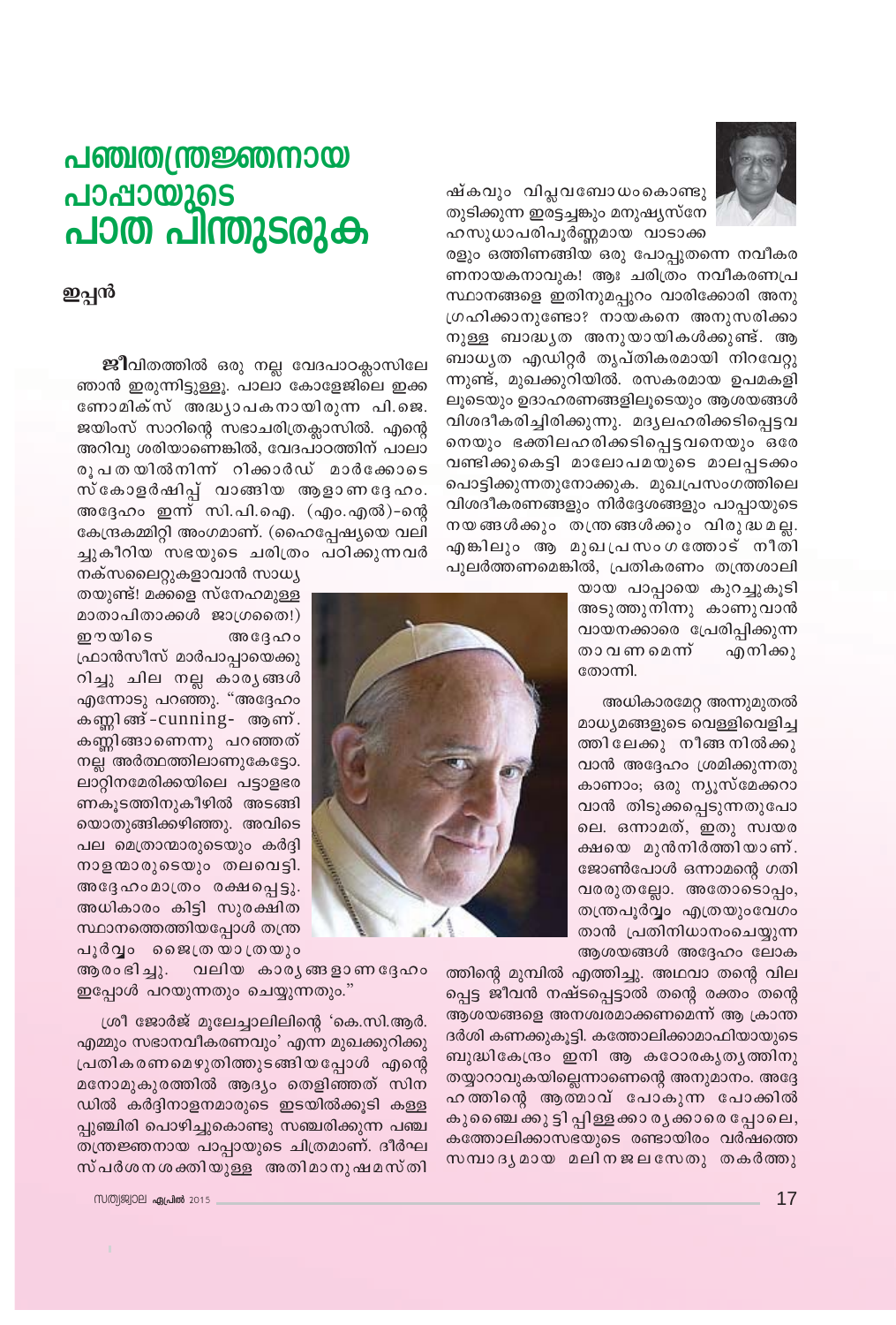# പഞ്ചതന്ത്രജ്ഞനായ പാപ്പായുടെ പാത പിന്തുടരുക

**ഇപ്പൻ**

**ജീ**വിതത്തിൽ ഒരു നല്ല വേദപാഠക്ലാസിലേ ഞാൻ ഇരുന്നിട്ടുള്ളൂ. പാലാ കോളേജിലെ ഇക്കണോമിക്സ് അദ്ധ്യാപകനായിരുന്ന പി.ജെ. ജയിംസ് സാറിന്റെ സഭാചരിത്രക്ലാസിൽ. എന്റെ അറിവു ശരിയാണെങ്കിൽ, വേദപാഠത്തിന് പാലാ രൂപതയിൽനിന്ന് റിക്കാർഡ് മാർക്കോടെ സ്കോളർഷിപ്പ് വാങ്ങിയ ആളാണദ്ദേഹം. അദ്ദേഹം ഇന്ന് സി.പി.ഐ. (എം.എൽ)-ന്റെ കേന്ദ്രകമ്മിറ്റി അംഗമാണ്. (ഹൈപ്പേഷ്യയെ വലിച്ചുകീറിയ സഭയുടെ ചരിത്രം പഠിക്കുന്നവർ നക്സലൈറ്റുകളാവാൻ സാധ്യതയുണ്ട്! മക്കളെ സ്നേഹമുള്ള മാതാപിതാക്കൾ ജാഗ്രതൈ!) ഈയിടെ അദ്ദേഹം ഫ്രാൻസീസ് മാർപാപ്പായെക്കുറിച്ചു ചില നല്ല കാര്യങ്ങൾ എന്നോടു പറഞ്ഞു. "അദ്ദേഹം കണ്ണിങ്ങ്-cunning- ആണ്. കണ്ണിങ്ങാണെന്നു പറഞ്ഞത് നല്ല അർത്ഥത്തിലാണുകേട്ടോ. ലാറ്റിനമേരിക്കയിലെ പട്ടാളഭരണകൂടത്തിനുകീഴിൽ അടങ്ങിയൊതുങ്ങിക്കഴിഞ്ഞു. അവിടെ പല മെത്രാന്മാരുടെയും കർദ്ദിനാളന്മാരുടെയും തലവെട്ടി. അദ്ദേഹംമാത്രം രക്ഷപ്പെട്ടു. അധികാരം കിട്ടി സുരക്ഷിതസ്ഥാനത്തെത്തിയപ്പോൾ തന്ത്രപൂർവ്വം ജൈത്രയാത്രയും ആരംഭിച്ചു. വലിയ കാര്യങ്ങളാണദ്ദേഹം ഇപ്പോൾ പറയുന്നതും ചെയ്യുന്നതും."

ശ്രീ ജോർജ് മൂലേച്ചാലിലിന്റെ 'കെ.സി.ആർ. എമ്മും സഭാനവീകരണവും' എന്ന മുഖക്കുറിക്കു പ്രതികരണമെഴുതിത്തുടങ്ങിയപ്പോൾ എന്റെ മനോമുകുരത്തിൽ ആദ്യം തെളിഞ്ഞത് സിനഡിൽ കർദ്ദിനാളന്മാരുടെ ഇടയിൽക്കൂടി കള്ളപ്പുഞ്ചിരി പൊഴിച്ചുകൊണ്ടു സഞ്ചരിക്കുന്ന പഞ്ചതന്ത്രജ്ഞനായ പാപ്പായുടെ ചിത്രമാണ്. ദീർഘസ്പർശനശക്തിയുള്ള അതിമാനുഷമസ്തിഷ്കവും വിപ്ലവബോധംകൊണ്ടു തുടിക്കുന്ന ഇരട്ടച്ചങ്കും മനുഷ്യസ്നേഹസുധാപരിപൂർണ്ണമായ വാടാക്കരളും ഒത്തിണങ്ങിയ ഒരു പോപ്പുതന്നെ നവീകരണനായകനാവുക! ആഃ ചരിത്രം നവീകരണപ്രസ്ഥാനങ്ങളെ ഇതിനുമപ്പുറം വാരിക്കോരി അനുഗ്രഹിക്കാനുണ്ടോ? നായകനെ അനുസരിക്കാനുള്ള ബാദ്ധ്യത അനുയായികൾക്കുണ്ട്. ആ ബാധ്യത എഡിറ്റർ തൃപ്തികരമായി നിറവേറ്റുന്നുണ്ട്, മുഖക്കുറിയിൽ. രസകരമായ ഉപമകളിലൂടെയും ഉദാഹരണങ്ങളിലൂടെയും ആശയങ്ങൾ വിശദീകരിച്ചിരിക്കുന്നു. മദ്യലഹരിക്കടിപ്പെട്ടവനെയും ഭക്തിലഹരിക്കടിപ്പെട്ടവനെയും ഒരേ വണ്ടിക്കുകെട്ടി മാലോപമയുടെ മാലപ്പടക്കം പൊട്ടിക്കുന്നതുനോക്കുക. മുഖപ്രസംഗത്തിലെ വിശദീകരണങ്ങളും നിർദ്ദേശങ്ങളും പാപ്പായുടെ നയങ്ങൾക്കും തന്ത്രങ്ങൾക്കും വിരുദ്ധമല്ല. എങ്കിലും ആ മുഖപ്രസംഗത്തോട് നീതി പുലർത്തണമെങ്കിൽ, പ്രതികരണം തന്ത്രശാലിയായ പാപ്പായെ കുറച്ചുകൂടി അടുത്തുനിന്നു കാണുവാൻ വായനക്കാരെ പ്രേരിപ്പിക്കുന്നതാവണമെന്ന് എനിക്കു തോന്നി.

അധികാരമേറ്റ അന്നുമുതൽ മാധ്യമങ്ങളുടെ വെള്ളിവെളിച്ചത്തിലേക്കു നീങ്ങനിൽക്കുവാൻ അദ്ദേഹം ശ്രമിക്കുന്നതു കാണാം; ഒരു ന്യൂസ്മേക്കറാവാൻ തിടുക്കപ്പെടുന്നതുപോലെ. ഒന്നാമത്, ഇതു സ്വയരക്ഷയെ മുൻനിർത്തിയാണ്. ജോൺപോൾ ഒന്നാമന്റെ ഗതി വരരുതല്ലോ. അതോടൊപ്പം, തന്ത്രപൂർവ്വം എത്രയുംവേഗം താൻ പ്രതിനിധാനംചെയ്യുന്ന ആശയങ്ങൾ അദ്ദേഹം ലോകത്തിന്റെ മുമ്പിൽ എത്തിച്ചു. അഥവാ തന്റെ വിലപ്പെട്ട ജീവൻ നഷ്ടപ്പെട്ടാൽ തന്റെ രക്തം തന്റെ ആശയങ്ങളെ അനശ്വരമാക്കണമെന്ന് ആ ക്രാന്തദർശി കണക്കുകൂട്ടി. കത്തോലിക്കാമാഫിയായുടെ ബുദ്ധികേന്ദ്രം ഇനി ആ കഠോരകൃത്യത്തിനു തയ്യാറാവുകയില്ലെന്നാണെന്റെ അനുമാനം. അദ്ദേഹത്തിന്റെ ആത്മാവ് പോകുന്ന പോക്കിൽ കുഞ്ഞെക്കുട്ടിപ്പിള്ളക്കാരെ പോലെ, കത്തോലിക്കാസഭയുടെ രണ്ടായിരം വർഷത്തെ സമ്പാദ്യമായ മലിനജലസേതു തകർത്തു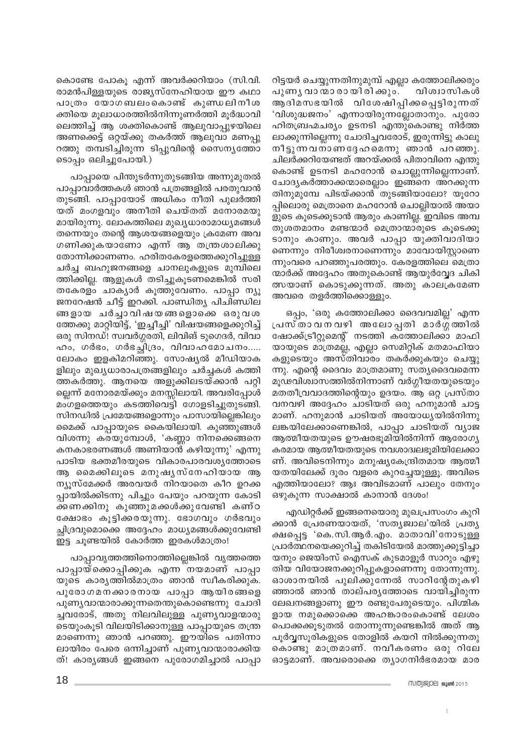കൊണ്ടേ പോകൂ എന്ന് അവർക്കറിയാം (സി.വി. രാമൻപിള്ളയുടെ രാജ്യസ്നേഹിയായ ഈ കഥാപാത്രം യോഗബലംകൊണ്ട് കുണ്ഡലിനീശക്തിയെ മൂലാധാരത്തിൽനിന്നുണർത്തി മൂർദ്ധാവിലെത്തിച്ച് ആ ശക്തികൊണ്ട് ആലുവാപ്പുഴയിലെ അണക്കെട്ട് ഒറ്റയ്ക്കു തകർത്ത് ആലുവാ മണപ്പുറത്തു തമ്പടിച്ചിരുന്ന ടിപ്പുവിന്റെ സൈന്യത്തോടൊപ്പം ഒലിച്ചുപോയി.)

പാപ്പായെ പിന്തുടർന്നുതുടങ്ങിയ അന്നുമുതൽ പാപ്പാവാർത്തകൾ ഞാൻ പത്രങ്ങളിൽ പരതുവാൻ തുടങ്ങി. പാപ്പായോട് അധികം നീതി പുലർത്തിയത് മംഗളവും അനീതി ചെയ്തത് മനോരമയുമായിരുന്നു. ലോകത്തിലെ മുഖ്യധാരാമാധ്യമങ്ങൾ തന്നെയും തന്റെ ആശയങ്ങളെയും ക്രമേണ അവഗണിക്കുകയാണോ എന്ന് ആ തന്ത്രശാലിക്കു തോന്നിക്കാണണം. ഹരിതകേരളത്തെക്കുറിച്ചുള്ള ചർച്ച ബഹുജനങ്ങളെ ചാനലുകളുടെ മുമ്പിലെത്തിക്കില്ല. ആളുകൾ തടിച്ചുകൂടണമെങ്കിൽ സരിതകേരളം ചാക്യാർ കൂത്തുവേണം. പാപ്പാ ന്യൂജനറേഷൻ ചീട്ട് ഇറക്കി. പാണ്ഡിത്യ പിചിണ്ഡിലങ്ങളായ ചർച്ചാവിഷയങ്ങളൊക്കെ ഒരുവശത്തേക്കു മാറ്റിയിട്ട്, 'ഇച്ചീച്ചി' വിഷയങ്ങളെക്കുറിച്ച് ഒരു സിനഡ്! സ്വവർഗ്ഗരതി, ലിവിങ് ടുഗെദർ, വിവാഹം, ഗർഭം, ഗർഭച്ഛിദ്രം, വിവാഹമോചനം..... ലോകം ഇളകിമറിഞ്ഞു. സോഷ്യൽ മീഡിയാകളിലും മുഖ്യധാരാപത്രങ്ങളിലും ചർച്ചകൾ കത്തിത്തകർത്തു. ആനയെ അളുക്കിലടയ്ക്കാൻ പറ്റില്ലെന്ന് മനോരമയ്ക്കും മനസ്സിലായി. അവരിപ്പോൾ മംഗളത്തെയും കടത്തിവെട്ടി ഗോളടിച്ചുതുടങ്ങി. സിനഡിൽ പ്രമേയങ്ങളൊന്നും പാസായില്ലെങ്കിലും മൈക്ക് പാപ്പായുടെ കൈയിലായി. കുഞ്ഞുങ്ങൾ വിശന്നു കരയുമ്പോൾ, 'കണ്ണാ നിനക്കെങ്ങനെ കനകാഭരണങ്ങൾ അണിയാൻ കഴിയുന്നു' എന്നു പാടിയ ഭക്തമീരയുടെ വികാരപാരവശ്യത്തോടെ ആ മൈക്കിലൂടെ മനുഷ്യസ്നേഹിയായ ആ ന്യൂസ്മേക്കർ അരവയർ നിറയാതെ കീറ ഉറക്കപ്പായിൽക്കിടന്നു പിച്ചും പേയും പറയുന്ന കോടിക്കണക്കിനു കുഞ്ഞുമക്കൾക്കുവേണ്ടി കണ്ഠക്ഷോഭം കൂട്ടിക്കരയുന്നു. ഭോഗവും ഗർഭവും ച്ഛിദ്രവുമൊക്കെ അദ്ദേഹം മാധ്യമങ്ങൾക്കുവേണ്ടി ഇട്ട ചൂണ്ടയിൽ കോർത്ത ഇരകൾമാത്രം!

പാപ്പാവൃത്തത്തിനൊത്തില്ലെങ്കിൽ വൃത്തത്തെ പാപ്പായ്ക്കൊപ്പിക്കുക എന്ന നയമാണ് പാപ്പായുടെ കാര്യത്തിൽമാത്രം ഞാൻ സ്വീകരിക്കുക. പുരോഗമനക്കാരനായ പാപ്പാ ആയിരങ്ങളെ പുണ്യവാന്മാരാക്കുന്നതെന്തുകൊണ്ടെന്നു ചോദിച്ചവരോട്, അതു നിലവിലുള്ള പുണ്യവാളന്മാരുടെയുംകൂടി വിലയിടിക്കാനുള്ള പാപ്പായുടെ തന്ത്രമാണെന്നു ഞാൻ പറഞ്ഞു. ഈയിടെ പതിന്നാലായിരം പേരെ ഒന്നിച്ചാണ് പുണ്യവാന്മാരാക്കിയത്! കാര്യങ്ങൾ ഇങ്ങനെ പുരോഗമിച്ചാൽ പാപ്പാ റിട്ടയർ ചെയ്യുന്നതിനുമുമ്പ് എല്ലാ കത്തോലിക്കരും പുണ്യവാന്മാരായിരിക്കും. വിശ്വാസികൾ ആദിമസഭയിൽ വിശേഷിപ്പിക്കപ്പെട്ടിരുന്നത് 'വിശുദ്ധജനം' എന്നായിരുന്നല്ലോതാനും. പുരോഹിതബ്രഹ്മചര്യം ഉടനടി എന്തുകൊണ്ടു നിർത്തലാക്കുന്നില്ലെന്നു ചോദിച്ചവരോട്, ഇരുന്നിട്ടു കാലു നീട്ടുന്നവനാണദ്ദേഹമെന്നു ഞാൻ പറഞ്ഞു. ചിലർക്കറിയേണ്ടത് അറയ്ക്കൽ പിതാവിനെ എന്തുകൊണ്ട് ഉടനടി മഹറോൻ ചൊല്ലുന്നില്ലെന്നാണ്. ചോദ്യകർത്താക്കന്മാരെല്ലാം ഇങ്ങനെ അറക്കുന്നതിനുമുമ്പേ പിടയ്ക്കാൻ തുടങ്ങിയാലോ? യൂറോപ്പിലൊരു മെത്രാനെ മഹറോൻ ചൊല്ലിയാൽ അയാളുടെ കൂടെക്കൂടാൻ ആരും കാണില്ല. ഇവിടെ അമ്പതുശതമാനം മണ്ടന്മാർ മെത്രാന്മാരുടെ കൂടെക്കൂടാനും കാണും. അവർ പാപ്പാ യുക്തിവാദിയാണെന്നും നിരീശ്വരനാണെന്നും മാവോയിസ്റ്റാണെന്നുംവരെ പറഞ്ഞുപരത്തും. കേരളത്തിലെ മെത്രാന്മാർക്ക് അദ്ദേഹം അതുകൊണ്ട് ആയുർവ്വേദ ചികിത്സയാണ് കൊടുക്കുന്നത്. അതു കാലക്രമേണ അവരെ തളർത്തിക്കൊള്ളും.

ഒപ്പം, 'ഒരു കത്തോലിക്കാ ദൈവവമില്ല' എന്ന പ്രസ്താവനവഴി അലോപ്പതി മാർഗ്ഗത്തിൽ ഷോക്ക്ട്രീറ്റുമെന്റ് നടത്തി കത്തോലിക്കാ മാഫിയായുടെ മാത്രമല്ല, എല്ലാ സെമിറ്റിക് മതമാഫിയാകളുടെയും അസ്തിവാരം തകർക്കുകയും ചെയ്യുന്നു. എന്റെ ദൈവം മാത്രമാണു സത്യദൈവമെന്ന മൂഢവിശ്വാസത്തിൽനിന്നാണ് വർഗ്ഗീയതയുടെയും മതതീവ്രവാദത്തിന്റെയും ഉദയം. ആ ഒറ്റ പ്രസ്താവനവഴി അദ്ദേഹം ചാടിയത് ഒരു ഹനുമാൻ ചാട്ടമാണ്. ഹനുമാൻ ചാടിയത് അയോധ്യയിൽനിന്നു ലങ്കയിലേക്കാണെങ്കിൽ, പാപ്പാ ചാടിയത് വ്യാജ ആത്മീയതയുടെ ഊഷരഭൂമിയിൽനിന്ന് ആരോഗ്യകരമായ ആത്മീയതയുടെ നവശാദ്വലഭൂമിയിലേക്കാണ്. അവിടെനിന്നും മനുഷ്യകേന്ദ്രിതമായ ആത്മീയതയിലേക്ക് ദൂരം വളരെ കുറച്ചേയുള്ളൂ. അവിടെ എത്തിയാലോ? ആഃ അവിടമാണ് പാലും തേനും ഒഴുകുന്ന സാക്ഷാൽ കാനാൻ ദേശം!

എഡിറ്റർക്ക് ഇങ്ങനെയൊരു മുഖപ്രസംഗം കുറിക്കാൻ പ്രേരണയായത്, 'സത്യജ്വാല'യിൽ പ്രത്യക്ഷപ്പെട്ട 'കെ.സി.ആർ.എം. മാതാവി'നോടുള്ള പ്രാർത്ഥനയെക്കുറിച്ച് തകിടിയേൽ മാത്തുക്കുട്ടിച്ചായനും ജെയിംസ് ഐസക് കുടമാളൂർ സാറും എഴുതിയ വിയോജനക്കുറിപ്പുകളാണെന്നു തോന്നുന്നു. ഓശാനയിൽ പുലിക്കുന്നേൽ സാറിന്റേതുകഴിഞ്ഞാൽ ഞാൻ താല്പര്യത്തോടെ വായിച്ചിരുന്ന ലേഖനങ്ങളാണു ഈ രണ്ടുപേരുടെയും. പിഗ്മികളായ നമുക്കൊക്കെ അഹങ്കാരംകൊണ്ട് ലേശം പൊക്കക്കൂടുതൽ തോന്നുന്നുണ്ടെങ്കിൽ അത് ആ പൂർവ്വസൂരികളുടെ തോളിൽ കയറി നിൽക്കുന്നതുകൊണ്ടു മാത്രമാണ്. നവീകരണം ഒരു റിലേ ഓട്ടമാണ്. അവരൊക്കെ ത്യാഗനിർഭരമായ മാര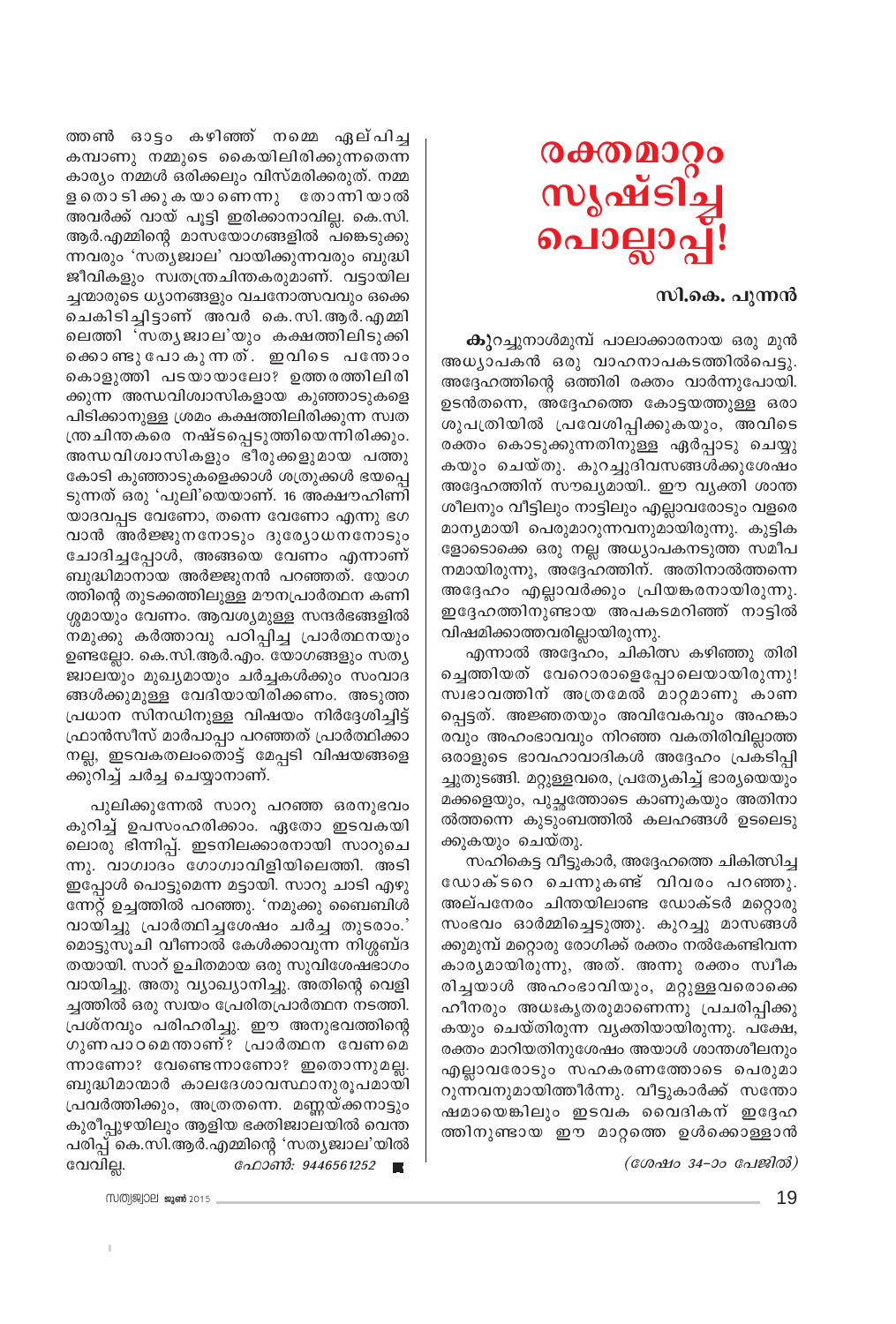ത്തൺ ഓട്ടം കഴിഞ്ഞ് നമ്മെ ഏല്പിച്ച കമ്പാണു നമ്മുടെ കൈയിലിരിക്കുന്നതെന്ന കാര്യം നമ്മൾ ഒരിക്കലും വിസ്മരിക്കരുത്. നമ്മളതൊടിക്കുകയാണെന്നു തോന്നിയാൽ അവർക്ക് വായ് പൂട്ടി ഇരിക്കാനാവില്ല. കെ.സി. ആർ.എമ്മിന്റെ മാസയോഗങ്ങളിൽ പങ്കെടുക്കുന്നവരും 'സത്യജ്വാല' വായിക്കുന്നവരും ബുദ്ധിജീവികളും സ്വതന്ത്രചിന്തകരുമാണ്. വട്ടായിലച്ചന്മാരുടെ ധ്യാനങ്ങളും വചനോത്സവവും ഒക്കെ ചെകിടിച്ചിട്ടാണ് അവർ കെ.സി.ആർ.എമ്മിലെത്തി 'സത്യജ്വാല'യും കക്ഷത്തിലിടുക്കിക്കൊണ്ടുപോകുന്നത്. ഇവിടെ പന്തോം കൊളുത്തി പടയായോലോ? ഉത്തരത്തിലിരിക്കുന്ന അന്ധവിശ്വാസികളായ കുഞ്ഞാടുകളെ പിടിക്കാനുള്ള ശ്രമം കക്ഷത്തിലിരിക്കുന്ന സ്വതന്ത്രചിന്തകരെ നഷ്ടപ്പെടുത്തിയെന്നിരിക്കും. അന്ധവിശ്വാസികളും ഭീരുക്കളുമായ പത്തുകോടി കുഞ്ഞാടുകളെക്കാൾ ശത്രുക്കൾ ഭയപ്പെടുന്നത് ഒരു 'പുലി'യെയാണ്. 16 അക്ഷൗഹിണി യാദവപ്പട വേണോ, തന്നെ വേണോ എന്നു ഭഗവാൻ അർജ്ജുനനോടും ദുര്യോധനനോടും ചോദിച്ചപ്പോൾ, അങ്ങയെ വേണം എന്നാണ് ബുദ്ധിമാനായ അർജ്ജുനൻ പറഞ്ഞത്. യോഗത്തിന്റെ തുടക്കത്തിലുള്ള മൗനപ്രാർത്ഥന കണിശമായും വേണം. ആവശ്യമുള്ള സന്ദർഭങ്ങളിൽ നമുക്കു കർത്താവു പഠിപ്പിച്ച പ്രാർത്ഥനയും ഉണ്ടല്ലോ. കെ.സി.ആർ.എം. യോഗങ്ങളും സത്യജ്വാലയും മുഖ്യമായും ചർച്ചകൾക്കും സംവാദങ്ങൾക്കുമുള്ള വേദിയായിരിക്കണം. അടുത്ത പ്രധാന സിനഡിനുള്ള വിഷയം നിർദ്ദേശിച്ചിട്ട് ഫ്രാൻസീസ് മാർപാപ്പാ പറഞ്ഞത് പ്രാർത്ഥിക്കാനല്ല, ഇടവകതലംതൊട്ട് മേപ്പടി വിഷയങ്ങളെക്കുറിച്ച് ചർച്ച ചെയ്യാനാണ്.

പുലിക്കുന്നേൽ സാറു പറഞ്ഞ ഒരനുഭവം കുറിച്ച് ഉപസംഹരിക്കാം. ഏതോ ഇടവകയിലൊരു ഭിന്നിപ്പ്. ഇടനിലക്കാരനായി സാറുചെന്നു. വാഗ്വാദം ഗോഗ്വാവിളിയിലെത്തി. അടി ഇപ്പോൾ പൊട്ടുമെന്ന മട്ടായി. സാറു ചാടി എഴുന്നേറ്റ് ഉച്ചത്തിൽ പറഞ്ഞു. 'നമുക്കു ബൈബിൾ വായിച്ചു പ്രാർത്ഥിച്ചശേഷം ചർച്ച തുടരാം.' മൊട്ടുസൂചി വീണാൽ കേൾക്കാവുന്ന നിശ്ശബ്ദതയായി. സാറ് ഉചിതമായ ഒരു സുവിശേഷഭാഗം വായിച്ചു. അതു വ്യാഖ്യാനിച്ചു. അതിന്റെ വെളിച്ചത്തിൽ ഒരു സ്വയം പ്രേരിതപ്രാർത്ഥന നടത്തി. പ്രശ്നവും പരിഹരിച്ചു. ഈ അനുഭവത്തിന്റെ ഗുണപാഠമെന്താണ്? പ്രാർത്ഥന വേണമെന്നാണോ? വേണ്ടെന്നാണോ? ഇതൊന്നുമല്ല. ബുദ്ധിമാന്മാർ കാലദേശാവസ്ഥാനുരൂപമായി പ്രവർത്തിക്കും, അത്രതന്നെ. മണ്ണയ്ക്കനാട്ടും കുരീപ്പുഴയിലും ആളിയ ഭക്തിജ്വാലയിൽ വെന്ത പരിപ്പ് കെ.സി.ആർ.എമ്മിന്റെ 'സത്യജ്വാല'യിൽ വേവില്ല. *ഫോൺ: 9446561252*

# രക്തമാറ്റം സൃഷ്ടിച്ച പൊല്ലാപ്പ്!

## സി.കെ. പുന്നൻ

**കു**റച്ചുനാൾമുമ്പ് പാലാക്കാരനായ ഒരു മുൻ അധ്യാപകൻ ഒരു വാഹനാപകടത്തിൽപെട്ടു. അദ്ദേഹത്തിന്റെ ഒത്തിരി രക്തം വാർന്നുപോയി. ഉടൻതന്നെ, അദ്ദേഹത്തെ കോട്ടയത്തുള്ള ഒരാശുപത്രിയിൽ പ്രവേശിപ്പിക്കുകയും, അവിടെ രക്തം കൊടുക്കുന്നതിനുള്ള ഏർപ്പാടു ചെയ്യുകയും ചെയ്തു. കുറച്ചുദിവസങ്ങൾക്കുശേഷം അദ്ദേഹത്തിന് സൗഖ്യമായി.. ഈ വ്യക്തി ശാന്തശീലനും വീട്ടിലും നാട്ടിലും എല്ലാവരോടും വളരെ മാന്യമായി പെരുമാറുന്നവനുമായിരുന്നു. കുട്ടികളോടൊക്കെ ഒരു നല്ല അധ്യാപകനടുത്ത സമീപനമായിരുന്നു, അദ്ദേഹത്തിന്. അതിനാൽത്തന്നെ അദ്ദേഹം എല്ലാവർക്കും പ്രിയങ്കരനായിരുന്നു. ഇദ്ദേഹത്തിനുണ്ടായ അപകടമറിഞ്ഞ് നാട്ടിൽ വിഷമിക്കാത്തവരില്ലായിരുന്നു.

എന്നാൽ അദ്ദേഹം, ചികിത്സ കഴിഞ്ഞു തിരിച്ചെത്തിയത് വേറൊരാളെപ്പോലെയായിരുന്നു! സ്വഭാവത്തിന് അത്രമേൽ മാറ്റമാണു കാണപ്പെട്ടത്. അജ്ഞതയും അവിവേകവും അഹങ്കാരവും അഹംഭാവവും നിറഞ്ഞ വകതിരിവില്ലാത്ത ഒരാളുടെ ഭാവഹാവാദികൾ അദ്ദേഹം പ്രകടിപ്പിച്ചുതുടങ്ങി. മറ്റുള്ളവരെ, പ്രത്യേകിച്ച് ഭാര്യയെയും മക്കളെയും, പുച്ഛത്തോടെ കാണുകയും അതിനാൽത്തന്നെ കുടുംബത്തിൽ കലഹങ്ങൾ ഉടലെടുക്കുകയും ചെയ്തു.

സഹികെട്ട വീട്ടുകാർ, അദ്ദേഹത്തെ ചികിത്സിച്ച ഡോക്ടറെ ചെന്നുകണ്ട് വിവരം പറഞ്ഞു. അല്പനേരം ചിന്തയിലാണ്ട ഡോക്ടർ മറ്റൊരു സംഭവം ഓർമ്മിച്ചെടുത്തു. കുറച്ചു മാസങ്ങൾക്കുമുമ്പ് മറ്റൊരു രോഗിക്ക് രക്തം നൽകേണ്ടിവന്ന കാര്യമായിരുന്നു, അത്. അന്നു രക്തം സ്വീകരിച്ചയാൾ അഹംഭാവിയും, മറ്റുള്ളവരൊക്കെ ഹീനരും അധഃകൃതരുമാണെന്നു പ്രചരിപ്പിക്കുകയും ചെയ്തിരുന്ന വ്യക്തിയായിരുന്നു. പക്ഷേ, രക്തം മാറിയതിനുശേഷം അയാൾ ശാന്തശീലനും എല്ലാവരോടും സഹകരണത്തോടെ പെരുമാറുന്നവനുമായിത്തീർന്നു. വീട്ടുകാർക്ക് സന്തോഷമായെങ്കിലും ഇടവക വൈദികന് ഇദ്ദേഹത്തിനുണ്ടായ ഈ മാറ്റത്തെ ഉൾക്കൊള്ളാൻ

*(ശേഷം 34–ാം പേജിൽ)*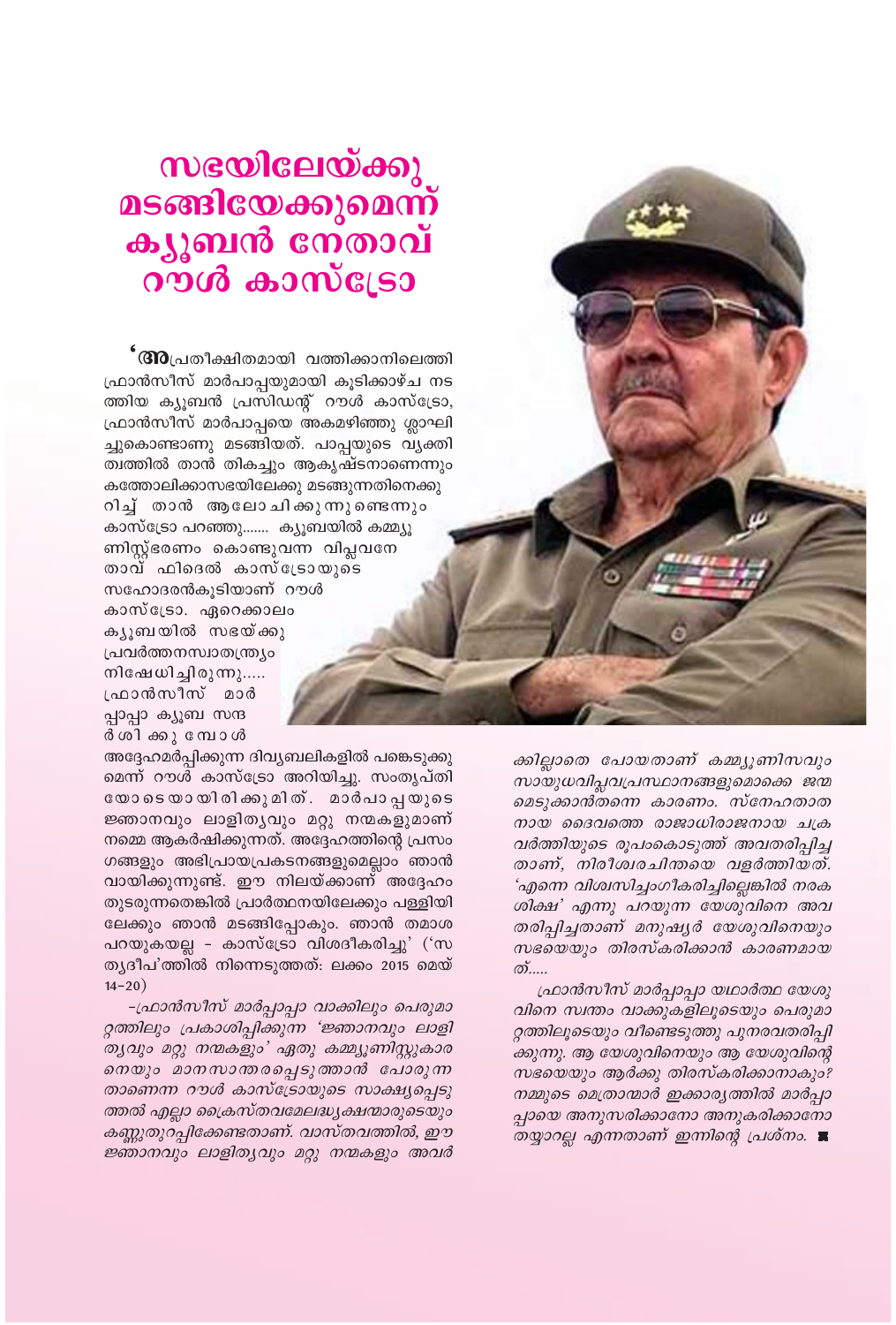# സഭയിലേയ്ക്കു മടങ്ങിയേക്കുമെന്ന് ക്യൂബൻ നേതാവ് റൗൾ കാസ്ട്രോ

'അപ്രതീക്ഷിതമായി വത്തിക്കാനിലെത്തി ഫ്രാൻസീസ് മാർപാപ്പയുമായി കൂടിക്കാഴ്ച നടത്തിയ ക്യൂബൻ പ്രസിഡന്റ് റൗൾ കാസ്ട്രോ, ഫ്രാൻസീസ് മാർപാപ്പയെ അകമഴിഞ്ഞു ശ്ലാഘിച്ചുകൊണ്ടാണു മടങ്ങിയത്. പാപ്പയുടെ വ്യക്തിത്വത്തിൽ താൻ തികച്ചും ആകൃഷ്ടനാണെന്നും കത്തോലിക്കാസഭയിലേക്കു മടങ്ങുന്നതിനെക്കുറിച്ച് താൻ ആലോചിക്കുന്നുണ്ടെന്നും കാസ്ട്രോ പറഞ്ഞു....... ക്യൂബയിൽ കമ്മ്യൂണിസ്റ്റ്ഭരണം കൊണ്ടുവന്ന വിപ്ലവനേതാവ് ഫിദെൽ കാസ്ട്രോയുടെ സഹോദരൻകൂടിയാണ് റൗൾ കാസ്ട്രോ. ഏറെക്കാലം ക്യൂബയിൽ സഭയ്ക്കു പ്രവർത്തനസ്വാതന്ത്ര്യം നിഷേധിച്ചിരുന്നു..... ഫ്രാൻസീസ് മാർപ്പാപ്പ ക്യൂബ സന്ദർശിക്കുമ്പോൾ അദ്ദേഹമർപ്പിക്കുന്ന ദിവ്യബലികളിൽ പങ്കെടുക്കുമെന്ന് റൗൾ കാസ്ട്രോ അറിയിച്ചു. സംതൃപ്തിയോടെയായിരിക്കുമിത്. മാർപാപ്പയുടെ ജ്ഞാനവും ലാളിത്യവും മറ്റു നന്മകളുമാണ് നമ്മെ ആകർഷിക്കുന്നത്. അദ്ദേഹത്തിന്റെ പ്രസംഗങ്ങളും അഭിപ്രായപ്രകടനങ്ങളുമെല്ലാം ഞാൻ വായിക്കുന്നുണ്ട്. ഈ നിലയ്ക്കാണ് അദ്ദേഹം തുടരുന്നതെങ്കിൽ പ്രാർത്ഥനയിലേക്കും പള്ളിയിലേക്കും ഞാൻ മടങ്ങിപ്പോകും. ഞാൻ തമാശ പറയുകയല്ല - കാസ്ട്രോ വിശദീകരിച്ചു' ('സത്യദീപ'ത്തിൽ നിന്നെടുത്തത്: ലക്കം 2015 മെയ് 14-20)

*-ഫ്രാൻസീസ് മാർപ്പാപ്പാ വാക്കിലും പെരുമാറ്റത്തിലും പ്രകാശിപ്പിക്കുന്ന 'ജ്ഞാനവും ലാളിത്യവും മറ്റു നന്മകളും' ഏതു കമ്മ്യൂണിസ്റ്റുകാരനെയും മാനസാന്തരപ്പെടുത്താൻ പോരുന്നതാണെന്ന റൗൾ കാസ്ട്രോയുടെ സാക്ഷ്യപ്പെടുത്തൽ എല്ലാ ക്രൈസ്തവമേലദ്ധ്യക്ഷന്മാരുടെയും കണ്ണുതുറപ്പിക്കേണ്ടതാണ്. വാസ്തവത്തിൽ, ഈ ജ്ഞാനവും ലാളിത്യവും മറ്റു നന്മകളും അവർക്കില്ലാതെ പോയതാണ് കമ്മ്യൂണിസവും സായുധവിപ്ലവപ്രസ്ഥാനങ്ങളുമൊക്കെ ജന്മമെടുക്കാൻതന്നെ കാരണം. സ്നേഹതാതനായ ദൈവത്തെ രാജാധിരാജനായ ചക്രവർത്തിയുടെ രൂപംകൊടുത്ത് അവതരിപ്പിച്ചതാണ്, നിരീശ്വരചിന്തയെ വളർത്തിയത്. 'എന്നെ വിശ്വസിച്ചംഗീകരിച്ചില്ലെങ്കിൽ നരകശിക്ഷ' എന്നു പറയുന്ന യേശുവിനെ അവതരിപ്പിച്ചതാണ് മനുഷ്യർ യേശുവിനെയും സഭയെയും തിരസ്കരിക്കാൻ കാരണമായത്.....*

*ഫ്രാൻസീസ് മാർപ്പാപ്പാ യഥാർത്ഥ യേശുവിനെ സ്വന്തം വാക്കുകളിലൂടെയും പെരുമാറ്റത്തിലൂടെയും വീണ്ടെടുത്തു പുനരവതരിപ്പിക്കുന്നു. ആ യേശുവിനെയും ആ യേശുവിന്റെ സഭയെയും ആർക്കു തിരസ്കരിക്കാനാകും? നമ്മുടെ മെത്രാന്മാർ ഇക്കാര്യത്തിൽ മാർപ്പാപ്പായെ അനുസരിക്കാനോ അനുകരിക്കാനോ തയ്യാറല്ല എന്നതാണ് ഇന്നിന്റെ പ്രശ്നം.* ■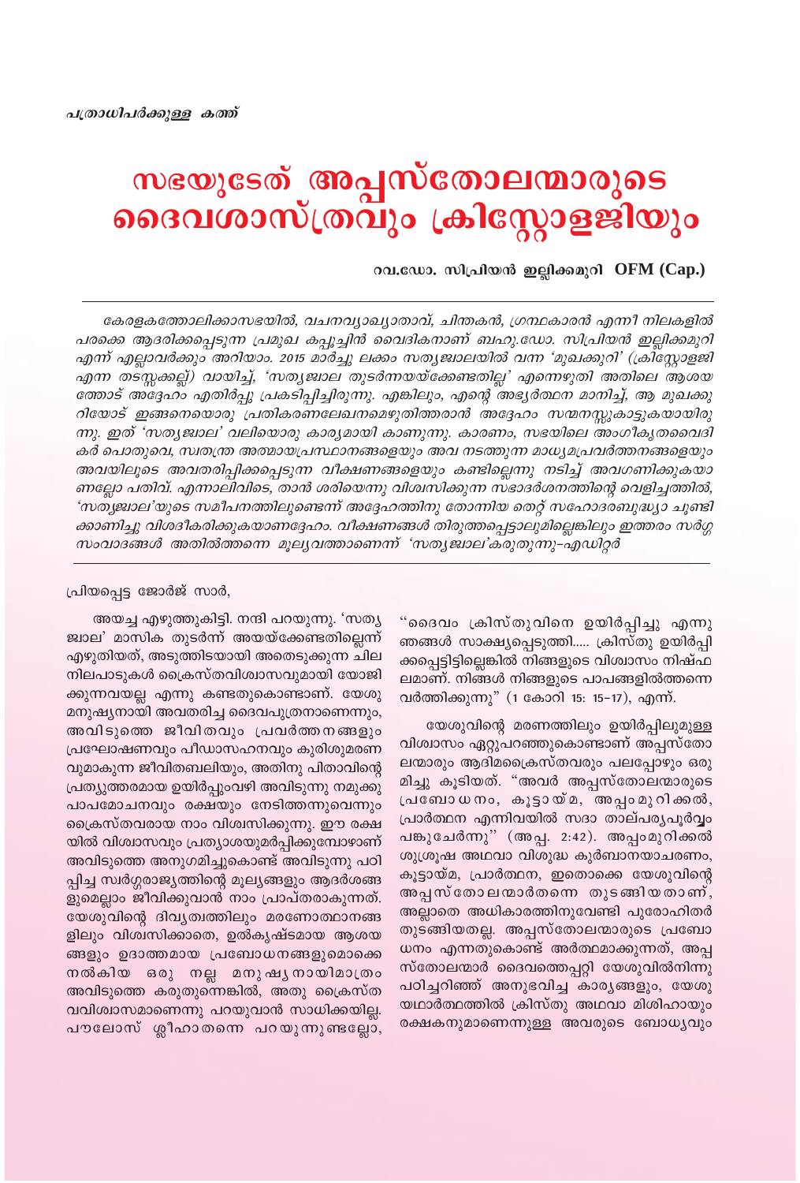*പത്രാധിപർക്കുള്ള കത്ത്*

# സഭയുടേത് അപ്പസ്തോലന്മാരുടെ ദൈവശാസ്ത്രവും ക്രിസ്റ്റോളജിയും

**റവ.ഡോ. സിപ്രിയൻ ഇല്ലിക്കമുറി OFM (Cap.)**

*കേരളകത്തോലിക്കാസഭയിൽ, വചനവ്യാഖ്യാതാവ്, ചിന്തകൻ, ഗ്രന്ഥകാരൻ എന്നീ നിലകളിൽ പരക്കെ ആദരിക്കപ്പെടുന്ന പ്രമുഖ കപ്പൂച്ചിൻ വൈദികനാണ് ബഹു.ഡോ. സിപ്രിയൻ ഇല്ലിക്കമുറി എന്ന് എല്ലാവർക്കും അറിയാം. 2015 മാർച്ചു ലക്കം സത്യജ്വാലയിൽ വന്ന 'മുഖക്കുറി' (ക്രിസ്റ്റോളജി എന്ന തടസ്സക്കല്ല്) വായിച്ച്, 'സത്യജ്വാല തുടർന്നയയ്ക്കേണ്ടതില്ല' എന്നെഴുതി അതിലെ ആശയത്തോട് അദ്ദേഹം എതിർപ്പു പ്രകടിപ്പിച്ചിരുന്നു. എങ്കിലും, എന്റെ അഭ്യർത്ഥന മാനിച്ച്, ആ മുഖക്കുറിയോട് ഇങ്ങനെയൊരു പ്രതികരണലേഖനമെഴുതിത്തരാൻ അദ്ദേഹം സന്മനസ്സുകാട്ടുകയായിരുന്നു. ഇത് 'സത്യജ്വാല' വലിയൊരു കാര്യമായി കാണുന്നു. കാരണം, സഭയിലെ അംഗീകൃതവൈദികർ പൊതുവെ, സ്വതന്ത്ര അത്മായപ്രസ്ഥാനങ്ങളെയും അവ നടത്തുന്ന മാധ്യമപ്രവർത്തനങ്ങളെയും അവയിലൂടെ അവതരിപ്പിക്കപ്പെടുന്ന വീക്ഷണങ്ങളെയും കണ്ടില്ലെന്നു നടിച്ച് അവഗണിക്കുകയാണല്ലോ പതിവ്. എന്നാലിവിടെ, താൻ ശരിയെന്നു വിശ്വസിക്കുന്ന സഭാദർശനത്തിന്റെ വെളിച്ചത്തിൽ, 'സത്യജ്വാല'യുടെ സമീപനത്തിലുണ്ടെന്ന് അദ്ദേഹത്തിനു തോന്നിയ തെറ്റ് സഹോദരബുദ്ധ്യാ ചൂണ്ടിക്കാണിച്ചു വിശദീകരിക്കുകയാണദ്ദേഹം. വീക്ഷണങ്ങൾ തിരുത്തപ്പെട്ടാലുമില്ലെങ്കിലും ഇത്തരം സർഗ്ഗസംവാദങ്ങൾ അതിൽത്തന്നെ മൂല്യവത്താണെന്ന് 'സത്യജ്വാല'കരുതുന്നു-എഡിറ്റർ*

---

പ്രിയപ്പെട്ട ജോർജ് സാർ,

അയച്ച എഴുത്തുകിട്ടി. നന്ദി പറയുന്നു. 'സത്യജ്വാല' മാസിക തുടർന്ന് അയയ്ക്കേണ്ടതില്ലെന്ന് എഴുതിയത്, അടുത്തിടയായി അതെടുക്കുന്ന ചില നിലപാടുകൾ ക്രൈസ്തവിശ്വാസവുമായി യോജിക്കുന്നവയല്ല എന്നു കണ്ടതുകൊണ്ടാണ്. യേശു മനുഷ്യനായി അവതരിച്ച ദൈവപുത്രനാണെന്നും, അവിടുത്തെ ജീവിതവും പ്രവർത്തനങ്ങളും പ്രഘോഷണവും പീഡാസഹനവും കുരിശുമരണവുമാകുന്ന ജീവിതബലിയും, അതിനു പിതാവിന്റെ പ്രത്യുത്തരമായ ഉയിർപ്പുംവഴി അവിടുന്നു നമുക്കു പാപമോചനവും രക്ഷയും നേടിത്തന്നുവെന്നും ക്രൈസ്തവരായ നാം വിശ്വസിക്കുന്നു. ഈ രക്ഷയിൽ വിശ്വാസവും പ്രത്യാശയുമർപ്പിക്കുമ്പോഴാണ് അവിടുത്തെ അനുഗമിച്ചുകൊണ്ട് അവിടുന്നു പഠിപ്പിച്ച സ്വർഗ്ഗരാജ്യത്തിന്റെ മൂല്യങ്ങളും ആദർശങ്ങളുമെല്ലാം ജീവിക്കുവാൻ നാം പ്രാപ്തരാകുന്നത്. യേശുവിന്റെ ദിവ്യത്വത്തിലും മരണോത്ഥാനങ്ങളിലും വിശ്വസിക്കാതെ, ഉൽകൃഷ്ടമായ ആശയങ്ങളും ഉദാത്തമായ പ്രബോധനങ്ങളുമൊക്കെ നൽകിയ ഒരു നല്ല മനുഷ്യനായിമാത്രം അവിടുത്തെ കരുതുന്നെങ്കിൽ, അതു ക്രൈസ്തവവിശ്വാസമാണെന്നു പറയുവാൻ സാധിക്കയില്ല. പൗലോസ് ശ്ലീഹാതന്നെ പറയുന്നുണ്ടല്ലോ, "ദൈവം ക്രിസ്തുവിനെ ഉയിർപ്പിച്ചു എന്നു ഞങ്ങൾ സാക്ഷ്യപ്പെടുത്തി..... ക്രിസ്തു ഉയിർപ്പിക്കപ്പെട്ടിട്ടില്ലെങ്കിൽ നിങ്ങളുടെ വിശ്വാസം നിഷ്ഫലമാണ്. നിങ്ങൾ നിങ്ങളുടെ പാപങ്ങളിൽത്തന്നെ വർത്തിക്കുന്നു" (1 കോറി 15: 15-17), എന്ന്.

യേശുവിന്റെ മരണത്തിലും ഉയിർപ്പിലുമുള്ള വിശ്വാസം ഏറ്റുപറഞ്ഞുകൊണ്ടാണ് അപ്പസ്തോലന്മാരും ആദിമക്രൈസ്തവരും പലപ്പോഴും ഒരുമിച്ചു കൂടിയത്. "അവർ അപ്പസ്തോലന്മാരുടെ പ്രബോധനം, കൂട്ടായ്മ, അപ്പംമുറിക്കൽ, പ്രാർത്ഥന എന്നിവയിൽ സദാ താല്പര്യപൂർവ്വം പങ്കുചേർന്നു" (അപ്പ. 2:42). അപ്പംമുറിക്കൽ ശുശ്രൂഷ അഥവാ വിശുദ്ധ കുർബാനയാചരണം, കൂട്ടായ്മ, പ്രാർത്ഥന, ഇതൊക്കെ യേശുവിന്റെ അപ്പസ്തോലന്മാർതന്നെ തുടങ്ങിയതാണ്, അല്ലാതെ അധികാരത്തിനുവേണ്ടി പുരോഹിതർ തുടങ്ങിയതല്ല. അപ്പസ്തോലന്മാരുടെ പ്രബോധനം എന്നതുകൊണ്ട് അർത്ഥമാക്കുന്നത്, അപ്പസ്തോലന്മാർ ദൈവത്തെപ്പറ്റി യേശുവിൽനിന്നു പഠിച്ചറിഞ്ഞ് അനുഭവിച്ച കാര്യങ്ങളും, യേശു യഥാർത്ഥത്തിൽ ക്രിസ്തു അഥവാ മിശിഹായും രക്ഷകനുമാണെന്നുള്ള അവരുടെ ബോധ്യവും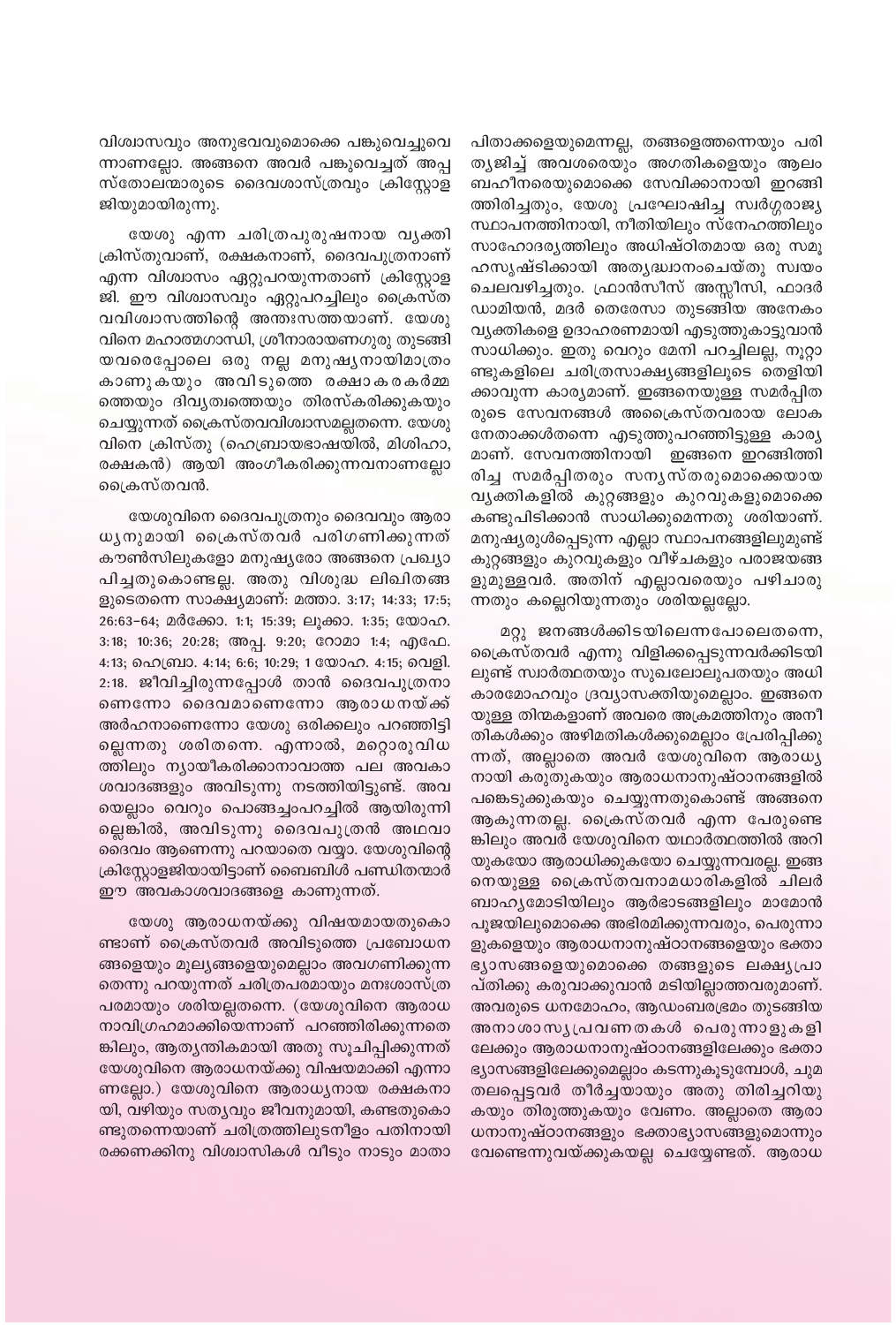വിശ്വാസവും അനുഭവവുമൊക്കെ പങ്കുവെച്ചുവെന്നാണല്ലോ. അങ്ങനെ അവർ പങ്കുവെച്ചത് അപ്പസ്തോലന്മാരുടെ ദൈവശാസ്ത്രവും ക്രിസ്റ്റോളജിയുമായിരുന്നു.

യേശു എന്ന ചരിത്രപുരുഷനായ വ്യക്തി ക്രിസ്തുവാണ്, രക്ഷകനാണ്, ദൈവപുത്രനാണ് എന്ന വിശ്വാസം ഏറ്റുപറയുന്നതാണ് ക്രിസ്റ്റോളജി. ഈ വിശ്വാസവും ഏറ്റുപറച്ചിലും ക്രൈസ്തവവിശ്വാസത്തിന്റെ അന്തഃസത്തയാണ്. യേശുവിനെ മഹാത്മഗാന്ധി, ശ്രീനാരായണഗുരു തുടങ്ങിയവരെപ്പോലെ ഒരു നല്ല മനുഷ്യനായിമാത്രം കാണുകയും അവിടുത്തെ രക്ഷാകരകർമ്മത്തെയും ദിവ്യത്വത്തെയും തിരസ്കരിക്കുകയും ചെയ്യുന്നത് ക്രൈസ്തവവിശ്വാസമല്ലതന്നെ. യേശുവിനെ ക്രിസ്തു (ഹെബ്രായഭാഷയിൽ, മിശിഹാ, രക്ഷകൻ) ആയി അംഗീകരിക്കുന്നവനാണല്ലോ ക്രൈസ്തവൻ.

യേശുവിനെ ദൈവപുത്രനും ദൈവവും ആരാധ്യനുമായി ക്രൈസ്തവർ പരിഗണിക്കുന്നത് കൗൺസിലുകളോ മനുഷ്യരോ അങ്ങനെ പ്രഖ്യാപിച്ചതുകൊണ്ടല്ല. അതു വിശുദ്ധ ലിഖിതങ്ങളുടെതന്നെ സാക്ഷ്യമാണ്: മത്താ. 3:17; 14:33; 17:5; 26:63–64; മർക്കോ. 1:1; 15:39; ലൂക്കാ. 1:35; യോഹ. 3:18; 10:36; 20:28; അപ്പ. 9:20; റോമാ 1:4; എഫേ. 4:13; ഹെബ്രാ. 4:14; 6:6; 10:29; 1 യോഹ. 4:15; വെളി. 2:18. ജീവിച്ചിരുന്നപ്പോൾ താൻ ദൈവപുത്രനാണെന്നോ ദൈവമാണെന്നോ ആരാധനയ്ക്ക് അർഹനാണെന്നോ യേശു ഒരിക്കലും പറഞ്ഞിട്ടില്ലെന്നതു ശരിതന്നെ. എന്നാൽ, മറ്റൊരുവിധത്തിലും ന്യായീകരിക്കാനാവാത്ത പല അവകാശവാദങ്ങളും അവിടുന്നു നടത്തിയിട്ടുണ്ട്. അവയെല്ലാം വെറും പൊങ്ങച്ചംപറച്ചിൽ ആയിരുന്നില്ലെങ്കിൽ, അവിടുന്നു ദൈവപുത്രൻ അഥവാ ദൈവം ആണെന്നു പറയാതെ വയ്യാ. യേശുവിന്റെ ക്രിസ്റ്റോളജിയായിട്ടാണ് ബൈബിൾ പണ്ഡിതന്മാർ ഈ അവകാശവാദങ്ങളെ കാണുന്നത്.

യേശു ആരാധനയ്ക്കു വിഷയമായതുകൊണ്ടാണ് ക്രൈസ്തവർ അവിടുത്തെ പ്രബോധനങ്ങളെയും മൂല്യങ്ങളെയുമെല്ലാം അവഗണിക്കുന്നതെന്നു പറയുന്നത് ചരിത്രപരമായും മനഃശാസ്ത്രപരമായും ശരിയല്ലതന്നെ. (യേശുവിനെ ആരാധനാവിഗ്രഹമാക്കിയെന്നാണ് പറഞ്ഞിരിക്കുന്നതെങ്കിലും, ആത്യന്തികമായി അതു സൂചിപ്പിക്കുന്നത് യേശുവിനെ ആരാധനയ്ക്കു വിഷയമാക്കി എന്നാണല്ലോ.) യേശുവിനെ ആരാധ്യനായ രക്ഷകനായി, വഴിയും സത്യവും ജീവനുമായി, കണ്ടതുകൊണ്ടുതന്നെയാണ് ചരിത്രത്തിലുടനീളം പതിനായിരക്കണക്കിനു വിശ്വാസികൾ വീടും നാടും മാതാപിതാക്കളെയുമെന്നല്ല, തങ്ങളെത്തന്നെയും പരിത്യജിച്ച് അവശരെയും അഗതികളെയും ആലംബഹീനരെയുമൊക്കെ സേവിക്കാനായി ഇറങ്ങിത്തിരിച്ചതും, യേശു പ്രഘോഷിച്ച സ്വർഗ്ഗരാജ്യസ്ഥാപനത്തിനായി, നീതിയിലും സ്നേഹത്തിലും സാഹോദര്യത്തിലും അധിഷ്ഠിതമായ ഒരു സമൂഹസൃഷ്ടിക്കായി അത്യദ്ധ്വാനംചെയ്തു സ്വയം ചെലവഴിച്ചതും. ഫ്രാൻസീസ് അസ്സീസി, ഫാദർ ഡാമിയൻ, മദർ തെരേസാ തുടങ്ങിയ അനേകം വ്യക്തികളെ ഉദാഹരണമായി എടുത്തുകാട്ടുവാൻ സാധിക്കും. ഇതു വെറും മേനി പറച്ചിലല്ല, നൂറ്റാണ്ടുകളിലെ ചരിത്രസാക്ഷ്യങ്ങളിലൂടെ തെളിയിക്കാവുന്ന കാര്യമാണ്. ഇങ്ങനെയുള്ള സമർപ്പിതരുടെ സേവനങ്ങൾ അക്രൈസ്തവരായ ലോകനേതാക്കൾതന്നെ എടുത്തുപറഞ്ഞിട്ടുള്ള കാര്യമാണ്. സേവനത്തിനായി ഇങ്ങനെ ഇറങ്ങിത്തിരിച്ച സമർപ്പിതരും സന്യസ്തരുമൊക്കെയായ വ്യക്തികളിൽ കുറ്റങ്ങളും കുറവുകളുമൊക്കെ കണ്ടുപിടിക്കാൻ സാധിക്കുമെന്നതു ശരിയാണ്. മനുഷ്യരുൾപ്പെടുന്ന എല്ലാ സ്ഥാപനങ്ങളിലുമുണ്ട് കുറ്റങ്ങളും കുറവുകളും വീഴ്ചകളും പരാജയങ്ങളുമുള്ളവർ. അതിന് എല്ലാവരെയും പഴിചാരുന്നതും കല്ലെറിയുന്നതും ശരിയല്ലല്ലോ.

മറ്റു ജനങ്ങൾക്കിടയിലെന്നപോലെതന്നെ, ക്രൈസ്തവർ എന്നു വിളിക്കപ്പെടുന്നവർക്കിടയിലുണ്ട് സ്വാർത്ഥതയും സുഖലോലുപതയും അധികാരമോഹവും ദ്രവ്യാസക്തിയുമെല്ലാം. ഇങ്ങനെയുള്ള തിന്മകളാണ് അവരെ അക്രമത്തിനും അനീതികൾക്കും അഴിമതികൾക്കുമെല്ലാം പ്രേരിപ്പിക്കുന്നത്, അല്ലാതെ അവർ യേശുവിനെ ആരാധ്യനായി കരുതുകയും ആരാധനാനുഷ്ഠാനങ്ങളിൽ പങ്കെടുക്കുകയും ചെയ്യുന്നതുകൊണ്ട് അങ്ങനെ ആകുന്നതല്ല. ക്രൈസ്തവർ എന്ന പേരുണ്ടെങ്കിലും അവർ യേശുവിനെ യഥാർത്ഥത്തിൽ അറിയുകയോ ആരാധിക്കുകയോ ചെയ്യുന്നവരല്ല. ഇങ്ങനെയുള്ള ക്രൈസ്തവനാമധാരികളിൽ ചിലർ ബാഹ്യമോടിയിലും ആർഭാടങ്ങളിലും മാമോൻ പൂജയിലുമൊക്കെ അഭിരമിക്കുന്നവരും, പെരുന്നാളുകളെയും ആരാധനാനുഷ്ഠാനങ്ങളെയും ഭക്താഭ്യാസങ്ങളെയുമൊക്കെ തങ്ങളുടെ ലക്ഷ്യപ്രാപ്തിക്കു കരുവാക്കുവാൻ മടിയില്ലാത്തവരുമാണ്. അവരുടെ ധനമോഹം, ആഡംബരഭ്രമം തുടങ്ങിയ അനാശാസ്യപ്രവണതകൾ പെരുന്നാളുകളിലേക്കും ആരാധനാനുഷ്ഠാനങ്ങളിലേക്കും ഭക്താഭ്യാസങ്ങളിലേക്കുമെല്ലാം കടന്നുകൂടുമ്പോൾ, ചുമതലപ്പെട്ടവർ തീർച്ചയായും അതു തിരിച്ചറിയുകയും തിരുത്തുകയും വേണം. അല്ലാതെ ആരാധനാനുഷ്ഠാനങ്ങളും ഭക്താഭ്യാസങ്ങളുമൊന്നും വേണ്ടെന്നുവയ്ക്കുകയല്ല ചെയ്യേണ്ടത്. ആരാധ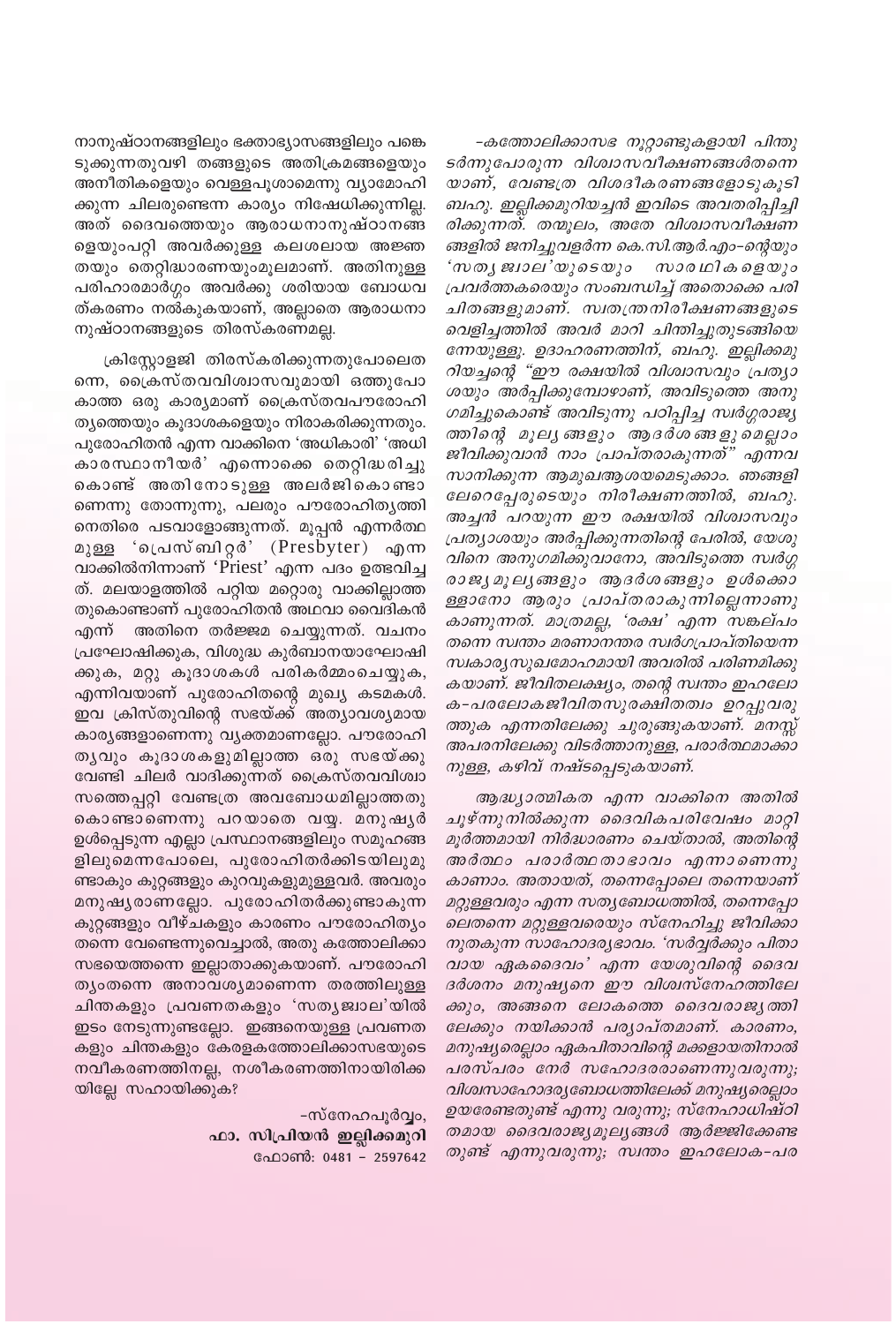നാനുഷ്ഠാനങ്ങളിലും ഭക്താഭ്യാസങ്ങളിലും പങ്കെടുക്കുന്നതുവഴി തങ്ങളുടെ അതിക്രമങ്ങളെയും അനീതികളെയും വെള്ളപൂശാമെന്നു വ്യാമോഹിക്കുന്ന ചിലരുണ്ടെന്ന കാര്യം നിഷേധിക്കുന്നില്ല. അത് ദൈവത്തെയും ആരാധനാനുഷ്ഠാനങ്ങളെയുംപറ്റി അവർക്കുള്ള കലശലായ അജ്ഞതയും തെറ്റിദ്ധാരണയുംമൂലമാണ്. അതിനുള്ള പരിഹാരമാർഗ്ഗം അവർക്കു ശരിയായ ബോധവത്കരണം നൽകുകയാണ്, അല്ലാതെ ആരാധനാനുഷ്ഠാനങ്ങളുടെ തിരസ്കരണമല്ല.

ക്രിസ്റ്റോളജി തിരസ്കരിക്കുന്നതുപോലെതന്നെ, ക്രൈസ്തവവിശ്വാസവുമായി ഒത്തുപോകാത്ത ഒരു കാര്യമാണ് ക്രൈസ്തവപൗരോഹിത്യത്തെയും കൂദാശകളെയും നിരാകരിക്കുന്നതും. പുരോഹിതൻ എന്ന വാക്കിനെ 'അധികാരി' 'അധികാരസ്ഥാനീയർ' എന്നൊക്കെ തെറ്റിദ്ധരിച്ചുകൊണ്ട് അതിനോടുള്ള അലർജികൊണ്ടാണെന്നു തോന്നുന്നു, പലരും പൗരോഹിത്യത്തിനെതിരെ പടവാളോങ്ങുന്നത്. മൂപ്പൻ എന്നർത്ഥമുള്ള 'പ്രെസ്ബിറ്റർ' (Presbyter) എന്ന വാക്കിൽനിന്നാണ് 'Priest' എന്ന പദം ഉത്ഭവിച്ചത്. മലയാളത്തിൽ പറ്റിയ മറ്റൊരു വാക്കില്ലാത്തതുകൊണ്ടാണ് പുരോഹിതൻ അഥവാ വൈദികൻ എന്ന് അതിനെ തർജ്ജമ ചെയ്യുന്നത്. വചനപ്രഘോഷിക്കുക, വിശുദ്ധ കുർബാനയാഘോഷിക്കുക, മറ്റു കൂദാശകൾ പരികർമ്മംചെയ്യുക, എന്നിവയാണ് പുരോഹിതന്റെ മുഖ്യ കടമകൾ. ഇവ ക്രിസ്തുവിന്റെ സഭയ്ക്ക് അത്യാവശ്യമായ കാര്യങ്ങളാണെന്നു വ്യക്തമാണല്ലോ. പൗരോഹിത്യവും കൂദാശകളുമില്ലാത്ത ഒരു സഭയ്ക്കു വേണ്ടി ചിലർ വാദിക്കുന്നത് ക്രൈസ്തവവിശ്വാസത്തെപ്പറ്റി വേണ്ടത്ര അവബോധമില്ലാത്തതുകൊണ്ടാണെന്നു പറയാതെ വയ്യ. മനുഷ്യർ ഉൾപ്പെടുന്ന എല്ലാ പ്രസ്ഥാനങ്ങളിലും സമൂഹങ്ങളിലുമെന്നപോലെ, പുരോഹിതർക്കിടയിലുമുണ്ടാകും കുറ്റങ്ങളും കുറവുകളുമുള്ളവർ. അവരും മനുഷ്യരാണല്ലോ. പുരോഹിതർക്കുണ്ടാകുന്ന കുറ്റങ്ങളും വീഴ്ചകളും കാരണം പൗരോഹിത്യം തന്നെ വേണ്ടെന്നുവെച്ചാൽ, അതു കത്തോലിക്കാസഭയെത്തന്നെ ഇല്ലാതാക്കുകയാണ്. പൗരോഹിത്യംതന്നെ അനാവശ്യമാണെന്ന തരത്തിലുള്ള ചിന്തകളും പ്രവണതകളും 'സത്യജ്വാല'യിൽ ഇടം നേടുന്നുണ്ടല്ലോ. ഇങ്ങനെയുള്ള പ്രവണതകളും ചിന്തകളും കേരളകത്തോലിക്കാസഭയുടെ നവീകരണത്തിനല്ല, നശീകരണത്തിനായിരിക്കയില്ലേ സഹായിക്കുക?

-സ്നേഹപൂർവ്വം,
**ഫാ. സിപ്രിയൻ ഇല്ലിക്കമുറി**
ഫോൺ: 0481 – 2597642

*-കത്തോലിക്കാസഭ നൂറ്റാണ്ടുകളായി പിന്തുടർന്നുപോരുന്ന വിശ്വാസവീക്ഷണങ്ങൾതന്നെയാണ്, വേണ്ടത്ര വിശദീകരണങ്ങളോടുകൂടി ബഹു. ഇല്ലിക്കമുറിയച്ചൻ ഇവിടെ അവതരിപ്പിച്ചിരിക്കുന്നത്. തന്മൂലം, അതേ വിശ്വാസവീക്ഷണങ്ങളിൽ ജനിച്ചുവളർന്ന കെ.സി.ആർ.എം-ന്റെയും 'സത്യജ്വാല'യുടെയും സാരഥികളെയും പ്രവർത്തകരെയും സംബന്ധിച്ച് അതൊക്കെ പരിചിതങ്ങളുമാണ്. സ്വതന്ത്രനിരീക്ഷണങ്ങളുടെ വെളിച്ചത്തിൽ അവർ മാറി ചിന്തിച്ചുതുടങ്ങിയെന്നേയുള്ളൂ. ഉദാഹരണത്തിന്, ബഹു. ഇല്ലിക്കമുറിയച്ചന്റെ "ഈ രക്ഷയിൽ വിശ്വാസവും പ്രത്യാശയും അർപ്പിക്കുമ്പോഴാണ്, അവിടുത്തെ അനുഗമിച്ചുകൊണ്ട് അവിടുന്നു പഠിപ്പിച്ച സ്വർഗ്ഗരാജ്യത്തിന്റെ മൂല്യങ്ങളും ആദർശങ്ങളുമെല്ലാം ജീവിക്കുവാൻ നാം പ്രാപ്തരാകുന്നത്" എന്നവസാനിക്കുന്ന ആമുഖആശയമെടുക്കാം. ഞങ്ങളിലേറെപ്പേരുടെയും നിരീക്ഷണത്തിൽ, ബഹു. അച്ചൻ പറയുന്ന ഈ രക്ഷയിൽ വിശ്വാസവും പ്രത്യാശയും അർപ്പിക്കുന്നതിന്റെ പേരിൽ, യേശുവിനെ അനുഗമിക്കുവാനോ, അവിടുത്തെ സ്വർഗ്ഗരാജ്യമൂല്യങ്ങളും ആദർശങ്ങളും ഉൾക്കൊള്ളാനോ ആരും പ്രാപ്തരാകുന്നില്ലെന്നാണു കാണുന്നത്. മാത്രമല്ല, 'രക്ഷ' എന്ന സങ്കല്പം തന്നെ സ്വന്തം മരണാനന്തര സ്വർഗപ്രാപ്തിയെന്ന സ്വകാര്യസുഖമോഹമായി അവരിൽ പരിണമിക്കുകയാണ്. ജീവിതലക്ഷ്യം, തന്റെ സ്വന്തം ഇഹലോക-പരലോകജീവിതസുരക്ഷിതത്വം ഉറപ്പുവരുത്തുക എന്നതിലേക്കു ചുരുങ്ങുകയാണ്. മനസ്സ് അപരനിലേക്കു വിടർത്താനുള്ള, പരാർത്ഥമാക്കാനുള്ള, കഴിവ് നഷ്ടപ്പെടുകയാണ്.*

*ആദ്ധ്യാത്മികത എന്ന വാക്കിനെ അതിൽ ചൂഴ്ന്നുനിൽക്കുന്ന ദൈവികപരിവേഷം മാറ്റി മൂർത്തമായി നിർദ്ധാരണം ചെയ്താൽ, അതിന്റെ അർത്ഥം പരാർത്ഥതാഭാവം എന്നാണെന്നു കാണാം. അതായത്, തന്നെപ്പോലെ തന്നെയാണ് മറ്റുള്ളവരും എന്ന സത്യബോധത്തിൽ, തന്നെപ്പോലെതന്നെ മറ്റുള്ളവരെയും സ്നേഹിച്ചു ജീവിക്കാനുതകുന്ന സാഹോദര്യഭാവം. 'സർവ്വർക്കും പിതാവായ ഏകദൈവം' എന്ന യേശുവിന്റെ ദൈവദർശനം മനുഷ്യനെ ഈ വിശ്വസ്നേഹത്തിലേക്കും, അങ്ങനെ ലോകത്തെ ദൈവരാജ്യത്തിലേക്കും നയിക്കാൻ പര്യാപ്തമാണ്. കാരണം, മനുഷ്യരെല്ലാം ഏകപിതാവിന്റെ മക്കളായതിനാൽ പരസ്പരം നേർ സഹോദരരാണെന്നുവരുന്നു; വിശ്വസാഹോദര്യബോധത്തിലേക്ക് മനുഷ്യരെല്ലാം ഉയരേണ്ടതുണ്ട് എന്നു വരുന്നു; സ്നേഹാധിഷ്ഠിതമായ ദൈവരാജ്യമൂല്യങ്ങൾ ആർജ്ജിക്കേണ്ടതുണ്ട് എന്നുവരുന്നു; സ്വന്തം ഇഹലോക-പര*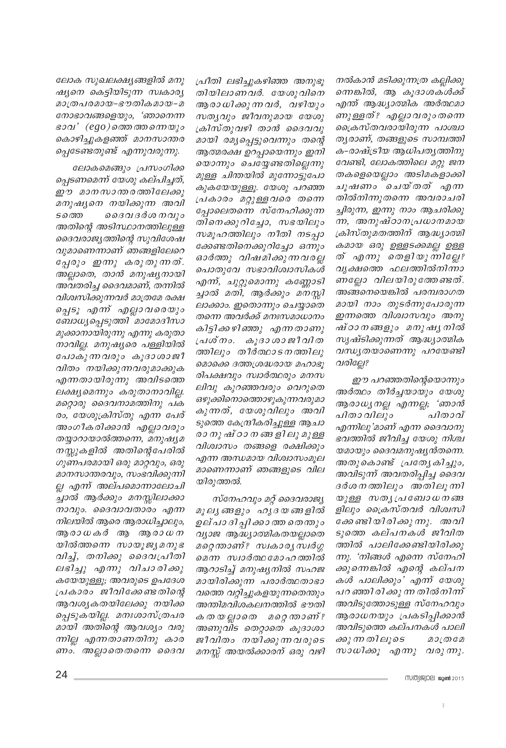നൽകാൻ മടിക്കുന്നത്ര കല്ലിക്കുന്നെങ്കിൽ, ആ കൂദാശകൾക്ക് എന്ത് ആദ്ധ്യാത്മിക അർത്ഥമാണുള്ളത്? എല്ലാവരും തന്നെ ക്രൈസ്തവരായിരുന്ന പാശ്ചാത്യരാണ്, തങ്ങളുടെ സാമ്പത്തിക-രാഷ്ട്രീയ ആധിപത്യത്തിനു വേണ്ടി, ലോകത്തിലെ മറ്റു ജനതകളെയെല്ലാം അടിമകളാക്കി ചൂഷണം ചെയ്തത് എന്നതിൽനിന്നുതന്നെ അവരാചരിച്ചിരുന്ന, ഇന്നു നാം ആചരിക്കുന്ന, അനുഷ്ഠാനപ്രധാനമായ ക്രിസ്തുമതത്തിന് ആദ്ധ്യാത്മികമായ ഒരു ഉള്ളടക്കമല്ല ഉള്ളത് എന്നു തെളിയുന്നില്ലേ? വൃക്ഷത്തെ ഫലത്തിൽനിന്നാണല്ലോ വിലയിരുത്തേണ്ടത്. അങ്ങനെയെങ്കിൽ പരമ്പരാഗതമായി നാം തുടർന്നുപോരുന്ന ഇന്നത്തെ വിശ്വാസവും അനുഷ്ഠാനങ്ങളും മനുഷ്യനിൽ സൃഷ്ടിക്കുന്നത് ആദ്ധ്യാത്മിക വന്ധ്യതയാണെന്നു പറയേണ്ടി വരില്ലേ?

ഈ പറഞ്ഞതിന്റെയൊന്നും അർത്ഥം തീർച്ചയായും യേശു ആരാധ്യനല്ല എന്നല്ല; 'ഞാൻ പിതാവിലും പിതാവ് എന്നിലു'മാണ് എന്ന ദൈവാനുഭവത്തിൽ ജീവിച്ച യേശു നിശ്ചയമായും ദൈവമനുഷ്യൻതന്നെ. അതുകൊണ്ട് പ്രത്യേകിച്ചും, അവിടുന്ന് അവതരിപ്പിച്ച ദൈവദർശനത്തിലും അതിലൂന്നിയുള്ള സത്യപ്രബോധനങ്ങളിലും ക്രൈസ്തവർ വിശ്വസിക്കേണ്ടിയിരിക്കുന്നു. അവിടുത്തെ കല്പനകൾ ജീവിതത്തിൽ പാലിക്കേണ്ടിയിരിക്കുന്നു. 'നിങ്ങൾ എന്നെ സ്നേഹിക്കുന്നെങ്കിൽ എന്റെ കല്പനകൾ പാലിക്കും' എന്ന് യേശു പറഞ്ഞിരിക്കുന്നതിൽനിന്ന് അവിടുത്തോടുള്ള സ്നേഹവും ആരാധനയും പ്രകടിപ്പിക്കാൻ അവിടുത്തെ കല്പനകൾ പാലിക്കുന്നതിലൂടെ മാത്രമേ സാധിക്കൂ എന്നു വരുന്നു.

പ്രീതി ലഭിച്ചുകഴിഞ്ഞ അനുഭൂതിയിലാണവർ. യേശുവിനെ ആരാധിക്കുന്നവർ, വഴിയും സത്യവും ജീവനുമായ യേശു ക്രിസ്തുവഴി താൻ ദൈവവുമായി രമ്യപ്പെട്ടുവെന്നും തന്റെ ആത്മരക്ഷ ഉറപ്പായെന്നും ഇനിയൊന്നും ചെയ്യേണ്ടതില്ലെന്നുമുള്ള ചിന്തയിൽ മുന്നോട്ടുപോകുകയേയുള്ളൂ. യേശു പറഞ്ഞ പ്രകാരം മറ്റുള്ളവരെ തന്നെപ്പോലെതന്നെ സ്നേഹിക്കുന്നതിനെക്കുറിച്ചോ, സഭയിലും സമൂഹത്തിലും നീതി നടപ്പാക്കേണ്ടതിനെക്കുറിച്ചോ ഒന്നും ഓർത്തു വിഷമിക്കുന്നവരല്ല പൊതുവേ സഭാവിശ്വാസികൾ എന്ന്, ചുറ്റുമൊന്നു കണ്ണോടിച്ചാൽ മതി, ആർക്കും മനസ്സിലാക്കാം. ഇതൊന്നും ചെയ്യാതെ തന്നെ അവർക്ക് മനഃസമാധാനം കിട്ടിക്കഴിഞ്ഞു എന്നതാണു പ്രശ്നം. കൂദാശാജീവിതത്തിലും തീർത്ഥാടനത്തിലുമൊക്കെ ദത്തശ്രദ്ധരായ മഹാഭൂരിപക്ഷവും സ്വാർത്ഥരും മനസലിവു കുറഞ്ഞവരും വെറുതെ ഒഴുക്കിനൊത്തൊഴുകുന്നവരുമാകുന്നത്, യേശുവിലും അവിടുത്തെ കേന്ദ്രീകരിച്ചുള്ള ആചാരാനുഷ്ഠാനങ്ങളിലുമുള്ള വിശ്വാസം തങ്ങളെ രക്ഷിക്കും എന്ന അന്ധമായ വിശ്വാസംമൂലമാണെന്നാണ് ഞങ്ങളുടെ വിലയിരുത്തൽ.

സ്നേഹവും മറ്റ് ദൈവരാജ്യമൂല്യങ്ങളും ഹൃദയങ്ങളിൽ ഉല്പാദിപ്പിക്കാത്തതെന്തും വ്യാജ ആദ്ധ്യാത്മികതയല്ലാതെ മറ്റെന്താണ്? സ്വകാര്യസ്വർഗ്ഗമെന്ന സ്വാർത്ഥമോഹത്തിൽ ആറാടിച്ച് മനുഷ്യനിൽ സഹജമായിരിക്കുന്ന പരാർത്ഥതാഭാവത്തെ വറ്റിച്ചുകളയുന്നതെന്തും അന്തിമവിശകലനത്തിൽ ഭൗതികതയല്ലാതെ മറ്റെന്താണ്? അണുവിട തെറ്റാതെ കൂദാശാജീവിതം നയിക്കുന്നവരുടെ മനസ്സ് അയൽക്കാരന് ഒരു വഴി

ലോക സുഖലക്ഷ്യങ്ങളിൽ മനുഷ്യനെ കെട്ടിയിടുന്ന സ്വകാര്യമാത്രപരമായ-ഭൗതികമായ-മനോഭാവങ്ങളെയും, 'ഞാനെന്ന ഭാവ' (ego)ത്തെത്തന്നെയും കൊഴിച്ചുകളഞ്ഞ് മാനസാന്തരപ്പെടേണ്ടതുണ്ട് എന്നുവരുന്നു.

ലോകമെങ്ങും പ്രസംഗിക്കപ്പെടണമെന്ന് യേശു കല്പിച്ചത്, ഈ മാനസാന്തരത്തിലേക്കു മനുഷ്യനെ നയിക്കുന്ന അവിടത്തെ ദൈവദർശനവും അതിന്റെ അടിസ്ഥാനത്തിലുള്ള ദൈവരാജ്യത്തിന്റെ സുവിശേഷവുമാണെന്നാണ് ഞങ്ങളിലേറെപ്പേരും ഇന്നു കരുതുന്നത്. അല്ലാതെ, താൻ മനുഷ്യനായി അവതരിച്ച ദൈവമാണ്, തന്നിൽ വിശ്വസിക്കുന്നവർ മാത്രമേ രക്ഷപ്പെടൂ എന്ന് എല്ലാവരെയും ബോധ്യപ്പെടുത്തി മാമോദീസാമുക്കാനായിരുന്നു എന്നു കരുതാനാവില്ല. മനുഷ്യരെ പള്ളിയിൽ പോകുന്നവരും കൂദാശാജീവിതം നയിക്കുന്നവരുമാക്കുക എന്നതായിരുന്നു അവിടത്തെ ലക്ഷ്യമെന്നും കരുതാനാവില്ല. മറ്റൊരു ദൈവനാമത്തിനു പകരം, യേശുക്രിസ്തു എന്ന പേര് അംഗീകരിക്കാൻ എല്ലാവരും തയ്യാറായാൽത്തന്നെ, മനുഷ്യമനസ്സുകളിൽ അതിന്റെപേരിൽ ഗുണപരമായി ഒരു മാറ്റവും, ഒരു മാനസാന്തരവും, സംഭവിക്കുന്നില്ല എന്ന് അല്പമൊന്നാലോചിച്ചാൽ ആർക്കും മനസ്സിലാക്കാനാവും. ദൈവാവതാരം എന്ന നിലയിൽ ആരെ ആരാധിച്ചാലും, ആരാധകർ ആ ആരാധനയിൽത്തന്നെ സായൂജ്യമനുഭവിച്ച്, തനിക്കു ദൈവപ്രീതി ലഭിച്ചു എന്നു വിചാരിക്കുകയേയുള്ളൂ; അവരുടെ ഉപദേശപ്രകാരം ജീവിക്കേണ്ടതിന്റെ ആവശ്യകതയിലേക്കു നയിക്കപ്പെടുകയില്ല. മനഃശാസ്ത്രപരമായി അതിന്റെ ആവശ്യം വരുന്നില്ല എന്നതാണതിനു കാരണം. അല്ലാതെതന്നെ ദൈവ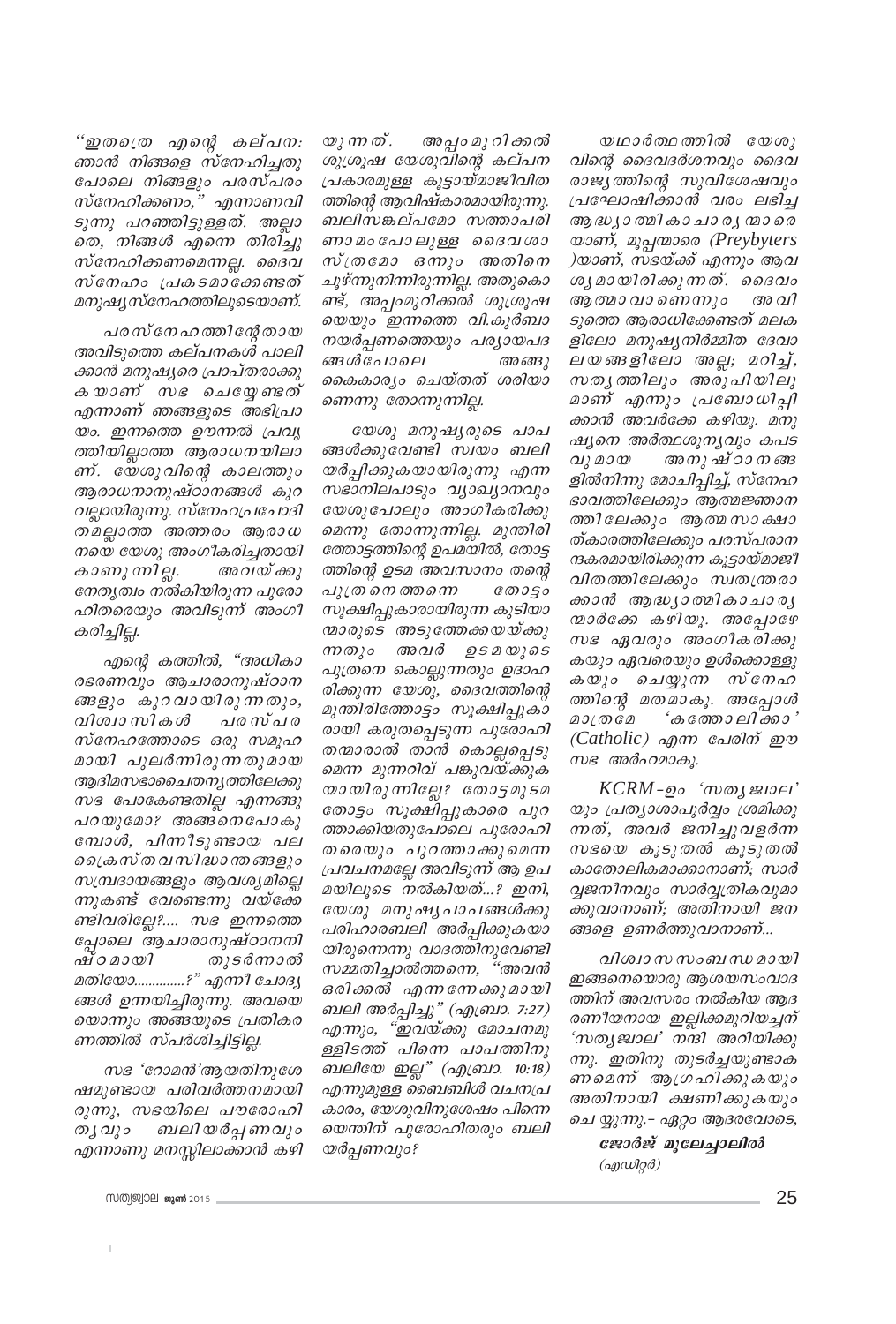"ഇതത്രെ എന്റെ കല്പന: ഞാൻ നിങ്ങളെ സ്നേഹിച്ചതു പോലെ നിങ്ങളും പരസ്പരം സ്നേഹിക്കണം," എന്നാണവിടുന്നു പറഞ്ഞിട്ടുള്ളത്. അല്ലാതെ, നിങ്ങൾ എന്നെ തിരിച്ചു സ്നേഹിക്കണമെന്നല്ല. ദൈവസ്നേഹം പ്രകടമാക്കേണ്ടത് മനുഷ്യസ്നേഹത്തിലൂടെയാണ്.

പരസ്നേഹത്തിന്റേതായ അവിടുത്തെ കല്പനകൾ പാലിക്കാൻ മനുഷ്യരെ പ്രാപ്തരാക്കുകയാണ് സഭ ചെയ്യേണ്ടത് എന്നാണ് ഞങ്ങളുടെ അഭിപ്രായം. ഇന്നത്തെ ഊന്നൽ പ്രവൃത്തിയില്ലാത്ത ആരാധനയിലാണ്. യേശുവിന്റെ കാലത്തും ആരാധനാനുഷ്ഠാനങ്ങൾ കുറവല്ലായിരുന്നു. സ്നേഹപ്രചോദിതമല്ലാത്ത അത്തരം ആരാധനയെ യേശു അംഗീകരിച്ചതായി കാണുന്നില്ല. അവയ്ക്കു നേതൃത്വം നൽകിയിരുന്ന പുരോഹിതരെയും അവിടുന്ന് അംഗീകരിച്ചില്ല.

എന്റെ കത്തിൽ, "അധികാരഭരണവും ആചാരാനുഷ്ഠാനങ്ങളും കുറവായിരുന്നതും, വിശ്വാസികൾ പരസ്പര സ്നേഹത്തോടെ ഒരു സമൂഹമായി പുലർന്നിരുന്നതുമായ ആദിമസഭാചൈതന്യത്തിലേക്കു സഭ പോകേണ്ടതില്ല എന്നങ്ങു പറയുമോ? അങ്ങനെപോകുമ്പോൾ, പിന്നീടുണ്ടായ പല ക്രൈസ്തവസിദ്ധാന്തങ്ങളും സമ്പ്രദായങ്ങളും ആവശ്യമില്ലെന്നുകണ്ട് വേണ്ടെന്നു വയ്ക്കേണ്ടിവരില്ലേ?.... സഭ ഇന്നത്തെപ്പോലെ ആചാരാനുഷ്ഠാനനിഷ്ഠമായി തുടർന്നാൽ മതിയോ.............?" എന്നീ ചോദ്യങ്ങൾ ഉന്നയിച്ചിരുന്നു. അവയെയൊന്നും അങ്ങയുടെ പ്രതികരണത്തിൽ സ്പർശിച്ചിട്ടില്ല.

സഭ 'റോമൻ'ആയതിനുശേഷമുണ്ടായ പരിവർത്തനമായിരുന്നു, സഭയിലെ പൗരോഹിത്യവും ബലിയർപ്പണവും എന്നാണു മനസ്സിലാക്കാൻ കഴിയുന്നത്. അപ്പംമുറിക്കൽ ശുശ്രൂഷ യേശുവിന്റെ കല്പന പ്രകാരമുള്ള കൂട്ടായ്മജീവിതത്തിന്റെ ആവിഷ്കാരമായിരുന്നു. ബലിസങ്കല്പമോ സത്താപരിണാമംപോലുള്ള ദൈവശാസ്ത്രമോ ഒന്നും അതിനെ ചൂഴ്ന്നുനിന്നിരുന്നില്ല. അതുകൊണ്ട്, അപ്പംമുറിക്കൽ ശുശ്രൂഷയെയും ഇന്നത്തെ വി.കുർബാനയർപ്പണത്തെയും പര്യായപദങ്ങൾപോലെ അങ്ങു കൈകാര്യം ചെയ്തത് ശരിയാണെന്നു തോന്നുന്നില്ല.

യേശു മനുഷ്യരുടെ പാപങ്ങൾക്കുവേണ്ടി സ്വയം ബലിയർപ്പിക്കുകയായിരുന്നു എന്ന സഭാനിലപാടും വ്യാഖ്യാനവും യേശുപോലും അംഗീകരിക്കുമെന്നു തോന്നുന്നില്ല. മുന്തിരിത്തോട്ടത്തിന്റെ ഉപമയിൽ, തോട്ടത്തിന്റെ ഉടമ അവസാനം തന്റെ പുത്രനെത്തന്നെ തോട്ടം സൂക്ഷിപ്പുകാരായിരുന്ന കുടിയാന്മാരുടെ അടുത്തേക്കയയ്ക്കുന്നതും അവർ ഉടമയുടെ പുത്രനെ കൊല്ലുന്നതും ഉദാഹരിക്കുന്ന യേശു, ദൈവത്തിന്റെ മുന്തിരിത്തോട്ടം സൂക്ഷിപ്പുകാരായി കരുതപ്പെടുന്ന പുരോഹിതന്മാരാൽ താൻ കൊല്ലപ്പെടുമെന്ന മുന്നറിവ് പങ്കുവയ്ക്കുകയായിരുന്നില്ലേ? തോട്ടമുടമ തോട്ടം സൂക്ഷിപ്പുകാരെ പുറത്താക്കിയതുപോലെ പുരോഹിതരെയും പുറത്താക്കുമെന്ന പ്രവചനമല്ലേ അവിടുന്ന് ആ ഉപമയിലൂടെ നൽകിയത്...? ഇനി, യേശു മനുഷ്യപാപങ്ങൾക്കു പരിഹാരബലി അർപ്പിക്കുകയായിരുന്നെന്നു വാദത്തിനുവേണ്ടി സമ്മതിച്ചാൽത്തന്നെ, "അവൻ ഒരിക്കൽ എന്നന്നേക്കുമായി ബലി അർപ്പിച്ചു" (ഹെബ്രാ. 7:27) എന്നും, "ഇവയ്ക്കു മോചനമുള്ളിടത്ത് പിന്നെ പാപത്തിനു ബലിയേ ഇല്ല" (ഹെബ്രാ. 10:18) എന്നുമുള്ള ബൈബിൾ വചനപ്രകാരം, യേശുവിനുശേഷം പിന്നെയെന്തിന് പുരോഹിതരും ബലിയർപ്പണവും?

യഥാർത്ഥത്തിൽ യേശുവിന്റെ ദൈവദർശനവും ദൈവരാജ്യത്തിന്റെ സുവിശേഷവും പ്രഘോഷിക്കാൻ വരം ലഭിച്ച ആദ്ധ്യാത്മികാചാര്യന്മാരെയാണ്, മൂപ്പന്മാരെ (Preybyters )യാണ്, സഭയ്ക്ക് എന്നും ആവശ്യമായിരിക്കുന്നത്. ദൈവം ആത്മാവാണെന്നും അവിടുത്തെ ആരാധിക്കേണ്ടത് മലകളിലോ മനുഷ്യനിർമ്മിത ദേവാലയങ്ങളിലോ അല്ല; മറിച്ച്, സത്യത്തിലും അരൂപിയിലുമാണ് എന്നും പ്രബോധിപ്പിക്കാൻ അവർക്കേ കഴിയൂ. മനുഷ്യനെ അർത്ഥശൂന്യവും കപടവുമായ അനുഷ്ഠാനങ്ങളിൽനിന്നു മോചിപ്പിച്ച്, സ്നേഹഭാവത്തിലേക്കും ആത്മജ്ഞാനത്തിലേക്കും ആത്മസാക്ഷാത്കാരത്തിലേക്കും പരസ്പരാനന്ദകരമായിരിക്കുന്ന കൂട്ടായ്മജീവിതത്തിലേക്കും സ്വതന്ത്രരാക്കാൻ ആദ്ധ്യാത്മികാചാര്യന്മാർക്കേ കഴിയൂ. അപ്പോഴേ സഭ ഏവരും അംഗീകരിക്കുകയും ഏവരെയും ഉൾക്കൊള്ളുകയും ചെയ്യുന്ന സ്നേഹത്തിന്റെ മതമാകൂ. അപ്പോൾ മാത്രമേ 'കത്തോലിക്കാ' (Catholic) എന്ന പേരിന് ഈ സഭ അർഹമാകൂ.

KCRM-ഉം 'സത്യജ്വാല' യും പ്രത്യാശാപൂർവ്വം ശ്രമിക്കുന്നത്, അവർ ജനിച്ചുവളർന്ന സഭയെ കൂടുതൽ കൂടുതൽ കാതോലികമാക്കാനാണ്; സാർവ്വജനീനവും സാർവ്വത്രികവുമാക്കുവാനാണ്; അതിനായി ജനങ്ങളെ ഉണർത്തുവാനാണ്...

വിശ്വാസസംബന്ധമായി ഇങ്ങനെയൊരു ആശയസംവാദത്തിന് അവസരം നൽകിയ ആദരണീയനായ ഇല്ലിക്കമുറിയച്ചന് 'സത്യജ്വാല' നന്ദി അറിയിക്കുന്നു. ഇതിനു തുടർച്ചയുണ്ടാകണമെന്ന് ആഗ്രഹിക്കുകയും അതിനായി ക്ഷണിക്കുകയും ചെയ്യുന്നു.- ഏറ്റം ആദരവോടെ,

**ജോർജ് മൂലേച്ചാലിൽ**
(എഡിറ്റർ)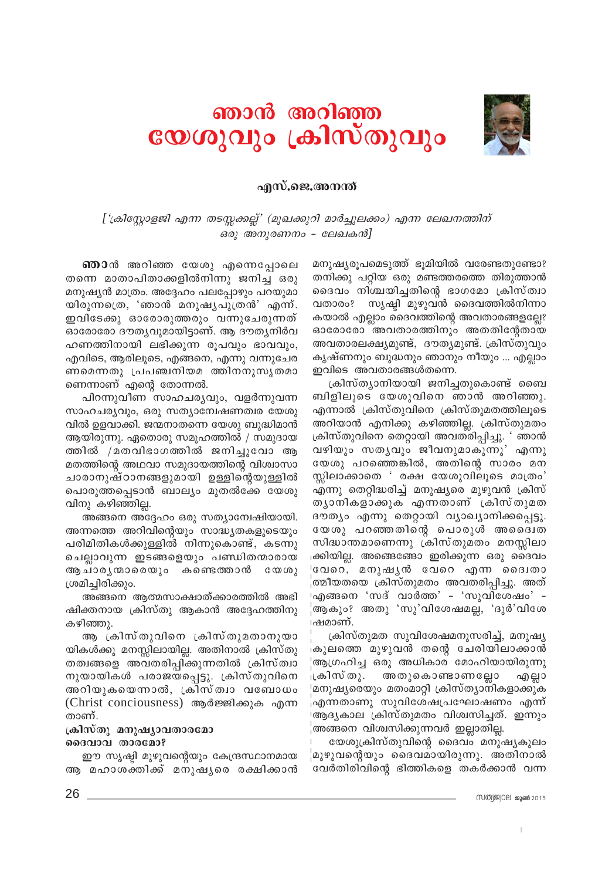# ഞാൻ അറിഞ്ഞ യേശുവും ക്രിസ്തുവും

### എസ്.ജെ.അനന്ത്

*['ക്രിസ്റ്റോളജി എന്ന തടസ്സക്കല്ല്' (മുഖക്കുറി മാർച്ചുലക്കം) എന്ന ലേഖനത്തിന് ഒരു അനുരണനം - ലേഖകൻ]*

**ഞാ**ൻ അറിഞ്ഞ യേശു എന്നെപ്പോലെ തന്നെ മാതാപിതാക്കളിൽനിന്നു ജനിച്ച ഒരു മനുഷ്യൻ മാത്രം. അദ്ദേഹം പലപ്പോഴും പറയുമായിരുന്നത്രെ, 'ഞാൻ മനുഷ്യപുത്രൻ' എന്ന്. ഇവിടേക്കു ഓരോരുത്തരും വന്നുചേരുന്നത് ഓരോരോ ദൗത്യവുമായിട്ടാണ്. ആ ദൗത്യനിർവ ഹണത്തിനായി ലഭിക്കുന്ന രൂപവും ഭാവവും, എവിടെ, ആരിലൂടെ, എങ്ങനെ, എന്നു വന്നുചേരണമെന്നതു പ്രപഞ്ചനിയമ ത്തിനനുസൃതമാണെന്നാണ് എന്റെ തോന്നൽ.

പിറന്നുവീണ സാഹചര്യവും, വളർന്നുവന്ന സാഹചര്യവും, ഒരു സത്യാന്വേഷണത്വര യേശുവിൽ ഉളവാക്കി. ജന്മനാതന്നെ യേശു ബുദ്ധിമാൻ ആയിരുന്നു. ഏതൊരു സമൂഹത്തിൽ / സമുദായത്തിൽ /മതവിഭാഗത്തിൽ ജനിച്ചുവോ ആ മതത്തിന്റെ അഥവാ സമുദായത്തിന്റെ വിശ്വാസാചാരാനുഷ്ഠാനങ്ങളുമായി ഉള്ളിന്റെയുള്ളിൽ പൊരുത്തപ്പെടാൻ ബാല്യം മുതൽക്കേ യേശുവിനു കഴിഞ്ഞില്ല.

അങ്ങനെ അദ്ദേഹം ഒരു സത്യാന്വേഷിയായി. അന്നത്തെ അറിവിന്റെയും സാദ്ധ്യതകളുടെയും പരിമിതികൾക്കുള്ളിൽ നിന്നുകൊണ്ട്, കടന്നു ചെല്ലാവുന്ന ഇടങ്ങളെയും പണ്ഡിതന്മാരായ ആചാര്യന്മാരെയും കണ്ടെത്താൻ യേശു ശ്രമിച്ചിരിക്കും.

അങ്ങനെ ആത്മസാക്ഷാത്ക്കാരത്തിൽ അഭിഷിക്തനായ ക്രിസ്തു ആകാൻ അദ്ദേഹത്തിനു കഴിഞ്ഞു.

ആ ക്രിസ്തുവിനെ ക്രിസ്തുമതാനുയായികൾക്കു മനസ്സിലായില്ല. അതിനാൽ ക്രിസ്തുതത്വങ്ങളെ അവതരിപ്പിക്കുന്നതിൽ ക്രിസ്ത്യാനുയായികൾ പരാജയപ്പെട്ടു. ക്രിസ്തുവിനെ അറിയുകയെന്നാൽ, ക്രിസ്ത്യാ വബോധം (Christ conciousness) ആർജ്ജിക്കുക എന്നതാണ്.

**ക്രിസ്തു മനുഷ്യാവതാരമോ ദൈവാവ താരമോ?**

ഈ സൃഷ്ടി മുഴുവന്റെയും കേന്ദ്രസ്ഥാനമായ ആ മഹാശക്തിക്ക് മനുഷ്യരെ രക്ഷിക്കാൻ മനുഷ്യരൂപമെടുത്ത് ഭൂമിയിൽ വരേണ്ടതുണ്ടോ? തനിക്കു പറ്റിയ ഒരു മണ്ടത്തരത്തെ തിരുത്താൻ ദൈവം നിശ്ചയിച്ചതിന്റെ ഭാഗമോ ക്രിസ്ത്യാവതാരം? സൃഷ്ടി മുഴുവൻ ദൈവത്തിൽനിന്നാകയാൽ എല്ലാം ദൈവത്തിന്റെ അവതാരങ്ങളല്ലേ? ഓരോരോ അവതാരത്തിനും അതതിന്റേതായ അവതാരലക്ഷ്യമുണ്ട്, ദൗത്യമുണ്ട്. ക്രിസ്തുവും കൃഷ്ണനും ബുദ്ധനും ഞാനും നീയും ... എല്ലാം ഇവിടെ അവതാരങ്ങൾതന്നെ.

ക്രിസ്ത്യാനിയായി ജനിച്ചതുകൊണ്ട് ബൈബിളിലൂടെ യേശുവിനെ ഞാൻ അറിഞ്ഞു. എന്നാൽ ക്രിസ്തുവിനെ ക്രിസ്തുമതത്തിലൂടെ അറിയാൻ എനിക്കു കഴിഞ്ഞില്ല. ക്രിസ്തുമതം ക്രിസ്തുവിനെ തെറ്റായി അവതരിപ്പിച്ചു. ' ഞാൻ വഴിയും സത്യവും ജീവനുമാകുന്നു' എന്നു യേശു പറഞ്ഞെങ്കിൽ, അതിന്റെ സാരം മനസ്സിലാക്കാതെ ' രക്ഷ യേശുവിലൂടെ മാത്രം' എന്നു തെറ്റിദ്ധരിച്ച് മനുഷ്യരെ മുഴുവൻ ക്രിസ്ത്യാനികളാക്കുക എന്നതാണ് ക്രിസ്തുമത ദൗത്യം എന്നു തെറ്റായി വ്യാഖ്യാനിക്കപ്പെട്ടു. യേശു പറഞ്ഞതിന്റെ പൊരുൾ അദ്വൈത സിദ്ധാന്തമാണെന്നു ക്രിസ്തുമതം മനസ്സിലാക്കിയില്ല. അങ്ങങ്ങോ ഇരിക്കുന്ന ഒരു ദൈവം വേറെ, മനുഷ്യൻ വേറെ എന്ന ദ്വൈതാത്മീയതയെ ക്രിസ്തുമതം അവതരിപ്പിച്ചു. അത് എങ്ങനെ 'സദ് വാർത്ത' - 'സുവിശേഷം' - ആകും? അതു 'സു'വിശേഷമല്ല, 'ദുർ'വിശേഷമാണ്.

ക്രിസ്തുമത സുവിശേഷമനുസരിച്ച്, മനുഷ്യകുലത്തെ മുഴുവൻ തന്റെ ചേരിയിലാക്കാൻ ആഗ്രഹിച്ച ഒരു അധികാര മോഹിയായിരുന്നു ക്രിസ്തു. അതുകൊണ്ടാണല്ലോ എല്ലാ മനുഷ്യരെയും മതംമാറ്റി ക്രിസ്ത്യാനികളാക്കുക എന്നതാണു സുവിശേഷപ്രഘോഷണം എന്ന് ആദ്യകാല ക്രിസ്തുമതം വിശ്വസിച്ചത്. ഇന്നും അങ്ങനെ വിശ്വസിക്കുന്നവർ ഇല്ലാതില്ല.

യേശുക്രിസ്തുവിന്റെ ദൈവം മനുഷ്യകുലം മുഴുവന്റെയും ദൈവമായിരുന്നു. അതിനാൽ വേർതിരിവിന്റെ ഭിത്തികളെ തകർക്കാൻ വന്ന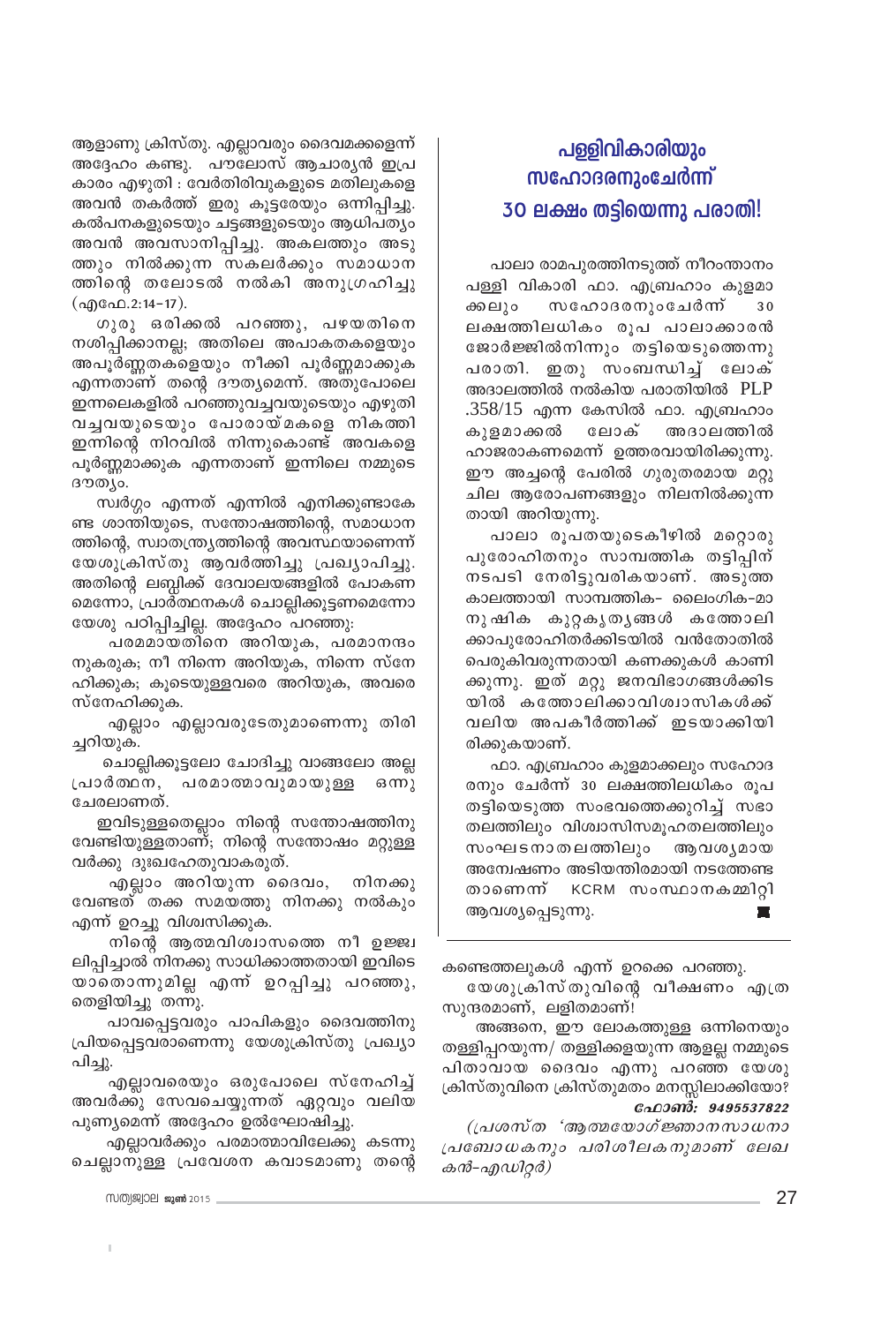ആളാണു ക്രിസ്തു. എല്ലാവരും ദൈവമക്കളെന്ന് അദ്ദേഹം കണ്ടു. പൗലോസ് ആചാര്യൻ ഇപ്രകാരം എഴുതി : വേർതിരിവുകളുടെ മതിലുകളെ അവൻ തകർത്ത് ഇരു കൂട്ടരെയും ഒന്നിപ്പിച്ചു. കൽപനകളുടെയും ചട്ടങ്ങളുടെയും ആധിപത്യം അവൻ അവസാനിപ്പിച്ചു. അകലത്തും അടുത്തും നിൽക്കുന്ന സകലർക്കും സമാധാനത്തിന്റെ തലോടൽ നൽകി അനുഗ്രഹിച്ചു (എഫേ.2:14-17).

ഗുരു ഒരിക്കൽ പറഞ്ഞു, പഴയതിനെ നശിപ്പിക്കാനല്ല; അതിലെ അപാകതകളെയും അപൂർണ്ണതകളെയും നീക്കി പൂർണ്ണമാക്കുക എന്നതാണ് തന്റെ ദൗത്യമെന്ന്. അതുപോലെ ഇന്നലെകളിൽ പറഞ്ഞുവച്ചവയുടെയും എഴുതി വച്ചവയുടെയും പോരായ്മകളെ നികത്തി ഇന്നിന്റെ നിറവിൽ നിന്നുകൊണ്ട് അവകളെ പൂർണ്ണമാക്കുക എന്നതാണ് ഇന്നിലെ നമ്മുടെ ദൗത്യം.

സ്വർഗ്ഗം എന്നത് എന്നിൽ എനിക്കുണ്ടാകേണ്ട ശാന്തിയുടെ, സന്തോഷത്തിന്റെ, സമാധാനത്തിന്റെ, സ്വാതന്ത്ര്യത്തിന്റെ അവസ്ഥയാണെന്ന് യേശുക്രിസ്തു ആവർത്തിച്ചു പ്രഖ്യാപിച്ചു. അതിന്റെ ലബ്ധിക്ക് ദേവാലയങ്ങളിൽ പോകണമെന്നോ, പ്രാർത്ഥനകൾ ചൊല്ലിക്കൂട്ടണമെന്നോ യേശു പഠിപ്പിച്ചില്ല. അദ്ദേഹം പറഞ്ഞു:

പരമമായതിനെ അറിയുക, പരമാനന്ദം നുകരുക; നീ നിന്നെ അറിയുക, നിന്നെ സ്നേഹിക്കുക; കൂടെയുള്ളവരെ അറിയുക, അവരെ സ്നേഹിക്കുക.

എല്ലാം എല്ലാവരുടേതുമാണെന്നു തിരിച്ചറിയുക.

ചൊല്ലിക്കൂട്ടലോ ചോദിച്ചു വാങ്ങലോ അല്ല പ്രാർത്ഥന, പരമാത്മാവുമായുള്ള ഒന്നുചേരലാണത്.

ഇവിടുള്ളതെല്ലാം നിന്റെ സന്തോഷത്തിനു വേണ്ടിയുള്ളതാണ്; നിന്റെ സന്തോഷം മറ്റുള്ളവർക്കു ദുഃഖഹേതുവാകരുത്.

എല്ലാം അറിയുന്ന ദൈവം, നിനക്കു വേണ്ടത് തക്ക സമയത്തു നിനക്കു നൽകും എന്ന് ഉറച്ചു വിശ്വസിക്കുക.

നിന്റെ ആത്മവിശ്വാസത്തെ നീ ഉജ്ജ്വലിപ്പിച്ചാൽ നിനക്കു സാധിക്കാത്തതായി ഇവിടെ യാതൊന്നുമില്ല എന്ന് ഉറപ്പിച്ചു പറഞ്ഞു, തെളിയിച്ചു തന്നു.

പാവപ്പെട്ടവരും പാപികളും ദൈവത്തിനു പ്രിയപ്പെട്ടവരാണെന്നു യേശുക്രിസ്തു പ്രഖ്യാപിച്ചു.

എല്ലാവരെയും ഒരുപോലെ സ്നേഹിച്ച് അവർക്കു സേവചെയ്യുന്നത് ഏറ്റവും വലിയ പുണ്യമെന്ന് അദ്ദേഹം ഉൽഘോഷിച്ചു.

എല്ലാവർക്കും പരമാത്മാവിലേക്കു കടന്നു ചെല്ലാനുള്ള പ്രവേശന കവാടമാണു തന്റെ കണ്ടെത്തലുകൾ എന്ന് ഉറക്കെ പറഞ്ഞു.

യേശുക്രിസ്തുവിന്റെ വീക്ഷണം എത്ര സുന്ദരമാണ്, ലളിതമാണ്!

അങ്ങനെ, ഈ ലോകത്തുള്ള ഒന്നിനെയും തള്ളിപ്പറയുന്ന/ തള്ളിക്കളയുന്ന ആളല്ല നമ്മുടെ പിതാവായ ദൈവം എന്നു പറഞ്ഞ യേശുക്രിസ്തുവിനെ ക്രിസ്തുമതം മനസ്സിലാക്കിയോ?

***ഫോൺ: 9495537822***

*(പ്രശസ്ത 'ആത്മയോഗ് ജ്ഞാനസാധനാ പ്രബോധകനും പരിശീലകനുമാണ് ലേഖകൻ-എഡിറ്റർ)*

## പള്ളിവികാരിയും സഹോദരനുംചേർന്ന് 30 ലക്ഷം തട്ടിയെന്നു പരാതി!

പാലാ രാമപുരത്തിനടുത്ത് നീറംന്താനം പള്ളി വികാരി ഫാ. എബ്രഹാം കുളമാക്കലും സഹോദരനുംചേർന്ന് 30 ലക്ഷത്തിലധികം രൂപ പാലാക്കാരൻ ജോർജ്ജിൽനിന്നും തട്ടിയെടുത്തെന്നു പരാതി. ഇതു സംബന്ധിച്ച് ലോക് അദാലത്തിൽ നൽകിയ പരാതിയിൽ PLP .358/15 എന്ന കേസിൽ ഫാ. എബ്രഹാം കുളമാക്കൽ ലോക് അദാലത്തിൽ ഹാജരാകണമെന്ന് ഉത്തരവായിരിക്കുന്നു. ഈ അച്ചന്റെ പേരിൽ ഗുരുതരമായ മറ്റു ചില ആരോപണങ്ങളും നിലനിൽക്കുന്നതായി അറിയുന്നു.

പാലാ രൂപതയുടെകീഴിൽ മറ്റൊരു പുരോഹിതനും സാമ്പത്തിക തട്ടിപ്പിന് നടപടി നേരിട്ടുവരികയാണ്. അടുത്ത കാലത്തായി സാമ്പത്തിക- ലൈംഗിക-മാനുഷിക കുറ്റകൃത്യങ്ങൾ കത്തോലിക്കാപുരോഹിതർക്കിടയിൽ വൻതോതിൽ പെരുകിവരുന്നതായി കണക്കുകൾ കാണിക്കുന്നു. ഇത് മറ്റു ജനവിഭാഗങ്ങൾക്കിടയിൽ കത്തോലിക്കാവിശ്വാസികൾക്ക് വലിയ അപകീർത്തിക്ക് ഇടയാക്കിയിരിക്കുകയാണ്.

ഫാ. എബ്രഹാം കുളമാക്കലും സഹോദരനും ചേർന്ന് 30 ലക്ഷത്തിലധികം രൂപ തട്ടിയെടുത്ത സംഭവത്തെക്കുറിച്ച് സഭാതലത്തിലും വിശ്വാസിസമൂഹതലത്തിലും സംഘടനാതലത്തിലും ആവശ്യമായ അന്വേഷണം അടിയന്തിരമായി നടത്തേണ്ടതാണെന്ന് KCRM സംസ്ഥാനകമ്മിറ്റി ആവശ്യപ്പെടുന്നു.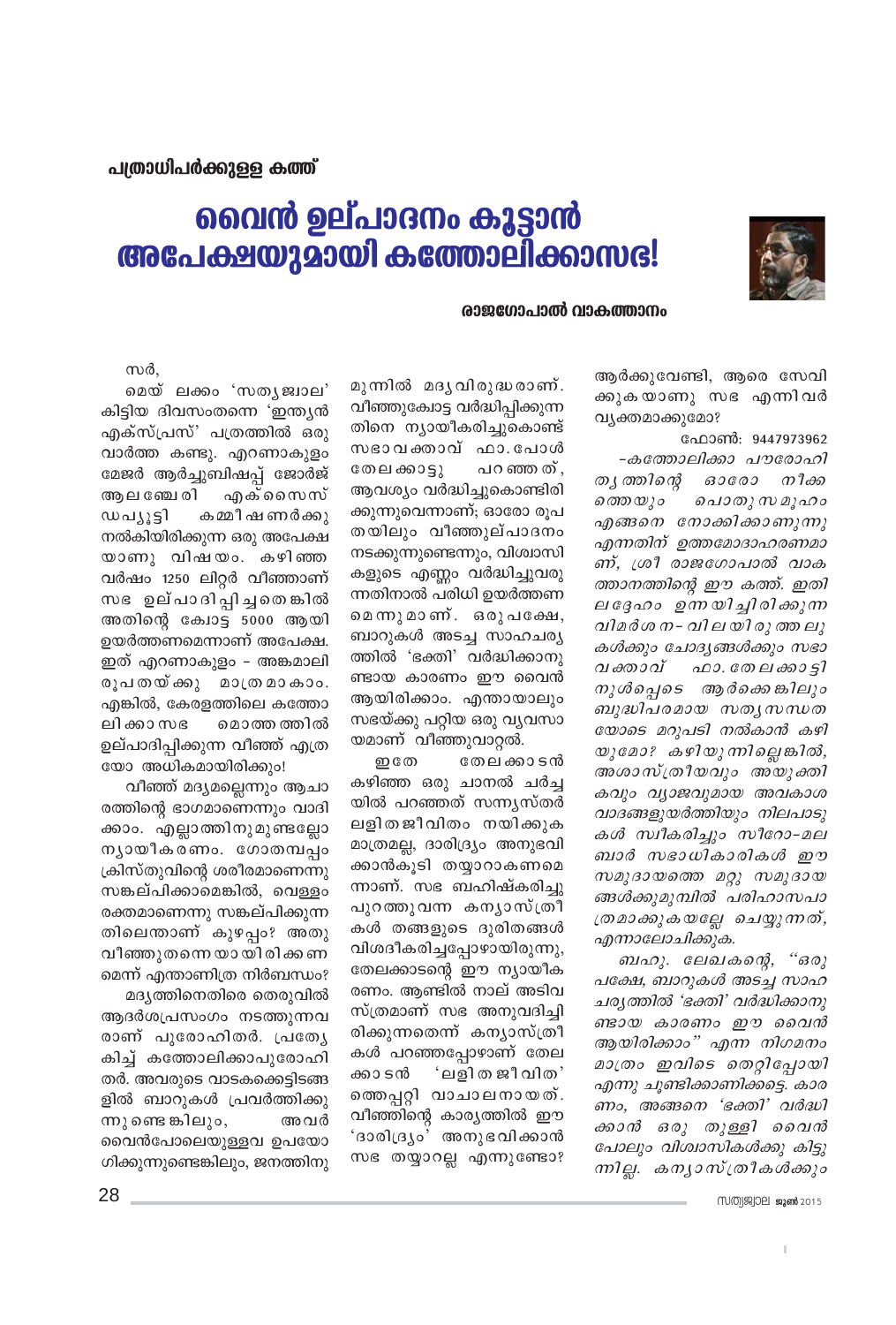പത്രാധിപർക്കുള്ള കത്ത്

# വൈൻ ഉല്പാദനം കൂട്ടാൻ അപേക്ഷയുമായി കത്തോലിക്കാസഭ!

**രാജഗോപാൽ വാകത്താനം**

സർ,

മെയ് ലക്കം 'സത്യജ്വാല' കിട്ടിയ ദിവസംതന്നെ 'ഇന്ത്യൻ എക്സ്പ്രസ്' പത്രത്തിൽ ഒരു വാർത്ത കണ്ടു. എറണാകുളം മേജർ ആർച്ചുബിഷപ്പ് ജോർജ് ആലഞ്ചേരി എക്സൈസ് ഡപ്യൂട്ടി കമ്മീഷണർക്കു നൽകിയിരിക്കുന്ന ഒരു അപേക്ഷയാണു വിഷയം. കഴിഞ്ഞ വർഷം 1250 ലിറ്റർ വീഞ്ഞാണ് സഭ ഉല്പാദിപ്പിച്ചതെങ്കിൽ അതിന്റെ ക്വോട്ട 5000 ആയി ഉയർത്തണമെന്നാണ് അപേക്ഷ. ഇത് എറണാകുളം - അങ്കമാലി രൂപതയ്ക്കു മാത്രമാകാം. എങ്കിൽ, കേരളത്തിലെ കത്തോലിക്കാസഭ മൊത്തത്തിൽ ഉല്പാദിപ്പിക്കുന്ന വീഞ്ഞ് എത്രയോ അധികമായിരിക്കും!

വീഞ്ഞ് മദ്യമല്ലെന്നും ആചാരത്തിന്റെ ഭാഗമാണെന്നും വാദിക്കാം. എല്ലാത്തിനുമുണ്ടല്ലോ ന്യായീകരണം. ഗോതമ്പപ്പം ക്രിസ്തുവിന്റെ ശരീരമാണെന്നു സങ്കല്പിക്കാമെങ്കിൽ, വെള്ളം രക്തമാണെന്നു സങ്കല്പിക്കുന്നതിലെന്താണ് കുഴപ്പം? അതു വീഞ്ഞുതന്നെയായിരിക്കണമെന്ന് എന്താണിത്ര നിർബന്ധം?

മദ്യത്തിനെതിരെ തെരുവിൽ ആദർശപ്രസംഗം നടത്തുന്നവരാണ് പുരോഹിതർ. പ്രത്യേകിച്ച് കത്തോലിക്കാപുരോഹിതർ. അവരുടെ വാടകക്കെട്ടിടങ്ങളിൽ ബാറുകൾ പ്രവർത്തിക്കുന്നുണ്ടെങ്കിലും, അവർ വൈൻപോലെയുള്ളവ ഉപയോഗിക്കുന്നുണ്ടെങ്കിലും, ജനത്തിനു മുന്നിൽ മദ്യവിരുദ്ധരാണ്. വീഞ്ഞുക്വോട്ട വർദ്ധിപ്പിക്കുന്നതിനെ ന്യായീകരിച്ചുകൊണ്ട് സഭാവക്താവ് ഫാ. പോൾ തേലക്കാട്ടു പറഞ്ഞത്, ആവശ്യം വർദ്ധിച്ചുകൊണ്ടിരിക്കുന്നുവെന്നാണ്; ഓരോ രൂപതയിലും വീഞ്ഞുല്പാദനം നടക്കുന്നുണ്ടെന്നും, വിശ്വാസികളുടെ എണ്ണം വർദ്ധിച്ചുവരുന്നതിനാൽ പരിധി ഉയർത്തണമെന്നുമാണ്. ഒരുപക്ഷേ, ബാറുകൾ അടച്ച സാഹചര്യത്തിൽ 'ഭക്തി' വർദ്ധിക്കാനുണ്ടായ കാരണം ഈ വൈൻ ആയിരിക്കാം. എന്തായാലും സഭയ്ക്കു പറ്റിയ ഒരു വ്യവസായമാണ് വീഞ്ഞുവാറ്റൽ.

ഇതേ തേലക്കാടൻ കഴിഞ്ഞ ഒരു ചാനൽ ചർച്ചയിൽ പറഞ്ഞത് സന്ന്യസ്തർ ലളിതജീവിതം നയിക്കുക മാത്രമല്ല, ദാരിദ്ര്യം അനുഭവിക്കാൻകൂടി തയ്യാറാകണമെന്നാണ്. സഭ ബഹിഷ്കരിച്ചു പുറത്തുവന്ന കന്യാസ്ത്രീകൾ തങ്ങളുടെ ദുരിതങ്ങൾ വിശദീകരിച്ചപ്പോഴായിരുന്നു, തേലക്കാടന്റെ ഈ ന്യായീകരണം. ആണ്ടിൽ നാല് അടിവസ്ത്രമാണ് സഭ അനുവദിച്ചിരിക്കുന്നതെന്ന് കന്യാസ്ത്രീകൾ പറഞ്ഞപ്പോഴാണ് തേലക്കാടൻ 'ലളിതജീവിത' ത്തെപ്പറ്റി വാചാലനായത്. വീഞ്ഞിന്റെ കാര്യത്തിൽ ഈ 'ദാരിദ്ര്യം' അനുഭവിക്കാൻ സഭ തയ്യാറല്ല എന്നുണ്ടോ? ആർക്കുവേണ്ടി, ആരെ സേവിക്കുകയാണു സഭ എന്നിവർ വ്യക്തമാക്കുമോ?

ഫോൺ: 9447973962

*-കത്തോലിക്കാ പൗരോഹിത്യത്തിന്റെ ഓരോ നീക്കത്തെയും പൊതുസമൂഹം എങ്ങനെ നോക്കിക്കാണുന്നു എന്നതിന് ഉത്തമോദാഹരണമാണ്, ശ്രീ രാജഗോപാൽ വാകത്താനത്തിന്റെ ഈ കത്ത്. ഇതിലദ്ദേഹം ഉന്നയിച്ചിരിക്കുന്ന വിമർശന-വിലയിരുത്തലുകൾക്കും ചോദ്യങ്ങൾക്കും സഭാവക്താവ് ഫാ. തേലക്കാട്ടിനുൾപ്പെടെ ആർക്കെങ്കിലും ബുദ്ധിപരമായ സത്യസന്ധതയോടെ മറുപടി നൽകാൻ കഴിയുമോ? കഴിയുന്നില്ലെങ്കിൽ, അശാസ്ത്രീയവും അയുക്തികവും വ്യാജവുമായ അവകാശവാദങ്ങളുയർത്തിയും നിലപാടുകൾ സ്വീകരിച്ചും സീറോ-മലബാർ സഭാധികാരികൾ ഈ സമുദായത്തെ മറ്റു സമുദായങ്ങൾക്കുമുമ്പിൽ പരിഹാസപാത്രമാക്കുകയല്ലേ ചെയ്യുന്നത്, എന്നാലോചിക്കുക.*

*ബഹു. ലേഖകന്റെ, "ഒരുപക്ഷേ, ബാറുകൾ അടച്ച സാഹചര്യത്തിൽ 'ഭക്തി' വർദ്ധിക്കാനുണ്ടായ കാരണം ഈ വൈൻ ആയിരിക്കാം" എന്ന നിഗമനം മാത്രം ഇവിടെ തെറ്റിപ്പോയി എന്നു ചൂണ്ടിക്കാണിക്കട്ടെ. കാരണം, അങ്ങനെ 'ഭക്തി' വർദ്ധിക്കാൻ ഒരു തുള്ളി വൈൻ പോലും വിശ്വാസികൾക്കു കിട്ടുന്നില്ല. കന്യാസ്ത്രീകൾക്കും*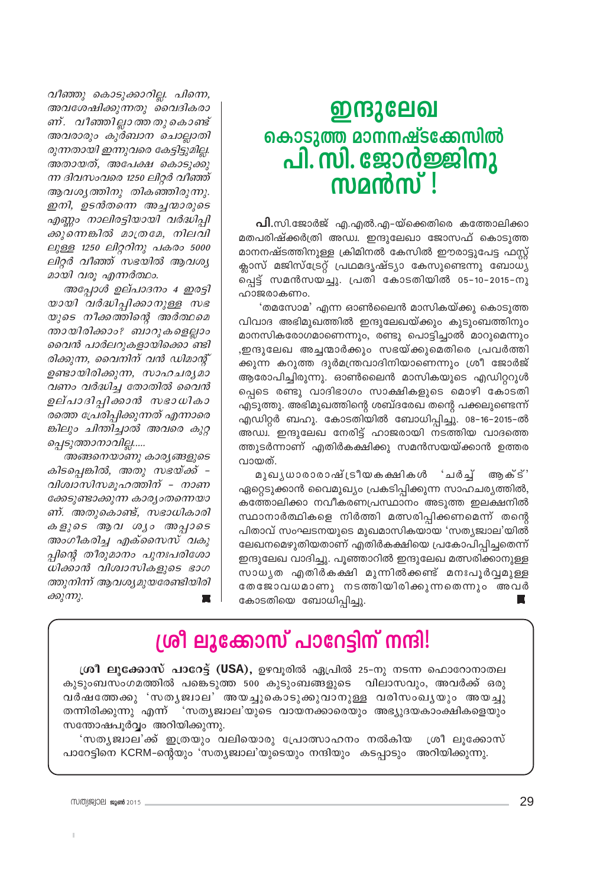*വീഞ്ഞു കൊടുക്കാറില്ല. പിന്നെ, അവശേഷിക്കുന്നതു വൈദികരാണ്. വീഞ്ഞില്ലാത്തതുകൊണ്ട് അവരാരും കുർബാന ചൊല്ലാതിരുന്നതായി ഇന്നുവരെ കേട്ടിട്ടുമില്ല. അതായത്, അപേക്ഷ കൊടുക്കുന്ന ദിവസംവരെ 1250 ലിറ്റർ വീഞ്ഞ് ആവശ്യത്തിനു തികഞ്ഞിരുന്നു. ഇനി, ഉടൻതന്നെ അച്ചന്മാരുടെ എണ്ണം നാലിരട്ടിയായി വർദ്ധിപ്പിക്കുന്നെങ്കിൽ മാത്രമേ, നിലവിലുള്ള 1250 ലിറ്ററിനു പകരം 5000 ലിറ്റർ വീഞ്ഞ് സഭയിൽ ആവശ്യമായി വരൂ എന്നർത്ഥം.*

*അപ്പോൾ ഉല്പാദനം 4 ഇരട്ടിയായി വർദ്ധിപ്പിക്കാനുള്ള സഭയുടെ നീക്കത്തിന്റെ അർത്ഥമെന്തായിരിക്കാം? ബാറുകളെല്ലാം വൈൻ പാർലറുകളായിക്കൊണ്ടിരിക്കുന്ന, വൈനിന് വൻ ഡിമാന്റ് ഉണ്ടായിരിക്കുന്ന, സാഹചര്യമാവണം വർദ്ധിച്ച തോതിൽ വൈൻ ഉല്പാദിപ്പിക്കാൻ സഭാധികാരത്തെ പ്രേരിപ്പിക്കുന്നത് എന്നാരെങ്കിലും ചിന്തിച്ചാൽ അവരെ കുറ്റപ്പെടുത്താനാവില്ല.....*

*അങ്ങനെയാണു കാര്യങ്ങളുടെ കിടപ്പെങ്കിൽ, അതു സഭയ്ക്ക് - വിശ്വാസിസമൂഹത്തിന് - നാണക്കേടുണ്ടാക്കുന്ന കാര്യംതന്നെയാണ്. അതുകൊണ്ട്, സഭാധികാരികളുടെ ആവശ്യം അപ്പാടെ അംഗീകരിച്ച എക്സൈസ് വകുപ്പിന്റെ തീരുമാനം പുനഃപരിശോധിക്കാൻ വിശ്വാസികളുടെ ഭാഗത്തുനിന്ന് ആവശ്യമുയരേണ്ടിയിരിക്കുന്നു.*

# ഇന്ദുലേഖ കൊടുത്ത മാനനഷ്ടക്കേസിൽ പി. സി. ജോർജ്ജിനു സമൻസ് !

**പി.**സി.ജോർജ് എ.എൽ.എ-യ്ക്കെതിരെ കത്തോലിക്കാ മതപരിഷ്ക്കർത്രി അഡ്വ. ഇന്ദുലേഖാ ജോസഫ് കൊടുത്ത മാനനഷ്ടത്തിനുള്ള ക്രിമിനൽ കേസിൽ ഈരാട്ടുപേട്ട ഫസ്റ്റ് ക്ലാസ് മജിസ്ട്രേറ്റ് പ്രഥമദൃഷ്ട്യാ കേസുണ്ടെന്നു ബോധ്യപ്പെട്ട് സമൻസയച്ചു. പ്രതി കോടതിയിൽ 05-10-2015-നു ഹാജരാകണം.

'തമസോമ' എന്ന ഓൺലൈൻ മാസികയ്ക്കു കൊടുത്ത വിവാദ അഭിമുഖത്തിൽ ഇന്ദുലേഖയ്ക്കും കുടുംബത്തിനും മാനസികരോഗമാണെന്നും, രണ്ടു പൊട്ടിച്ചാൽ മാറുമെന്നും ,ഇന്ദുലേഖ അച്ചന്മാർക്കും സഭയ്ക്കുമെതിരെ പ്രവർത്തിക്കുന്ന കറുത്ത ദുർമന്ത്രവാദിനിയാണെന്നും ശ്രീ ജോർജ് ആരോപിച്ചിരുന്നു. ഓൺലൈൻ മാസികയുടെ എഡിറ്ററുൾപ്പെടെ രണ്ടു വാദിഭാഗം സാക്ഷികളുടെ മൊഴി കോടതി എടുത്തു. അഭിമുഖത്തിന്റെ ശബ്ദരേഖ തന്റെ പക്കലുണ്ടെന്ന് എഡിറ്റർ ബഹു. കോടതിയിൽ ബോധിപ്പിച്ചു. 08-16-2015-ൽ അഡ്വ. ഇന്ദുലേഖ നേരിട്ട് ഹാജരായി നടത്തിയ വാദത്തെത്തുടർന്നാണ് എതിർകക്ഷിക്കു സമൻസയയ്ക്കാൻ ഉത്തരവായത്.

മുഖ്യധാരാരാഷ്ട്രീയകക്ഷികൾ 'ചർച്ച് ആക്ട്' ഏറ്റെടുക്കാൻ വൈമുഖ്യം പ്രകടിപ്പിക്കുന്ന സാഹചര്യത്തിൽ, കത്തോലിക്കാ നവീകരണപ്രസ്ഥാനം അടുത്ത ഇലക്ഷനിൽ സ്ഥാനാർത്ഥികളെ നിർത്തി മത്സരിപ്പിക്കണമെന്ന് തന്റെ പിതാവ് സംഘടനയുടെ മുഖമാസികയായ 'സത്യജ്വാല'യിൽ ലേഖനമെഴുതിയതാണ് എതിർകക്ഷിയെ പ്രകോപിപ്പിച്ചതെന്ന് ഇന്ദുലേഖ വാദിച്ചു. പൂഞ്ഞാറിൽ ഇന്ദുലേഖ മത്സരിക്കാനുള്ള സാധ്യത എതിർകക്ഷി മുന്നിൽക്കണ്ട് മനഃപൂർവ്വമുള്ള തേജോവധമാണു നടത്തിയിരിക്കുന്നതെന്നും അവർ കോടതിയെ ബോധിപ്പിച്ചു.

## ശ്രീ ലൂക്കോസ് പാറേട്ടിന് നന്ദി!

**ശ്രീ ലൂക്കോസ് പാറേട്ട് (USA),** ഉഴവൂരിൽ ഏപ്രിൽ 25-നു നടന്ന ഫൊറോനാതല കുടുംബസംഗമത്തിൽ പങ്കെടുത്ത 500 കുടുംബങ്ങളുടെ വിലാസവും, അവർക്ക് ഒരു വർഷത്തേക്കു 'സത്യജ്വാല' അയച്ചുകൊടുക്കുവാനുള്ള വരിസംഖ്യയും അയച്ചുതന്നിരിക്കുന്നു എന്ന് 'സത്യജ്വാല'യുടെ വായനക്കാരെയും അഭ്യുദയകാംക്ഷികളെയും സന്തോഷപൂർവ്വം അറിയിക്കുന്നു.

'സത്യജ്വാല'ക്ക് ഇത്രയും വലിയൊരു പ്രോത്സാഹനം നൽകിയ ശ്രീ ലൂക്കോസ് പാറേട്ടിനെ KCRM-ന്റെയും 'സത്യജ്വാല'യുടെയും നന്ദിയും കടപ്പാടും അറിയിക്കുന്നു.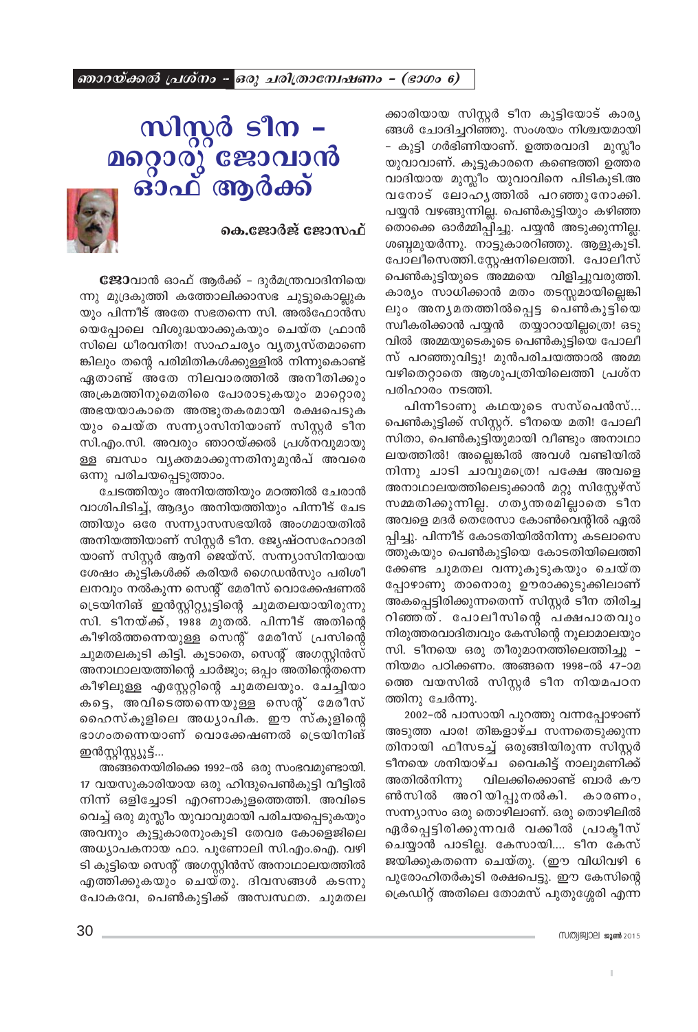*ഞാറയ്ക്കൽ പ്രശ്നം -- ഒരു ചരിത്രാന്വേഷണം – (ഭാഗം 6)*

# സിസ്റ്റർ ടീന – മറ്റൊരു ജോവാൻ ഓഫ് ആർക്ക്

### കെ.ജോർജ് ജോസഫ്

**ജോ**വാൻ ഓഫ് ആർക്ക് – ദുർമന്ത്രവാദിനിയെന്നു മുദ്രകുത്തി കത്തോലിക്കാസഭ ചുട്ടുകൊല്ലുകയും പിന്നീട് അതേ സഭതന്നെ സി. അൽഫോൻസയെപ്പോലെ വിശുദ്ധയാക്കുകയും ചെയ്ത ഫ്രാൻസിലെ ധീരവനിത! സാഹചര്യം വ്യത്യസ്തമാണെങ്കിലും തന്റെ പരിമിതികൾക്കുള്ളിൽ നിന്നുകൊണ്ട് ഏതാണ്ട് അതേ നിലവാരത്തിൽ അനീതിക്കും അക്രമത്തിനുമെതിരെ പോരാടുകയും മറ്റൊരു അഭയയാകാതെ അത്ഭുതകരമായി രക്ഷപെടുകയും ചെയ്ത സന്ന്യാസിനിയാണ് സിസ്റ്റർ ടീന സി.എം.സി. അവരും ഞാറയ്ക്കൽ പ്രശ്നവുമായുള്ള ബന്ധം വ്യക്തമാക്കുന്നതിനുമുൻപ് അവരെ ഒന്നു പരിചയപ്പെടുത്താം.

ചേടത്തിയും അനിയത്തിയും മഠത്തിൽ ചേരാൻ വാശിപിടിച്ച്, ആദ്യം അനിയത്തിയും പിന്നീട് ചേടത്തിയും ഒരേ സന്ന്യാസസഭയിൽ അംഗമായതിൽ അനിയത്തിയാണ് സിസ്റ്റർ ടീന. ജ്യേഷ്ഠസഹോദരിയാണ് സിസ്റ്റർ ആനി ജെയ്സ്. സന്ന്യാസിനിയായ ശേഷം കുട്ടികൾക്ക് കരിയർ ഗൈഡൻസും പരിശീലനവും നൽകുന്ന സെന്റ് മേരീസ് വൊക്കേഷണൽ ട്രെയിനിങ് ഇൻസ്റ്റിറ്റ്യൂട്ടിന്റെ ചുമതലയായിരുന്നു സി. ടീനയ്ക്ക്, 1988 മുതൽ. പിന്നീട് അതിന്റെ കീഴിൽത്തന്നെയുള്ള സെന്റ് മേരീസ് പ്രസിന്റെ ചുമതലകൂടി കിട്ടി. കൂടാതെ, സെന്റ് അഗസ്റ്റിൻസ് അനാഥാലയത്തിന്റെ ചാർജും; ഒപ്പം അതിന്റെതന്നെ കീഴിലുള്ള എസ്റ്റേറ്റിന്റെ ചുമതലയും. ചേച്ചിയാകട്ടെ, അവിടെത്തന്നെയുള്ള സെന്റ് മേരീസ് ഹൈസ്കൂളിലെ അധ്യാപിക. ഈ സ്കൂളിന്റെ ഭാഗംതന്നെയാണ് വൊക്കേഷണൽ ട്രെയിനിങ് ഇൻസ്റ്റിസ്റ്റ്യൂട്ട്...

അങ്ങനെയിരിക്കെ 1992-ൽ ഒരു സംഭവമുണ്ടായി. 17 വയസുകാരിയായ ഒരു ഹിന്ദുപെൺകുട്ടി വീട്ടിൽ നിന്ന് ഒളിച്ചോടി എറണാകുളത്തെത്തി. അവിടെ വെച്ച് ഒരു മുസ്ലീം യുവാവുമായി പരിചയപ്പെടുകയും അവനും കൂട്ടുകാരനുംകൂടി തേവര കോളെജിലെ അധ്യാപകനായ ഫാ. പൂണോലി സി.എം.ഐ. വഴി കുട്ടിയെ സെന്റ് അഗസ്റ്റിൻസ് അനാഥാലയത്തിൽ എത്തിക്കുകയും ചെയ്തു. ദിവസങ്ങൾ കടന്നു പോകവേ, പെൺകുട്ടിക്ക് അസ്വസ്ഥത. ചുമതലക്കാരിയായ സിസ്റ്റർ ടീന കുട്ടിയോട് കാര്യങ്ങൾ ചോദിച്ചറിഞ്ഞു. സംശയം നിശ്ചയമായി – കുട്ടി ഗർഭിണിയാണ്. ഉത്തരവാദി മുസ്ലീം യുവാവാണ്. കൂട്ടുകാരനെ കണ്ടെത്തി ഉത്തരവാദിയായ മുസ്ലീം യുവാവിനെ പിടികൂടി.അവനോട് ലോഹ്യത്തിൽ പറഞ്ഞുനോക്കി. പയ്യൻ വഴങ്ങുന്നില്ല. പെൺകുട്ടിയും കഴിഞ്ഞതൊക്കെ ഓർമ്മിപ്പിച്ചു. പയ്യൻ അടുക്കുന്നില്ല. ശബ്ദമുയർന്നു. നാട്ടുകാരറിഞ്ഞു. ആളുകൂടി. പോലീസെത്തി.സ്റ്റേഷനിലെത്തി. പോലീസ് പെൺകുട്ടിയുടെ അമ്മയെ വിളിച്ചുവരുത്തി. കാര്യം സാധിക്കാൻ മതം തടസ്സമായില്ലെങ്കിലും അന്യമതത്തിൽപ്പെട്ട പെൺകുട്ടിയെ സ്വീകരിക്കാൻ പയ്യൻ തയ്യാറായില്ലത്രെ! ഒടുവിൽ അമ്മയുടെകൂടെ പെൺകുട്ടിയെ പോലീസ് പറഞ്ഞുവിട്ടു! മുൻപരിചയത്താൽ അമ്മ വഴിതെറ്റാതെ ആശുപത്രിയിലെത്തി പ്രശ്നപരിഹാരം നടത്തി.

പിന്നീടാണു കഥയുടെ സസ്പെൻസ്... പെൺകുട്ടിക്ക് സിസ്റ്റ്. ടീനയെ മതി! പോലീസിതാ, പെൺകുട്ടിയുമായി വീണ്ടും അനാഥാലയത്തിൽ! അല്ലെങ്കിൽ അവൾ വണ്ടിയിൽ നിന്നു ചാടി ചാവുമത്രെ! പക്ഷേ അവളെ അനാഥാലയത്തിലെടുക്കാൻ മറ്റു സിസ്റ്റേഴ്സ് സമ്മതിക്കുന്നില്ല. ഗത്യന്തരമില്ലാതെ ടീന അവളെ മദർ തെരേസാ കോൺവെന്റിൽ ഏൽപ്പിച്ചു. പിന്നീട് കോടതിയിൽനിന്നു കടലാസെത്തുകയും പെൺകുട്ടിയെ കോടതിയിലെത്തിക്കേണ്ട ചുമതല വന്നുകൂടുകയും ചെയ്തപ്പോഴാണു താനൊരു ഊരാക്കുടുക്കിലാണ് അകപ്പെട്ടിരിക്കുന്നതെന്ന് സിസ്റ്റർ ടീന തിരിച്ചറിഞ്ഞത്. പോലീസിന്റെ പക്ഷപാതവും നിരുത്തരവാദിത്വവും കേസിന്റെ നൂലാമാലയും സി. ടീനയെ ഒരു തീരുമാനത്തിലെത്തിച്ചു – നിയമം പഠിക്കണം. അങ്ങനെ 1998-ൽ 47-ാമത്തെ വയസിൽ സിസ്റ്റർ ടീന നിയമപഠനത്തിനു ചേർന്നു.

2002-ൽ പാസായി പുറത്തു വന്നപ്പോഴാണ് അടുത്ത പാര! തിങ്കളാഴ്ച സന്നതെടുക്കുന്നതിനായി ഫീസടച്ച് ഒരുങ്ങിയിരുന്ന സിസ്റ്റർ ടീനയെ ശനിയാഴ്ച വൈകിട്ട് നാലുമണിക്ക് അതിൽനിന്നു വിലക്കിക്കൊണ്ട് ബാർ കൗൺസിൽ അറിയിപ്പുനൽകി. കാരണം, സന്ന്യാസം ഒരു തൊഴിലാണ്. ഒരു തൊഴിലിൽ ഏർപ്പെട്ടിരിക്കുന്നവർ വക്കീൽ പ്രാക്ടീസ് ചെയ്യാൻ പാടില്ല. കേസായി.... ടീന കേസ് ജയിക്കുകതന്നെ ചെയ്തു. (ഈ വിധിവഴി 6 പുരോഹിതർകൂടി രക്ഷപെട്ടു. ഈ കേസിന്റെ ക്രെഡിറ്റ് അതിലെ തോമസ് പുതുശ്ശേരി എന്ന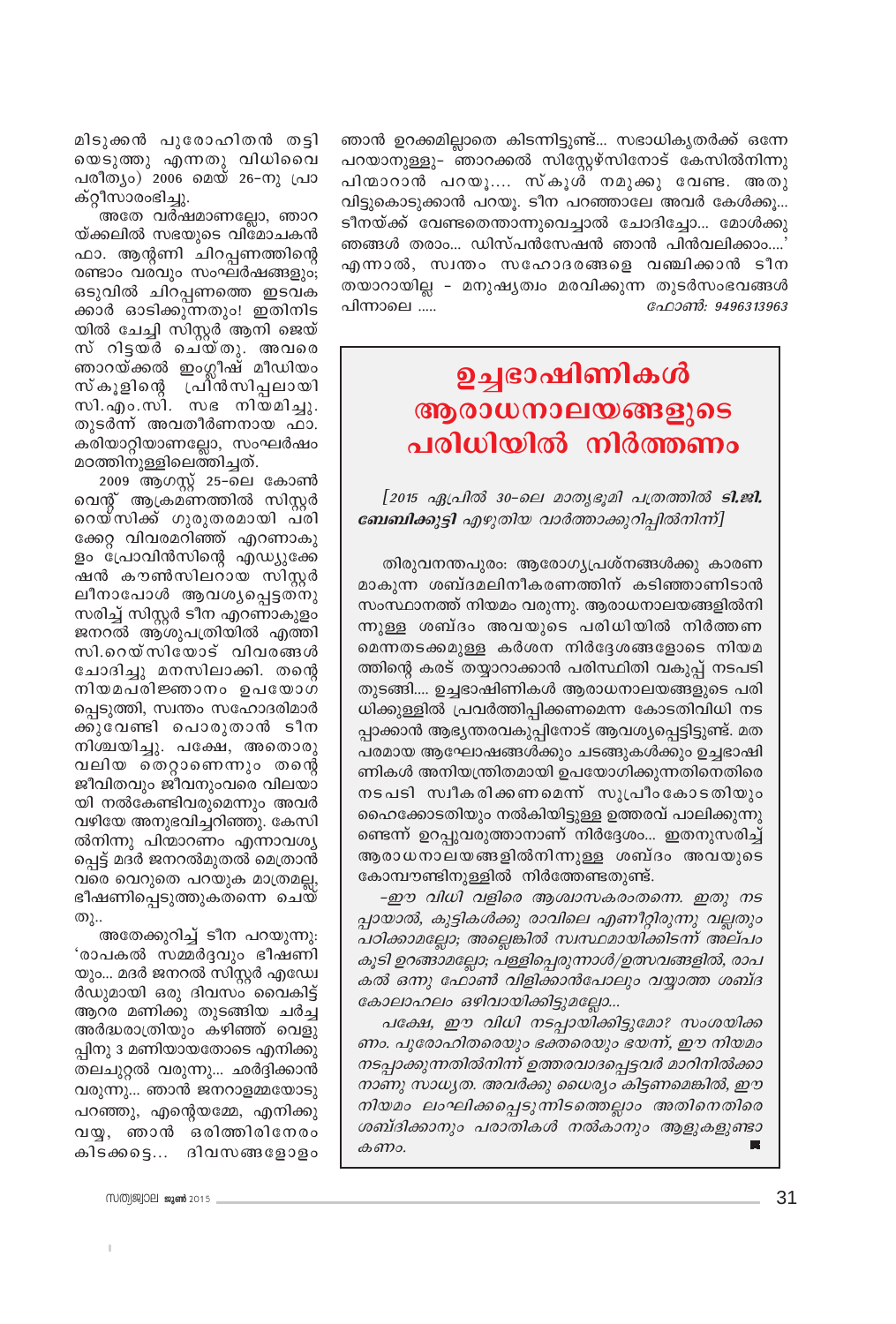മിടുക്കൻ പുരോഹിതൻ തട്ടിയെടുത്തു എന്നതു വിധിവൈപരീത്യം) 2006 മെയ് 26-നു പ്രാക്റ്റീസാരംഭിച്ചു.

അതേ വർഷമാണല്ലോ, ഞാറയ്ക്കലിൽ സഭയുടെ വിമോചകൻ ഫാ. ആന്റണി ചിറപ്പണത്തിന്റെ രണ്ടാം വരവും സംഘർഷങ്ങളും; ഒടുവിൽ ചിറപ്പണത്തെ ഇടവകക്കാർ ഓടിക്കുന്നതും! ഇതിനിടയിൽ ചേച്ചി സിസ്റ്റർ ആനി ജെയ്സ് റിട്ടയർ ചെയ്തു. അവരെ ഞാറയ്ക്കൽ ഇംഗ്ലീഷ് മീഡിയം സ്കൂളിന്റെ പ്രിൻസിപ്പലായി സി.എം.സി. സഭ നിയമിച്ചു. തുടർന്ന് അവതീർണനായ ഫാ. കരിയാറ്റിയാണല്ലോ, സംഘർഷം മഠത്തിനുള്ളിലെത്തിച്ചത്.

2009 ആഗസ്റ്റ് 25-ലെ കോൺവെന്റ് ആക്രമണത്തിൽ സിസ്റ്റർ റെയ്സിക്ക് ഗുരുതരമായി പരിക്കേറ്റ വിവരമറിഞ്ഞ് എറണാകുളം പ്രോവിൻസിന്റെ എഡ്യുക്കേഷൻ കൗൺസിലറായ സിസ്റ്റർ ലീനാപോൾ ആവശ്യപ്പെട്ടതനുസരിച്ച് സിസ്റ്റർ ടീന എറണാകുളം ജനറൽ ആശുപത്രിയിൽ എത്തി സി.റെയ്സിയോട് വിവരങ്ങൾ ചോദിച്ചു മനസിലാക്കി. തന്റെ നിയമപരിജ്ഞാനം ഉപയോഗപ്പെടുത്തി, സ്വന്തം സഹോദരിമാർക്കുവേണ്ടി പൊരുതാൻ ടീന നിശ്ചയിച്ചു. പക്ഷേ, അതൊരു വലിയ തെറ്റാണെന്നും തന്റെ ജീവിതവും ജീവനുംവരെ വിലയായി നൽകേണ്ടിവരുമെന്നും അവർ വഴിയേ അനുഭവിച്ചറിഞ്ഞു. കേസിൽനിന്നു പിന്മാറണം എന്നാവശ്യപ്പെട്ട് മദർ ജനറൽമുതൽ മെത്രാൻ വരെ വെറുതെ പറയുക മാത്രമല്ല, ഭീഷണിപ്പെടുത്തുകതന്നെ ചെയ്തു..

അതേക്കുറിച്ച് ടീന പറയുന്നു: 'രാപകൽ സമ്മർദ്ദവും ഭീഷണിയും... മദർ ജനറൽ സിസ്റ്റർ എഡ്വേർഡുമായി ഒരു ദിവസം വൈകിട്ട് ആറര മണിക്കു തുടങ്ങിയ ചർച്ച അർദ്ധരാത്രിയും കഴിഞ്ഞ് വെളുപ്പിനു 3 മണിയായതോടെ എനിക്കു തലചുറ്റൽ വരുന്നു... ഛർദ്ദിക്കാൻ വരുന്നു... ഞാൻ ജനറാളമ്മയോടു പറഞ്ഞു, എന്റെയമ്മേ, എനിക്കു വയ്യ, ഞാൻ ഒരിത്തിരിനേരം കിടക്കട്ടെ... ദിവസങ്ങളോളം ഞാൻ ഉറക്കമില്ലാതെ കിടന്നിട്ടുണ്ട്... സഭാധികൃതർക്ക് ഒന്നേ പറയാനുള്ളു- ഞാറക്കൽ സിസ്റ്റേഴ്സിനോട് കേസിൽനിന്നു പിന്മാറാൻ പറയൂ.... സ്കൂൾ നമുക്കു വേണ്ട. അതു വിട്ടുകൊടുക്കാൻ പറയൂ. ടീന പറഞ്ഞാലേ അവർ കേൾക്കൂ... ടീനയ്ക്ക് വേണ്ടതെന്താന്നുവെച്ചാൽ ചോദിച്ചോ... മോൾക്കു ഞങ്ങൾ തരാം... ഡിസ്പൻസേഷൻ ഞാൻ പിൻവലിക്കാം....' എന്നാൽ, സ്വന്തം സഹോദരങ്ങളെ വഞ്ചിക്കാൻ ടീന തയാറായില്ല - മനുഷ്യത്വം മരവിക്കുന്ന തുടർസംഭവങ്ങൾ പിന്നാലെ .....

*ഫോൺ: 9496313963*

## ഉച്ചഭാഷിണികൾ ആരാധനാലയങ്ങളുടെ പരിധിയിൽ നിർത്തണം

*[2015 ഏപ്രിൽ 30-ലെ മാതൃഭൂമി പത്രത്തിൽ **ടി.ജി. ബേബിക്കുട്ടി** എഴുതിയ വാർത്താക്കുറിപ്പിൽനിന്ന്]*

തിരുവനന്തപുരം: ആരോഗ്യപ്രശ്നങ്ങൾക്കു കാരണമാകുന്ന ശബ്ദമലിനീകരണത്തിന് കടിഞ്ഞാണിടാൻ സംസ്ഥാനത്ത് നിയമം വരുന്നു. ആരാധനാലയങ്ങളിൽനിന്നുള്ള ശബ്ദം അവയുടെ പരിധിയിൽ നിർത്തണമെന്നതടക്കമുള്ള കർശന നിർദ്ദേശങ്ങളോടെ നിയമത്തിന്റെ കരട് തയ്യാറാക്കാൻ പരിസ്ഥിതി വകുപ്പ് നടപടി തുടങ്ങി.... ഉച്ചഭാഷിണികൾ ആരാധനാലയങ്ങളുടെ പരിധിക്കുള്ളിൽ പ്രവർത്തിപ്പിക്കണമെന്ന കോടതിവിധി നടപ്പാക്കാൻ ആഭ്യന്തരവകുപ്പിനോട് ആവശ്യപ്പെട്ടിട്ടുണ്ട്. മതപരമായ ആഘോഷങ്ങൾക്കും ചടങ്ങുകൾക്കും ഉച്ചഭാഷിണികൾ അനിയന്ത്രിതമായി ഉപയോഗിക്കുന്നതിനെതിരെ നടപടി സ്വീകരിക്കണമെന്ന് സുപ്രീംകോടതിയും ഹൈക്കോടതിയും നൽകിയിട്ടുള്ള ഉത്തരവ് പാലിക്കുന്നുണ്ടെന്ന് ഉറപ്പുവരുത്താനാണ് നിർദ്ദേശം... ഇതനുസരിച്ച് ആരാധനാലയങ്ങളിൽനിന്നുള്ള ശബ്ദം അവയുടെ കോമ്പൗണ്ടിനുള്ളിൽ നിർത്തേണ്ടതുണ്ട്.

*-ഈ വിധി വളിരെ ആശ്വാസകരംതന്നെ. ഇതു നടപ്പായാൽ, കുട്ടികൾക്കു രാവിലെ എണീറ്റിരുന്നു വല്ലതും പഠിക്കാമല്ലോ; അല്ലെങ്കിൽ സ്വസ്ഥമായിക്കിടന്ന് അല്പം കൂടി ഉറങ്ങാമല്ലോ; പള്ളിപ്പെരുന്നാൾ/ഉത്സവങ്ങളിൽ, രാപകൽ ഒന്നു ഫോൺ വിളിക്കാൻപോലും വയ്യാത്ത ശബ്ദകോലാഹലം ഒഴിവായിക്കിട്ടുമല്ലോ...*

*പക്ഷേ, ഈ വിധി നടപ്പായിക്കിട്ടുമോ? സംശയിക്കണം. പുരോഹിതരെയും ഭക്തരെയും ഭയന്ന്, ഈ നിയമം നടപ്പാക്കുന്നതിൽനിന്ന് ഉത്തരവാദപ്പെട്ടവർ മാറിനിൽക്കാനാണു സാധ്യത. അവർക്കു ധൈര്യം കിട്ടണമെങ്കിൽ, ഈ നിയമം ലംഘിക്കപ്പെടുന്നിടത്തെല്ലാം അതിനെതിരെ ശബ്ദിക്കാനും പരാതികൾ നൽകാനും ആളുകളുണ്ടാകണം.*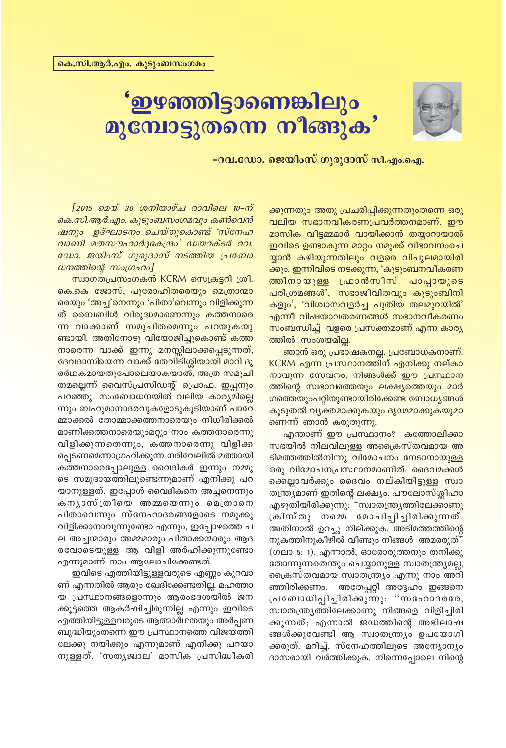കെ.സി.ആർ.എം. കുടുംബസംഗമം

# 'ഇഴഞ്ഞിട്ടാണെങ്കിലും മുമ്പോട്ടുതന്നെ നീങ്ങുക'

**-റവ.ഡോ. ജെയിംസ് ഗുരുദാസ് സി.എം.ഐ.**

*[2015 മെയ് 30 ശനിയാഴ്ച രാവിലെ 10-ന് കെ.സി.ആർ.എം. കുടുംബസംഗമവും കൺവെൻഷനും ഉദ്ഘാടനം ചെയ്തുകൊണ്ട് 'സ്നേഹവാണി മതസൗഹാർദ്ദകേന്ദ്രം' ഡയറക്ടർ റവ. ഡോ. ജയിംസ് ഗുരുദാസ് നടത്തിയ പ്രബോധനത്തിന്റെ സംഗ്രഹം]*

സ്വാഗതപ്രസംഗകൻ KCRM സെക്രട്ടറി ശ്രീ. കെ.കെ ജോസ്, പുരോഹിതരെയും മെത്രാന്മാരെയും 'അച്ച'നെന്നും 'പിതാ'വെന്നും വിളിക്കുന്നത് ബൈബിൾ വിരുദ്ധമാണെന്നും കത്തനാരെന്ന വാക്കാണ് സമുചിതമെന്നും പറയുകയുണ്ടായി. അതിനോടു വിയോജിച്ചുകൊണ്ട് കത്തനാരെന്ന വാക്ക് ഇന്നു മനസ്സിലാക്കപ്പെടുന്നത്, ദേവദാസിയെന്ന വാക്ക് തേവിടിശ്ശിയായി മാറി ദുരർഥകമായതുപോലെയാകയാൽ, അത്ര സമുചിതമല്ലെന്ന് വൈസ്പ്രസിഡന്റ് പ്രൊഫ. ഇപ്പനും പറഞ്ഞു. സംബോധനയിൽ വലിയ കാര്യമില്ലെന്നും ബഹുമാനാദരവുകളോടുകൂടിയാണ് പാറേമ്മാക്കൽ തോമ്മാക്കത്തനാരെയും നിധീരിക്കൽ മാണിക്കത്തനാരെയുംമറ്റും നാം കത്തനാരെന്നു വിളിക്കുന്നതെന്നും, കത്തനാരെന്നു വിളിക്കപ്പെടണമെന്നാഗ്രഹിക്കുന്ന നരിവേലിൽ മത്തായി കത്തനാരെപ്പോലുള്ള വൈദികർ ഇന്നും നമ്മുടെ സമുദായത്തിലുണ്ടെന്നുമാണ് എനിക്കു പറയാനുള്ളത്. ഇപ്പോൾ വൈദികനെ അച്ചനെന്നും കന്യാസ്ത്രീയെ അമ്മയെന്നും മെത്രാനെ പിതാവെന്നും സ്നേഹാദരങ്ങളോടെ നമുക്കു വിളിക്കാനാവുന്നുണ്ടോ എന്നും, ഇപ്പോഴത്തെ പല അച്ചന്മാരും അമ്മമാരും പിതാക്കന്മാരും ആദരവോടെയുള്ള ആ വിളി അർഹിക്കുന്നുണ്ടോ എന്നുമാണ് നാം ആലോചിക്കേണ്ടത്.

ഇവിടെ എത്തിയിട്ടുള്ളവരുടെ എണ്ണം കുറവാണ് എന്നതിൽ ആരും ഖേദിക്കേണ്ടതില്ല. മഹത്തായ പ്രസ്ഥാനങ്ങളൊന്നും ആരംഭദശയിൽ ജനക്കൂട്ടത്തെ ആകർഷിച്ചിരുന്നില്ല എന്നും ഇവിടെ എത്തിയിട്ടുള്ളവരുടെ ആത്മാർഥതയും അർപ്പണബുദ്ധിയുംതന്നെ ഈ പ്രസ്ഥാനത്തെ വിജയത്തിലേക്കു നയിക്കും എന്നുമാണ് എനിക്കു പറയാനുള്ളത്. 'സത്യജ്വാല' മാസിക പ്രസിദ്ധീകരിക്കുന്നതും അതു പ്രചരിപ്പിക്കുന്നതുംതന്നെ ഒരു വലിയ സഭാനവീകരണപ്രവർത്തനമാണ്. ഈ മാസിക വീട്ടമ്മമാർ വായിക്കാൻ തയ്യാറായാൽ ഇവിടെ ഉണ്ടാകുന്ന മാറ്റം നമുക്ക് വിഭാവനംചെയ്യാൻ കഴിയുന്നതിലും വളരെ വിപുലമായിരിക്കും. ഇന്നിവിടെ നടക്കുന്ന, 'കുടുംബനവീകരണത്തിനായുള്ള ഫ്രാൻസീസ് പാപ്പായുടെ പരിശ്രമങ്ങൾ', 'സഭാജീവിതവും കുടുംബിനികളും', 'വിശ്വാസവളർച്ച പുതിയ തലമുറയിൽ' എന്നീ വിഷയാവതരണങ്ങൾ സഭാനവീകരണം സംബന്ധിച്ച് വളരെ പ്രസക്തമാണ് എന്ന കാര്യത്തിൽ സംശയമില്ല.

ഞാൻ ഒരു പ്രഭാഷകനല്ല, പ്രബോധകനാണ്. KCRM എന്ന പ്രസ്ഥാനത്തിന് എനിക്കു നല്കാനാവുന്ന സേവനം, നിങ്ങൾക്ക് ഈ പ്രസ്ഥാനത്തിന്റെ സ്വഭാവത്തെയും ലക്ഷ്യത്തെയും മാർഗത്തെയുംപറ്റിയുണ്ടായിരിക്കേണ്ട ബോധ്യങ്ങൾ കൂടുതൽ വ്യക്തമാക്കുകയും ദൃഢമാക്കുകയുമാണെന്ന് ഞാൻ കരുതുന്നു.

എന്താണ് ഈ പ്രസ്ഥാനം? കത്തോലിക്കാസഭയിൽ നിലവിലുള്ള അക്രൈസ്തവമായ അടിമത്തത്തിൽനിന്നു വിമോചനം നേടാനായുള്ള ഒരു വിമോചനപ്രസ്ഥാനമാണിത്. ദൈവമക്കൾക്കെല്ലാവർക്കും ദൈവം നല്കിയിട്ടുള്ള സ്വാതന്ത്ര്യമാണ് ഇതിന്റെ ലക്ഷ്യം. പൗലോസ്ശ്ലീഹാ എഴുതിയിരിക്കുന്നു: "സ്വാതന്ത്ര്യത്തിലേക്കാണു ക്രിസ്തു നമ്മെ മോചിപ്പിച്ചിരിക്കുന്നത്. അതിനാൽ ഉറച്ചു നില്ക്കുക. അടിമത്തത്തിന്റെ നുകത്തിനുകീഴിൽ വീണ്ടും നിങ്ങൾ അമരരുത്" (ഗലാ 5: 1). എന്നാൽ, ഓരോരുത്തനും തനിക്കു തോന്നുന്നതെന്തും ചെയ്യാനുള്ള സ്വാതന്ത്ര്യമല്ല, ക്രൈസ്തവമായ സ്വാതന്ത്ര്യം എന്നു നാം അറിഞ്ഞിരിക്കണം. അതേപ്പറ്റി അദ്ദേഹം ഇങ്ങനെ പ്രബോധിപ്പിച്ചിരിക്കുന്നു: "സഹോദരരേ, സ്വാതന്ത്ര്യത്തിലേക്കാണു നിങ്ങളെ വിളിച്ചിരിക്കുന്നത്; എന്നാൽ ജഡത്തിന്റെ അഭിലാഷങ്ങൾക്കുവേണ്ടി ആ സ്വാതന്ത്ര്യം ഉപയോഗിക്കരുത്. മറിച്ച്, സ്നേഹത്തിലൂടെ അന്യോന്യം ദാസരായി വർത്തിക്കുക. നിന്നെപ്പോലെ നിന്റെ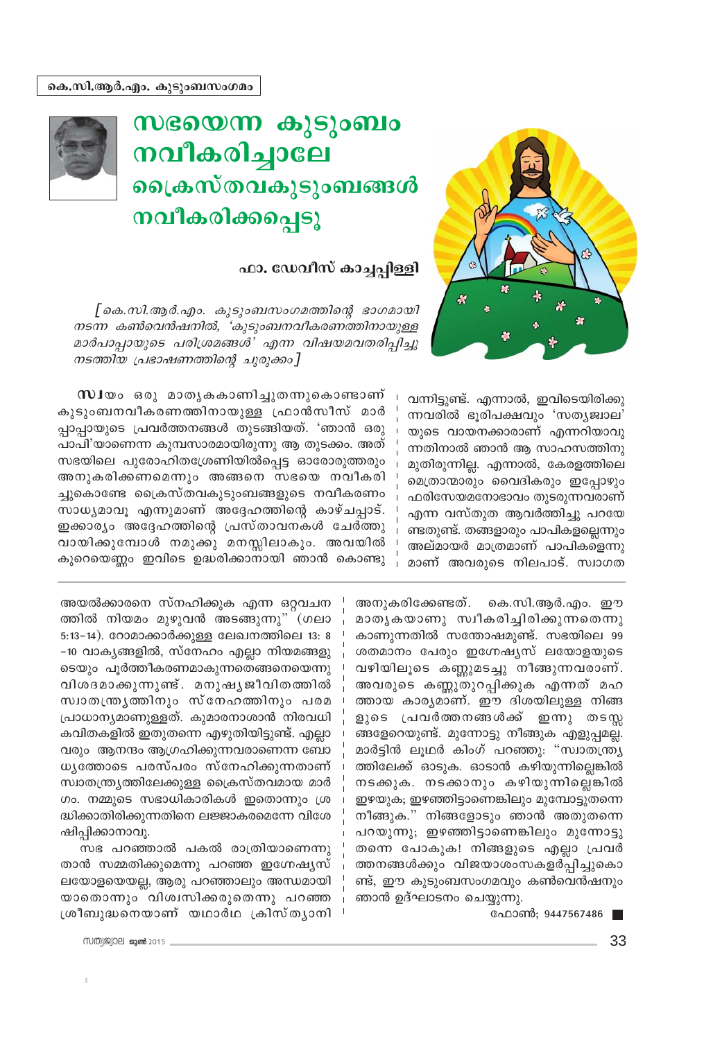കെ.സി.ആർ.എം. കുടുംബസംഗമം

# സഭയെന്ന കുടുംബം നവീകരിച്ചാലേ ക്രൈസ്തവകുടുംബങ്ങൾ നവീകരിക്കപ്പെടൂ

**ഫാ. ഡേവീസ് കാച്ചപ്പിള്ളി**

*[കെ.സി.ആർ.എം. കുടുംബസംഗമത്തിന്റെ ഭാഗമായി നടന്ന കൺവെൻഷനിൽ, 'കുടുംബനവീകരണത്തിനായുള്ള മാർപാപ്പായുടെ പരിശ്രമങ്ങൾ' എന്ന വിഷയമവതരിപ്പിച്ചു നടത്തിയ പ്രഭാഷണത്തിന്റെ ചുരുക്കം]*

**സ്വ**യം ഒരു മാതൃകകാണിച്ചുതന്നുകൊണ്ടാണ് കുടുംബനവീകരണത്തിനായുള്ള ഫ്രാൻസീസ് മാർപ്പാപ്പായുടെ പ്രവർത്തനങ്ങൾ തുടങ്ങിയത്. 'ഞാൻ ഒരു പാപി'യാണെന്ന കുമ്പസാരമായിരുന്നു ആ തുടക്കം. അത് സഭയിലെ പുരോഹിതശ്രേണിയിൽപ്പെട്ട ഓരോരുത്തരും അനുകരിക്കണമെന്നും അങ്ങനെ സഭയെ നവീകരിച്ചുകൊണ്ടേ ക്രൈസ്തവകുടുംബങ്ങളുടെ നവീകരണം സാധ്യമാവൂ എന്നുമാണ് അദ്ദേഹത്തിന്റെ കാഴ്ചപ്പാട്. ഇക്കാര്യം അദ്ദേഹത്തിന്റെ പ്രസ്താവനകൾ ചേർത്തു വായിക്കുമ്പോൾ നമുക്കു മനസ്സിലാകും. അവയിൽ കുറെയെണ്ണം ഇവിടെ ഉദ്ധരിക്കാനായി ഞാൻ കൊണ്ടുവന്നിട്ടുണ്ട്. എന്നാൽ, ഇവിടെയിരിക്കുന്നവരിൽ ഭൂരിപക്ഷവും 'സത്യജ്വാല' യുടെ വായനക്കാരാണ് എന്നറിയാവുന്നതിനാൽ ഞാൻ ആ സാഹസത്തിനു മുതിരുന്നില്ല. എന്നാൽ, കേരളത്തിലെ മെത്രാന്മാരും വൈദികരും ഇപ്പോഴും ഫരിസേയമനോഭാവം തുടരുന്നവരാണ് എന്ന വസ്തുത ആവർത്തിച്ചു പറയേണ്ടതുണ്ട്. തങ്ങളാരും പാപികളല്ലെന്നും അല്മായർ മാത്രമാണ് പാപികളെന്നുമാണ് അവരുടെ നിലപാട്. സ്വാഗത

അയൽക്കാരനെ സ്നേഹിക്കുക എന്ന ഒറ്റവചനത്തിൽ നിയമം മുഴുവൻ അടങ്ങുന്നു" (ഗലാ 5:13-14). റോമാക്കാർക്കുള്ള ലേഖനത്തിലെ 13: 8 -10 വാക്യങ്ങളിൽ, സ്നേഹം എല്ലാ നിയമങ്ങളുടെയും പൂർത്തീകരണമാകുന്നതെങ്ങനെയെന്നു വിശദമാക്കുന്നുണ്ട്. മനുഷ്യജീവിതത്തിൽ സ്വാതന്ത്ര്യത്തിനും സ്നേഹത്തിനും പരമപ്രാധാന്യമാണുള്ളത്. കുമാരനാശാൻ നിരവധി കവിതകളിൽ ഇതുതന്നെ എഴുതിയിട്ടുണ്ട്. എല്ലാവരും ആനന്ദം ആഗ്രഹിക്കുന്നവരാണെന്ന ബോധ്യത്തോടെ പരസ്പരം സ്നേഹിക്കുന്നതാണ് സ്വാതന്ത്ര്യത്തിലേക്കുള്ള ക്രൈസ്തവമായ മാർഗം. നമ്മുടെ സഭാധികാരികൾ ഇതൊന്നും ശ്രദ്ധിക്കാതിരിക്കുന്നതിനെ ലജ്ജാകരമെന്നേ വിശേഷിപ്പിക്കാനാവൂ.

സഭ പറഞ്ഞാൽ പകൽ രാത്രിയാണെന്നു താൻ സമ്മതിക്കുമെന്നു പറഞ്ഞ ഇഗ്നേഷ്യസ് ലയോളയെയല്ല, ആരു പറഞ്ഞാലും അന്ധമായി യാതൊന്നും വിശ്വസിക്കരുതെന്നു പറഞ്ഞ ശ്രീബുദ്ധനെയാണ് യഥാർഥ ക്രിസ്ത്യാനി അനുകരിക്കേണ്ടത്. കെ.സി.ആർ.എം. ഈ മാതൃകയാണു സ്വീകരിച്ചിരിക്കുന്നതെന്നു കാണുന്നതിൽ സന്തോഷമുണ്ട്. സഭയിലെ 99 ശതമാനം പേരും ഇഗ്നേഷ്യസ് ലയോളയുടെ വഴിയിലൂടെ കണ്ണുമടച്ചു നീങ്ങുന്നവരാണ്. അവരുടെ കണ്ണുതുറപ്പിക്കുക എന്നത് മഹത്തായ കാര്യമാണ്. ഈ ദിശയിലുള്ള നിങ്ങളുടെ പ്രവർത്തനങ്ങൾക്ക് ഇന്നു തടസ്സങ്ങളേറെയുണ്ട്. മുന്നോട്ടു നീങ്ങുക എളുപ്പമല്ല. മാർട്ടിൻ ലൂഥർ കിംഗ് പറഞ്ഞു: "സ്വാതന്ത്ര്യത്തിലേക്ക് ഓടുക. ഓടാൻ കഴിയുന്നില്ലെങ്കിൽ നടക്കുക. നടക്കാനും കഴിയുന്നില്ലെങ്കിൽ ഇഴയുക; ഇഴഞ്ഞിട്ടാണെങ്കിലും മുമ്പോട്ടുതന്നെ നീങ്ങുക." നിങ്ങളോടും ഞാൻ അതുതന്നെ പറയുന്നു; ഇഴഞ്ഞിട്ടാണെങ്കിലും മുന്നോട്ടുതന്നെ പോകുക! നിങ്ങളുടെ എല്ലാ പ്രവർത്തനങ്ങൾക്കും വിജയാശംസകളർപ്പിച്ചുകൊണ്ട്, ഈ കുടുംബസംഗമവും കൺവെൻഷനും ഞാൻ ഉദ്ഘാടനം ചെയ്യുന്നു.

ഫോൺ; 9447567486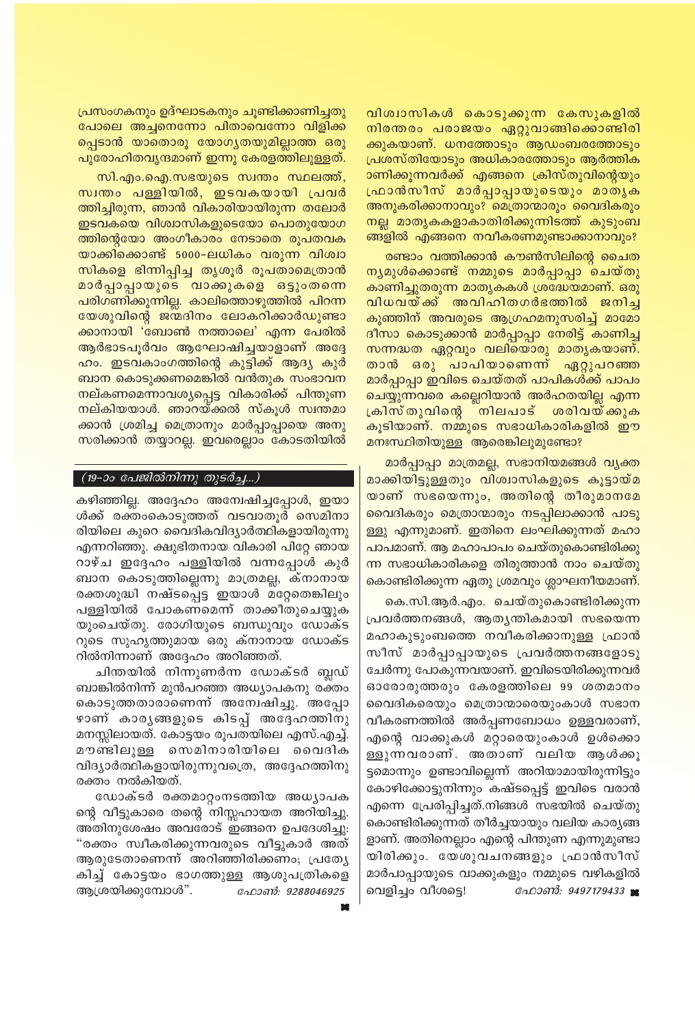പ്രസംഗകനും ഉദ്ഘാടകനും ചൂണ്ടിക്കാണിച്ചതു പോലെ അച്ചനെന്നോ പിതാവെന്നോ വിളിക്കപ്പെടാൻ യാതൊരു യോഗ്യതയുമില്ലാത്ത ഒരു പുരോഹിതവൃന്ദമാണ് ഇന്നു കേരളത്തിലുള്ളത്.

സി.എം.ഐ.സഭയുടെ സ്വന്തം സ്ഥലത്ത്, സ്വന്തം പള്ളിയിൽ, ഇടവകയായി പ്രവർത്തിച്ചിരുന്ന, ഞാൻ വികാരിയായിരുന്ന തലോർ ഇടവകയെ വിശ്വാസികളുടെയോ പൊതുയോഗത്തിന്റെയോ അംഗീകാരം നേടാതെ രൂപതവകയാക്കിക്കൊണ്ട് 5000–ലധികം വരുന്ന വിശ്വാസികളെ ഭിന്നിപ്പിച്ച തൃശൂർ രൂപതാമെത്രാൻ മാർപ്പാപ്പായുടെ വാക്കുകളെ ഒട്ടുംതന്നെ പരിഗണിക്കുന്നില്ല. കാലിത്തൊഴുത്തിൽ പിറന്ന യേശുവിന്റെ ജന്മദിനം ലോകറിക്കാർഡുണ്ടാക്കാനായി 'ബോൺ നത്താലെ' എന്ന പേരിൽ ആർഭാടപൂർവം ആഘോഷിച്ചയാളാണ് അദ്ദേഹം. ഇടവകാംഗത്തിന്റെ കുട്ടിക്ക് ആദ്യ കുർബാന കൊടുക്കണമെങ്കിൽ വൻതുക സംഭാവന നല്കണമെന്നാവശ്യപ്പെട്ട വികാരിക്ക് പിന്തുണ നല്കിയയാൾ. ഞാറയ്ക്കൽ സ്കൂൾ സ്വന്തമാക്കാൻ ശ്രമിച്ച മെത്രാനും മാർപ്പാപ്പായെ അനുസരിക്കാൻ തയ്യാറല്ല. ഇവരെല്ലാം കോടതിയിൽ വിശ്വാസികൾ കൊടുക്കുന്ന കേസുകളിൽ നിരന്തരം പരാജയം ഏറ്റുവാങ്ങിക്കൊണ്ടിരിക്കുകയാണ്. ധനത്തോടും ആഡംബരത്തോടും പ്രശസ്തിയോടും അധികാരത്തോടും ആർത്തികാണിക്കുന്നവർക്ക് എങ്ങനെ ക്രിസ്തുവിന്റെയും ഫ്രാൻസീസ് മാർപ്പാപ്പായുടെയും മാതൃക അനുകരിക്കാനാവും? മെത്രാന്മാരും വൈദികരും നല്ല മാതൃകകളാകാതിരിക്കുന്നിടത്ത് കുടുംബങ്ങളിൽ എങ്ങനെ നവീകരണമുണ്ടാക്കാനാവും?

രണ്ടാം വത്തിക്കാൻ കൗൺസിലിന്റെ ചൈതന്യമുൾക്കൊണ്ട് നമ്മുടെ മാർപ്പാപ്പാ ചെയ്തു കാണിച്ചുതരുന്ന മാതൃകകൾ ശ്രദ്ധേയമാണ്. ഒരു വിധവയ്ക്ക് അവിഹിതഗർഭത്തിൽ ജനിച്ച കുഞ്ഞിന് അവരുടെ ആഗ്രഹമനുസരിച്ച് മാമോദീസാ കൊടുക്കാൻ മാർപ്പാപ്പാ നേരിട്ട് കാണിച്ച സന്നദ്ധത ഏറ്റവും വലിയൊരു മാതൃകയാണ്. താൻ ഒരു പാപിയാണെന്ന് ഏറ്റുപറഞ്ഞ മാർപ്പാപ്പാ ഇവിടെ ചെയ്തത് പാപികൾക്ക് പാപം ചെയ്യുന്നവരെ കല്ലെറിയാൻ അർഹതയില്ല എന്ന ക്രിസ്തുവിന്റെ നിലപാട് ശരിവയ്ക്കുക കൂടിയാണ്. നമ്മുടെ സഭാധികാരികളിൽ ഈ മനഃസ്ഥിതിയുള്ള ആരെങ്കിലുമുണ്ടോ?

മാർപ്പാപ്പാ മാത്രമല്ല, സഭാനിയമങ്ങൾ വ്യക്തമാക്കിയിട്ടുള്ളതും വിശ്വാസികളുടെ കൂട്ടായ്മയാണ് സഭയെന്നും, അതിന്റെ തീരുമാനമേ വൈദികരും മെത്രാന്മാരും നടപ്പിലാക്കാൻ പാടുള്ളു എന്നുമാണ്. ഇതിനെ ലംഘിക്കുന്നത് മഹാപാപമാണ്. ആ മഹാപാപം ചെയ്തുകൊണ്ടിരിക്കുന്ന സഭാധികാരികളെ തിരുത്താൻ നാം ചെയ്തുകൊണ്ടിരിക്കുന്ന ഏതു ശ്രമവും ശ്ലാഘനീയമാണ്.

കെ.സി.ആർ.എം. ചെയ്തുകൊണ്ടിരിക്കുന്ന പ്രവർത്തനങ്ങൾ, ആത്യന്തികമായി സഭയെന്ന മഹാകുടുംബത്തെ നവീകരിക്കാനുള്ള ഫ്രാൻസീസ് മാർപ്പാപ്പായുടെ പ്രവർത്തനങ്ങളോടു ചേർന്നു പോകുന്നവയാണ്. ഇവിടെയിരിക്കുന്നവർ ഓരോരുത്തരും കേരളത്തിലെ 99 ശതമാനം വൈദികരെയും മെത്രാന്മാരെയുംകാൾ സഭാനവീകരണത്തിൽ അർപ്പണബോധം ഉള്ളവരാണ്, എന്റെ വാക്കുകൾ മറ്റാരെയുംകാൾ ഉൾക്കൊള്ളുന്നവരാണ്. അതാണ് വലിയ ആൾക്കൂട്ടമൊന്നും ഉണ്ടാവില്ലെന്ന് അറിയാമായിരുന്നിട്ടും കോഴിക്കോട്ടുനിന്നും കഷ്ടപ്പെട്ട് ഇവിടെ വരാൻ എന്നെ പ്രേരിപ്പിച്ചത്.നിങ്ങൾ സഭയിൽ ചെയ്തുകൊണ്ടിരിക്കുന്നത് തീർച്ചയായും വലിയ കാര്യങ്ങളാണ്. അതിനെല്ലാം എന്റെ പിന്തുണ എന്നുമുണ്ടായിരിക്കും. യേശുവചനങ്ങളും ഫ്രാൻസീസ് മാർപാപ്പായുടെ വാക്കുകളും നമ്മുടെ വഴികളിൽ വെളിച്ചം വീശട്ടെ!

*ഫോൺ: 9497179433*

---

*(19-ാം പേജിൽനിന്നു തുടർച്ച...)*

കഴിഞ്ഞില്ല. അദ്ദേഹം അന്വേഷിച്ചപ്പോൾ, ഇയാൾക്ക് രക്തംകൊടുത്തത് വടവാതൂർ സെമിനാരിയിലെ കുറെ വൈദികവിദ്യാർത്ഥികളായിരുന്നു എന്നറിഞ്ഞു. ക്ഷുഭിതനായ വികാരി പിറ്റേ ഞായറാഴ്ച ഇദ്ദേഹം പള്ളിയിൽ വന്നപ്പോൾ കുർബാന കൊടുത്തില്ലെന്നു മാത്രമല്ല, ക്നാനായ രക്തശുദ്ധി നഷ്ടപ്പെട്ട ഇയാൾ മറ്റേതെങ്കിലും പള്ളിയിൽ പോകണമെന്ന് താക്കീതുചെയ്യുകയുംചെയ്തു. രോഗിയുടെ ബന്ധുവും ഡോക്ടറുടെ സുഹൃത്തുമായ ഒരു ക്നാനായ ഡോക്ടറിൽനിന്നാണ് അദ്ദേഹം അറിഞ്ഞത്.

ചിന്തയിൽ നിന്നുണർന്ന ഡോക്ടർ ബ്ലഡ് ബാങ്കിൽനിന്ന് മുൻപറഞ്ഞ അധ്യാപകനു രക്തം കൊടുത്തതാരാണെന്ന് അന്വേഷിച്ചു. അപ്പോഴാണ് കാര്യങ്ങളുടെ കിടപ്പ് അദ്ദേഹത്തിനു മനസ്സിലായത്. കോട്ടയം രൂപതയിലെ എസ്.എച്ച്. മൗണ്ടിലുള്ള സെമിനാരിയിലെ വൈദിക വിദ്യാർത്ഥികളായിരുന്നുവത്രെ, അദ്ദേഹത്തിനു രക്തം നൽകിയത്.

ഡോക്ടർ രക്തമാറ്റംനടത്തിയ അധ്യാപകന്റെ വീട്ടുകാരെ തന്റെ നിസ്സഹായത അറിയിച്ചു. അതിനുശേഷം അവരോട് ഇങ്ങനെ ഉപദേശിച്ചു: "രക്തം സ്വീകരിക്കുന്നവരുടെ വീട്ടുകാർ അത് ആരുടേതാണെന്ന് അറിഞ്ഞിരിക്കണം; പ്രത്യേകിച്ച് കോട്ടയം ഭാഗത്തുള്ള ആശുപത്രികളെ ആശ്രയിക്കുമ്പോൾ".

*ഫോൺ: 9288046925*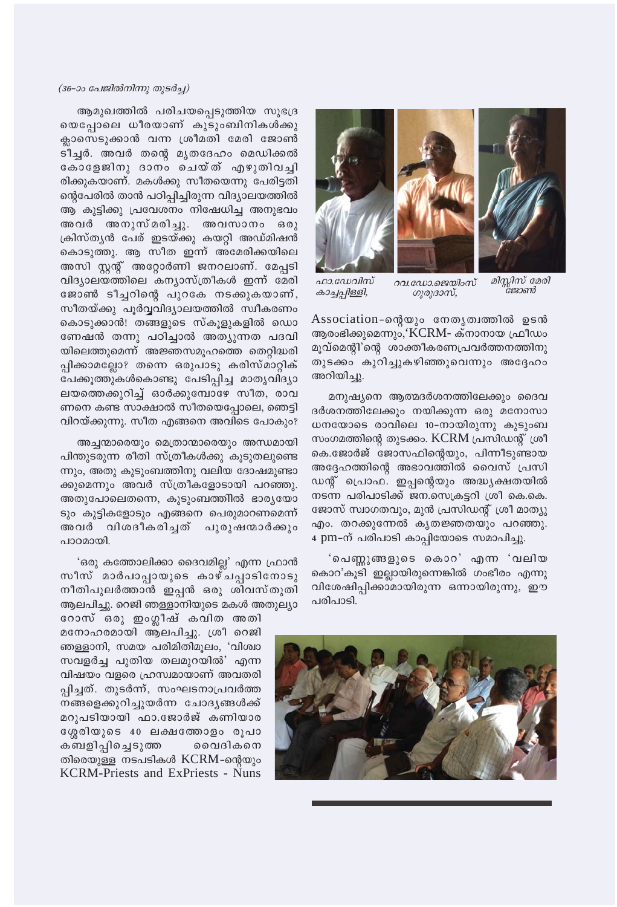*(36-ാം പേജിൽനിന്നു തുടർച്ച)*

ആമുഖത്തിൽ പരിചയപ്പെടുത്തിയ സുഭദ്രയെപ്പോലെ ധീരയാണ് കുടുംബിനികൾക്കു ക്ലാസെടുക്കാൻ വന്ന ശ്രീമതി മേരി ജോൺ ടീച്ചർ. അവർ തന്റെ മൃതദേഹം മെഡിക്കൽ കോളേജിനു ദാനം ചെയ്ത് എഴുതിവച്ചിരിക്കുകയാണ്. മകൾക്കു സീതയെന്നു പേരിട്ടതിന്റെപേരിൽ താൻ പഠിപ്പിച്ചിരുന്ന വിദ്യാലയത്തിൽ ആ കുട്ടിക്കു പ്രവേശനം നിഷേധിച്ച അനുഭവം അവർ അനുസ്മരിച്ചു. അവസാനം ഒരു ക്രിസ്ത്യൻ പേര് ഇടയ്ക്കു കയറ്റി അഡ്മിഷൻ കൊടുത്തു. ആ സീത ഇന്ന് അമേരിക്കയിലെ അസിസ്റ്റന്റ് അറ്റോർണി ജനറലാണ്. മേപ്പടി വിദ്യാലയത്തിലെ കന്യാസ്ത്രീകൾ ഇന്ന് മേരി ജോൺ ടീച്ചറിന്റെ പുറകേ നടക്കുകയാണ്, സീതയ്ക്കു പൂർവ്വവിദ്യാലയത്തിൽ സ്വീകരണം കൊടുക്കാൻ! തങ്ങളുടെ സ്കൂളുകളിൽ ഡൊണേഷൻ തന്നു പഠിച്ചാൽ അത്യുന്നത പദവിയിലെത്തുമെന്ന് അജ്ഞസമൂഹത്തെ തെറ്റിദ്ധരിപ്പിക്കാമല്ലോ? തന്നെ ഒരുപാടു കരിസ്മാറ്റിക് പേക്കൂത്തുകൾകൊണ്ടു പേടിപ്പിച്ച മാതൃവിദ്യാലയത്തെക്കുറിച്ച് ഓർക്കുമ്പോഴേ സീത, രാവണനെ കണ്ട സാക്ഷാൽ സീതയെപ്പോലെ, ഞെട്ടിവിറയ്ക്കുന്നു. സീത എങ്ങനെ അവിടെ പോകും?

അച്ചന്മാരെയും മെത്രാന്മാരെയും അന്ധമായി പിന്തുടരുന്ന രീതി സ്ത്രീകൾക്കു കൂടുതലുണ്ടെന്നും, അതു കുടുംബത്തിനു വലിയ ദോഷമുണ്ടാക്കുമെന്നും അവർ സ്ത്രീകളോടായി പറഞ്ഞു. അതുപോലെതന്നെ, കുടുംബത്തിൽ ഭാര്യയോടും കുട്ടികളോടും എങ്ങനെ പെരുമാറണമെന്ന് അവർ വിശദീകരിച്ചത് പുരുഷന്മാർക്കും പാഠമായി.

'ഒരു കത്തോലിക്കാ ദൈവമില്ല' എന്ന ഫ്രാൻസീസ് മാർപാപ്പായുടെ കാഴ്ചപ്പാടിനോടു നീതിപുലർത്താൻ ഇപ്പൻ ഒരു ശിവസ്തുതി ആലപിച്ചു. റെജി ഞള്ളാനിയുടെ മകൾ അതുല്യാ റോസ് ഒരു ഇംഗ്ലീഷ് കവിത അതിമനോഹരമായി ആലപിച്ചു. ശ്രീ റെജി ഞള്ളാനി, സമയ പരിമിതിമൂലം, 'വിശ്വാസവളർച്ച പുതിയ തലമുറയിൽ' എന്ന വിഷയം വളരെ ഹ്രസ്വമായാണ് അവതരിപ്പിച്ചത്. തുടർന്ന്, സംഘടനാപ്രവർത്തനങ്ങളെക്കുറിച്ചുയർന്ന ചോദ്യങ്ങൾക്ക് മറുപടിയായി ഫാ.ജോർജ് കണിയാരശ്ശേരിയുടെ 40 ലക്ഷത്തോളം രൂപാ കബളിപ്പിച്ചെടുത്ത വൈദികനെതിരെയുള്ള നടപടികൾ KCRM-ന്റെയും KCRM-Priests and ExPriests - Nuns Association-ന്റെയും നേതൃത്വത്തിൽ ഉടൻ ആരംഭിക്കുമെന്നും,'KCRM- ക്നാനായ ഫ്രീഡം മൂവ്മെന്റി'ന്റെ ശാക്തീകരണപ്രവർത്തനത്തിനു തുടക്കം കുറിച്ചുകഴിഞ്ഞുവെന്നും അദ്ദേഹം അറിയിച്ചു.

ഫാ.ഡേവിസ് കാച്ചപ്പിള്ളി, റവ.ഡോ.ജെയിംസ് ഗുരുദാസ്, മിസ്സിസ് മേരി ജോൺ

മനുഷ്യനെ ആത്മദർശനത്തിലേക്കും ദൈവദർശനത്തിലേക്കും നയിക്കുന്ന ഒരു മനോസാധനയോടെ രാവിലെ 10-നായിരുന്നു കുടുംബസംഗമത്തിന്റെ തുടക്കം. KCRM പ്രസിഡന്റ് ശ്രീ കെ.ജോർജ് ജോസഫിന്റെയും, പിന്നീടുണ്ടായ അദ്ദേഹത്തിന്റെ അഭാവത്തിൽ വൈസ് പ്രസിഡന്റ് പ്രൊഫ. ഇപ്പന്റെയും അദ്ധ്യക്ഷതയിൽ നടന്ന പരിപാടിക്ക് ജന.സെക്രട്ടറി ശ്രീ കെ.കെ. ജോസ് സ്വാഗതവും, മുൻ പ്രസിഡന്റ് ശ്രീ മാത്യു എം. തറക്കുന്നേൽ കൃതജ്ഞതയും പറഞ്ഞു. 4 pm-ന് പരിപാടി കാപ്പിയോടെ സമാപിച്ചു.

'പെണ്ണുങ്ങളുടെ കൊറ' എന്ന 'വലിയ കൊറ'കൂടി ഇല്ലായിരുന്നെങ്കിൽ ഗംഭീരം എന്നു വിശേഷിപ്പിക്കാമായിരുന്ന ഒന്നായിരുന്നു, ഈ പരിപാടി.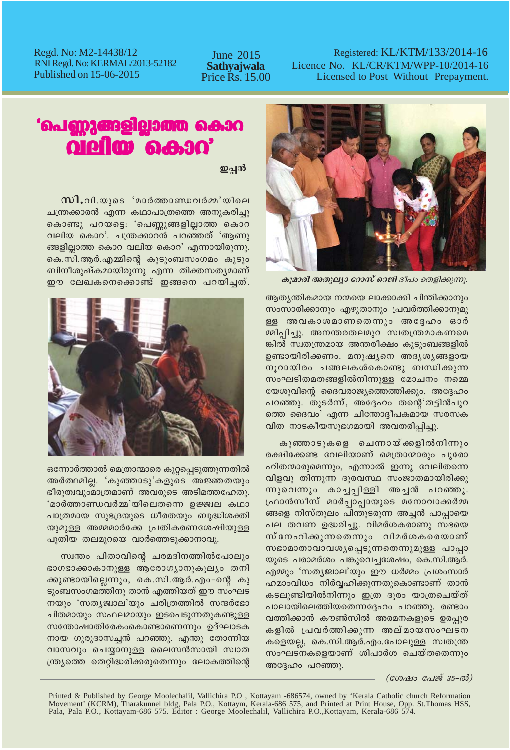Regd. No: M2-14438/12
RNI Regd. No: KERMAL/2013-52182
Published on 15-06-2015

June 2015
**Sathyajwala**
Price Rs. 15.00

Registered: KL/KTM/133/2014-16
Licence No. KL/CR/KTM/WPP-10/2014-16
Licensed to Post Without Prepayment.

# 'പെണ്ണുങ്ങളില്ലാത്ത കൊറ വലിയ കൊറ'

**ഇപ്പൻ**

**സി.**വി.യുടെ 'മാർത്താണ്ഡവർമ്മ'യിലെ ചന്ത്രക്കാരൻ എന്ന കഥാപാത്രത്തെ അനുകരിച്ചു കൊണ്ടു പറയട്ടെ: 'പെണ്ണുങ്ങളില്ലാത്ത കൊറ വലിയ കൊറ'. ചന്ത്രക്കാരൻ പറഞ്ഞത് 'ആണുങ്ങളില്ലാത്ത കൊറ വലിയ കൊറ' എന്നായിരുന്നു. കെ.സി.ആർ.എമ്മിന്റെ കുടുംബസംഗമം കുടുംബിനീശുഷ്കമായിരുന്നു എന്ന തിക്തസത്യമാണ് ഈ ലേഖകനെക്കൊണ്ട് ഇങ്ങനെ പറയിച്ചത്.

ഒന്നോർത്താൽ മെത്രാന്മാരെ കുറ്റപ്പെടുത്തുന്നതിൽ അർത്ഥമില്ല. 'കുഞ്ഞാടു'കളുടെ അജ്ഞതയും ഭീരുത്വവുംമാത്രമാണ് അവരുടെ അടിമത്തഹേതു. 'മാർത്താണ്ഡവർമ്മ'യിലെതന്നെ ഉജ്ജ്വല കഥാപാത്രമായ സുഭദ്രയുടെ ധീരതയും ബുദ്ധിശക്തിയുമുള്ള അമ്മമാർക്കേ പ്രതികരണശേഷിയുള്ള പുതിയ തലമുറയെ വാർത്തെടുക്കാനാവൂ.

സ്വന്തം പിതാവിന്റെ ചരമദിനത്തിൽപോലും ഭാഗഭാക്കാകാനുള്ള ആരോഗ്യാനുകൂല്യം തനിക്കുണ്ടായില്ലെന്നും, കെ.സി.ആർ.എം-ന്റെ കുടുംബസംഗമത്തിനു താൻ എത്തിയത് ഈ സംഘടനയും 'സത്യജ്വാല'യും ചരിത്രത്തിൽ സന്ദർഭോചിതമായും സഫലമായും ഇടപെടുന്നതുകണ്ടുള്ള സന്തോഷാതിരേകംകൊണ്ടാണെന്നും ഉദ്ഘാടകനായ ഗുരുദാസച്ചൻ പറഞ്ഞു. എന്തു തോന്നിയവാസവും ചെയ്യാനുള്ള ലൈസൻസായി സ്വാതന്ത്ര്യത്തെ തെറ്റിദ്ധരിക്കരുതെന്നും ലോകത്തിന്റെ

*കുമാരി അതുല്യാ റോസ് റെജി ദീപം തെളിക്കുന്നു.*

ആത്യന്തികമായ നന്മയെ ലാക്കാക്കി ചിന്തിക്കാനും സംസാരിക്കാനും എഴുതാനും പ്രവർത്തിക്കാനുമുള്ള അവകാശമാണതെന്നും അദ്ദേഹം ഓർമ്മിപ്പിച്ചു. അനന്തരതലമുറ സ്വതന്ത്രമാകണമെങ്കിൽ സ്വതന്ത്രമായ അന്തരീക്ഷം കുടുംബങ്ങളിൽ ഉണ്ടായിരിക്കണം. മനുഷ്യനെ അദൃശ്യങ്ങളായ നൂറായിരം ചങ്ങലകൾകൊണ്ടു ബന്ധിക്കുന്ന സംഘടിതമതങ്ങളിൽനിന്നുള്ള മോചനം നമ്മെ യേശുവിന്റെ ദൈവരാജ്യത്തെത്തിക്കും, അദ്ദേഹം പറഞ്ഞു. തുടർന്ന്, അദ്ദേഹം തന്റെ 'തട്ടിൻപുറത്തെ ദൈവം' എന്ന ചിന്തോദ്ദീപകമായ സരസകവിത നാടകീയസുഭഗമായി അവതരിപ്പിച്ചു.

കുഞ്ഞാടുകളെ ചെന്നായ്ക്കളിൽനിന്നും രക്ഷിക്കേണ്ട വേലിയാണ് മെത്രാന്മാരും പുരോഹിതന്മാരുമെന്നും, എന്നാൽ ഇന്നു വേലിതന്നെ വിളവു തിന്നുന്ന ദുരവസ്ഥ സംജാതമായിരിക്കുന്നുവെന്നും കാച്ചപ്പിള്ളി അച്ചൻ പറഞ്ഞു. ഫ്രാൻസീസ് മാർപ്പാപ്പായുടെ മനോവാക്കർമ്മങ്ങളെ നിസ്തുലം പിന്തുടരുന്ന അച്ചൻ പാപ്പായെ പല തവണ ഉദ്ധരിച്ചു. വിമർശകരാണു സഭയെ സ്നേഹിക്കുന്നതെന്നും വിമർശകരെയാണ് സഭാമാതാവാവശ്യപ്പെടുന്നതെന്നുമുള്ള പാപ്പായുടെ പരാമർശം പങ്കുവെച്ചശേഷം, കെ.സി.ആർ.എമ്മും 'സത്യജ്വാല'യും ഈ ധർമ്മം പ്രശംസാർഹമാംവിധം നിർവ്വഹിക്കുന്നതുകൊണ്ടാണ് താൻ കടലുണ്ടിയിൽനിന്നും ഇത്ര ദൂരം യാത്രചെയ്ത് പാലായിലെത്തിയതെന്നദ്ദേഹം പറഞ്ഞു. രണ്ടാം വത്തിക്കാൻ കൗൺസിൽ അരമനകളുടെ ഉരപ്പുരകളിൽ പ്രവർത്തിക്കുന്ന അല്മായസംഘടനകളെയല്ല, കെ.സി.ആർ.എം.പോലുള്ള സ്വതന്ത്ര സംഘടനകളെയാണ് ശിപാർശ ചെയ്തതെന്നും അദ്ദേഹം പറഞ്ഞു.

*(ശേഷം പേജ് 35-ൽ)*

Printed & Published by George Moolechalil, Vallichira P.O , Kottayam -686574, owned by 'Kerala Catholic church Reformation Movement' (KCRM), Tharakunnel bldg, Pala P.O., Kottayam, Kerala-686 575, and Printed at Print House, Opp. St.Thomas HSS, Pala, Pala P.O., Kottayam-686 575. Editor : George Moolechalil, Vallichira P.O.,Kottayam, Kerala-686 574.